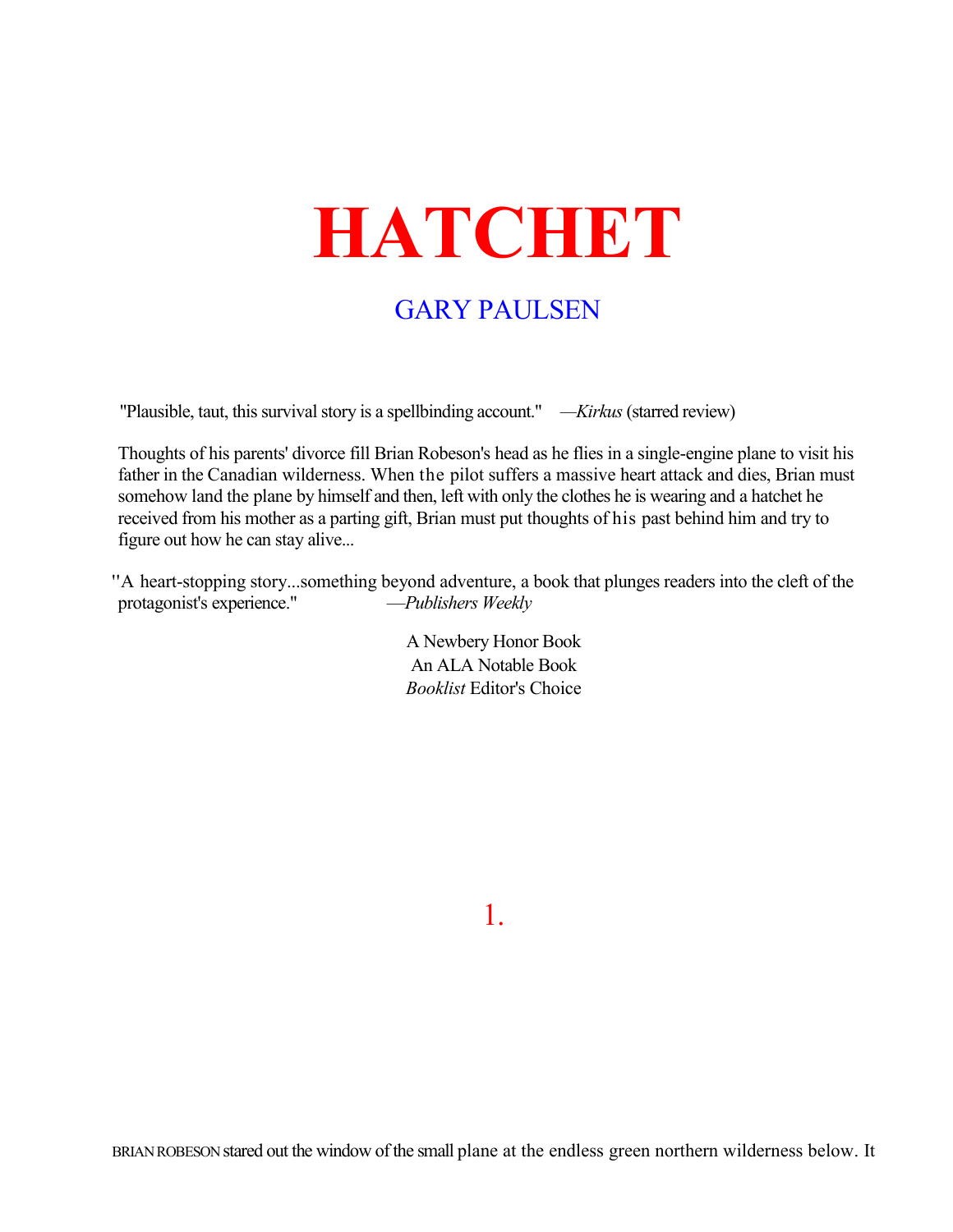# HATCHET

## GARY PAULSEN

"Plausible, taut, this survival story is a spellbinding account." —*Kirkus* (starred review)

Thoughts of his parents' divorce fill Brian Robeson's head as he flies in a single-engine plane to visit his father in the Canadian wilderness. When the pilot suffers a massive heart attack and dies, Brian must somehow land the plane by himself and then, left with only the clothes he is wearing and a hatchet he received from his mother as a parting gift, Brian must put thoughts of his past behind him and try to figure out how he can stay alive...

"A heart-stopping story...something beyond adventure, a book that plunges readers into the cleft of the protagonist's experience." —*Publishers Weekly*

A Newbery Honor Book
An ALA Notable Book
*Booklist* Editor's Choice

## 1.

BRIAN ROBESON stared out the window of the small plane at the endless green northern wilderness below. It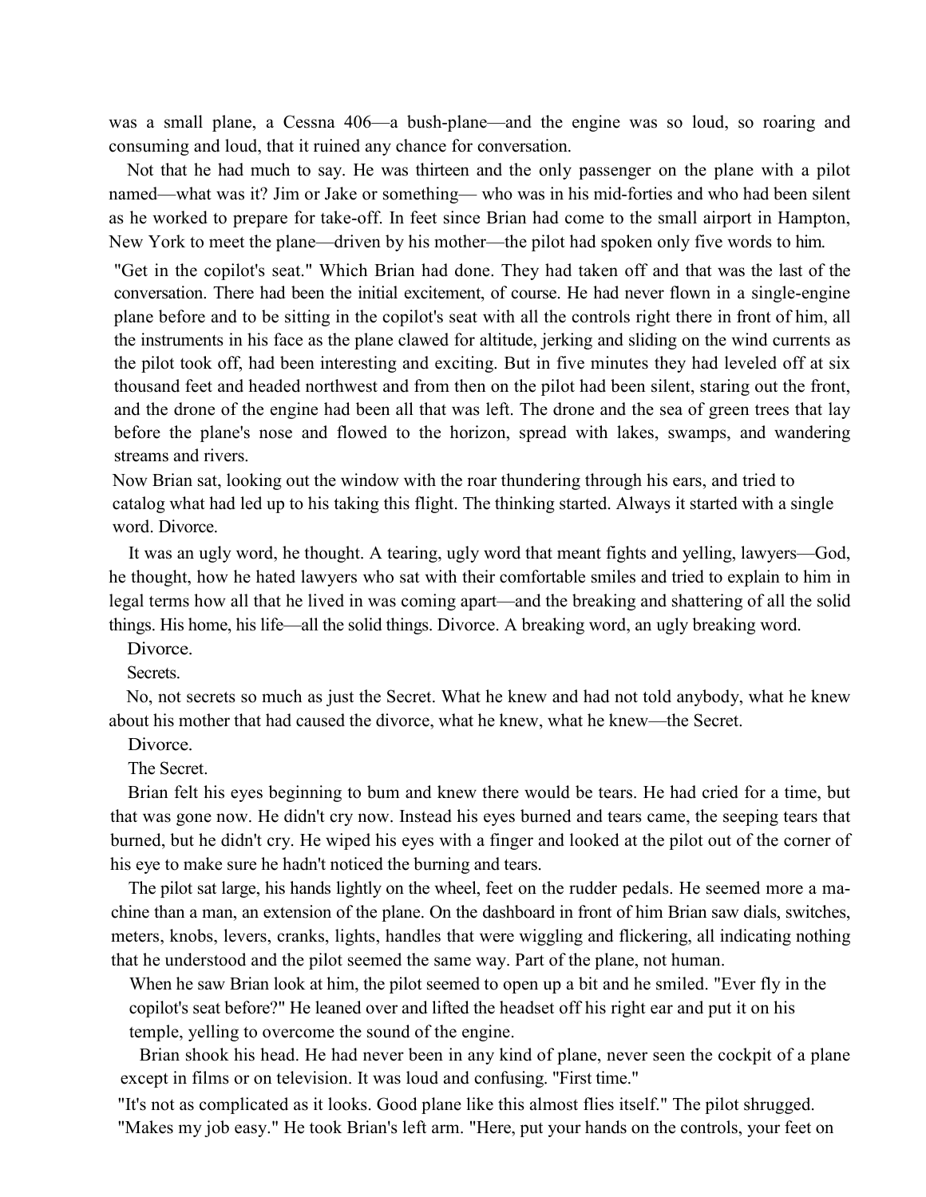was a small plane, a Cessna 406—a bush-plane—and the engine was so loud, so roaring and consuming and loud, that it ruined any chance for conversation.

Not that he had much to say. He was thirteen and the only passenger on the plane with a pilot named—what was it? Jim or Jake or something— who was in his mid-forties and who had been silent as he worked to prepare for take-off. In feet since Brian had come to the small airport in Hampton, New York to meet the plane—driven by his mother—the pilot had spoken only five words to him.

"Get in the copilot's seat." Which Brian had done. They had taken off and that was the last of the conversation. There had been the initial excitement, of course. He had never flown in a single-engine plane before and to be sitting in the copilot's seat with all the controls right there in front of him, all the instruments in his face as the plane clawed for altitude, jerking and sliding on the wind currents as the pilot took off, had been interesting and exciting. But in five minutes they had leveled off at six thousand feet and headed northwest and from then on the pilot had been silent, staring out the front, and the drone of the engine had been all that was left. The drone and the sea of green trees that lay before the plane's nose and flowed to the horizon, spread with lakes, swamps, and wandering streams and rivers.

Now Brian sat, looking out the window with the roar thundering through his ears, and tried to catalog what had led up to his taking this flight. The thinking started. Always it started with a single word. Divorce.

It was an ugly word, he thought. A tearing, ugly word that meant fights and yelling, lawyers—God, he thought, how he hated lawyers who sat with their comfortable smiles and tried to explain to him in legal terms how all that he lived in was coming apart—and the breaking and shattering of all the solid things. His home, his life—all the solid things. Divorce. A breaking word, an ugly breaking word.

Divorce.

Secrets.

No, not secrets so much as just the Secret. What he knew and had not told anybody, what he knew about his mother that had caused the divorce, what he knew, what he knew—the Secret.

Divorce.

The Secret.

Brian felt his eyes beginning to bum and knew there would be tears. He had cried for a time, but that was gone now. He didn't cry now. Instead his eyes burned and tears came, the seeping tears that burned, but he didn't cry. He wiped his eyes with a finger and looked at the pilot out of the corner of his eye to make sure he hadn't noticed the burning and tears.

The pilot sat large, his hands lightly on the wheel, feet on the rudder pedals. He seemed more a machine than a man, an extension of the plane. On the dashboard in front of him Brian saw dials, switches, meters, knobs, levers, cranks, lights, handles that were wiggling and flickering, all indicating nothing that he understood and the pilot seemed the same way. Part of the plane, not human.

When he saw Brian look at him, the pilot seemed to open up a bit and he smiled. "Ever fly in the copilot's seat before?" He leaned over and lifted the headset off his right ear and put it on his temple, yelling to overcome the sound of the engine.

Brian shook his head. He had never been in any kind of plane, never seen the cockpit of a plane except in films or on television. It was loud and confusing. "First time."

"It's not as complicated as it looks. Good plane like this almost flies itself." The pilot shrugged. "Makes my job easy." He took Brian's left arm. "Here, put your hands on the controls, your feet on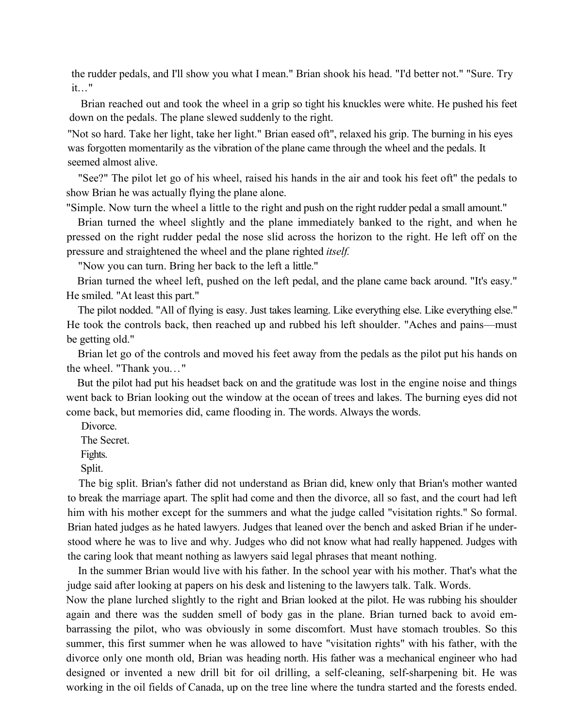the rudder pedals, and I'll show you what I mean." Brian shook his head. "I'd better not." "Sure. Try it…"

Brian reached out and took the wheel in a grip so tight his knuckles were white. He pushed his feet down on the pedals. The plane slewed suddenly to the right.

"Not so hard. Take her light, take her light." Brian eased oft", relaxed his grip. The burning in his eyes was forgotten momentarily as the vibration of the plane came through the wheel and the pedals. It seemed almost alive.

"See?" The pilot let go of his wheel, raised his hands in the air and took his feet oft" the pedals to show Brian he was actually flying the plane alone.

"Simple. Now turn the wheel a little to the right and push on the right rudder pedal a small amount."

Brian turned the wheel slightly and the plane immediately banked to the right, and when he pressed on the right rudder pedal the nose slid across the horizon to the right. He left off on the pressure and straightened the wheel and the plane righted *itself.*

"Now you can turn. Bring her back to the left a little."

Brian turned the wheel left, pushed on the left pedal, and the plane came back around. "It's easy." He smiled. "At least this part."

The pilot nodded. "All of flying is easy. Just takes learning. Like everything else. Like everything else." He took the controls back, then reached up and rubbed his left shoulder. "Aches and pains—must be getting old."

Brian let go of the controls and moved his feet away from the pedals as the pilot put his hands on the wheel. "Thank you…"

But the pilot had put his headset back on and the gratitude was lost in the engine noise and things went back to Brian looking out the window at the ocean of trees and lakes. The burning eyes did not come back, but memories did, came flooding in. The words. Always the words.

Divorce.

The Secret.

Fights.

Split.

The big split. Brian's father did not understand as Brian did, knew only that Brian's mother wanted to break the marriage apart. The split had come and then the divorce, all so fast, and the court had left him with his mother except for the summers and what the judge called "visitation rights." So formal. Brian hated judges as he hated lawyers. Judges that leaned over the bench and asked Brian if he understood where he was to live and why. Judges who did not know what had really happened. Judges with the caring look that meant nothing as lawyers said legal phrases that meant nothing.

In the summer Brian would live with his father. In the school year with his mother. That's what the judge said after looking at papers on his desk and listening to the lawyers talk. Talk. Words.

Now the plane lurched slightly to the right and Brian looked at the pilot. He was rubbing his shoulder again and there was the sudden smell of body gas in the plane. Brian turned back to avoid embarrassing the pilot, who was obviously in some discomfort. Must have stomach troubles. So this summer, this first summer when he was allowed to have "visitation rights" with his father, with the divorce only one month old, Brian was heading north. His father was a mechanical engineer who had designed or invented a new drill bit for oil drilling, a self-cleaning, self-sharpening bit. He was working in the oil fields of Canada, up on the tree line where the tundra started and the forests ended.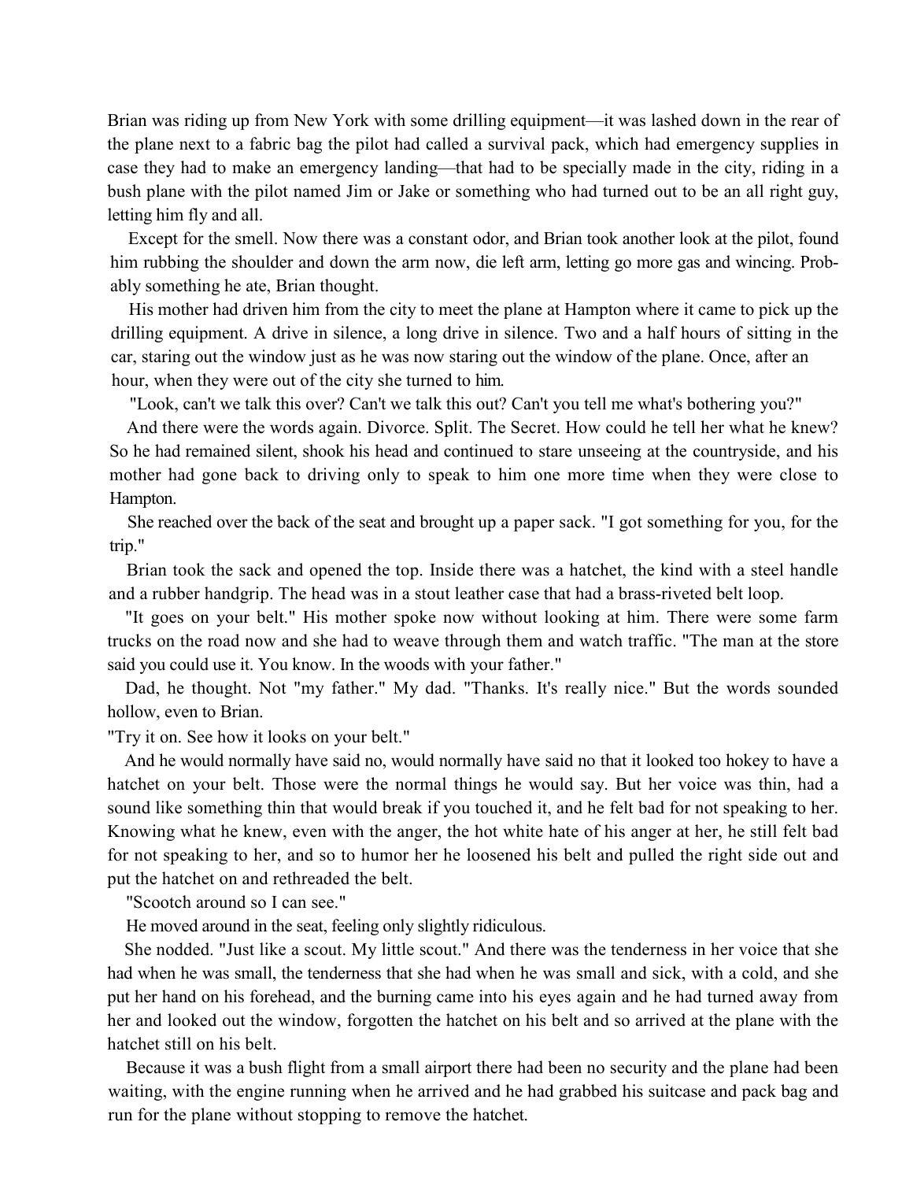Brian was riding up from New York with some drilling equipment—it was lashed down in the rear of the plane next to a fabric bag the pilot had called a survival pack, which had emergency supplies in case they had to make an emergency landing—that had to be specially made in the city, riding in a bush plane with the pilot named Jim or Jake or something who had turned out to be an all right guy, letting him fly and all.

Except for the smell. Now there was a constant odor, and Brian took another look at the pilot, found him rubbing the shoulder and down the arm now, die left arm, letting go more gas and wincing. Probably something he ate, Brian thought.

His mother had driven him from the city to meet the plane at Hampton where it came to pick up the drilling equipment. A drive in silence, a long drive in silence. Two and a half hours of sitting in the car, staring out the window just as he was now staring out the window of the plane. Once, after an hour, when they were out of the city she turned to him.

"Look, can't we talk this over? Can't we talk this out? Can't you tell me what's bothering you?"

And there were the words again. Divorce. Split. The Secret. How could he tell her what he knew? So he had remained silent, shook his head and continued to stare unseeing at the countryside, and his mother had gone back to driving only to speak to him one more time when they were close to Hampton.

She reached over the back of the seat and brought up a paper sack. "I got something for you, for the trip."

Brian took the sack and opened the top. Inside there was a hatchet, the kind with a steel handle and a rubber handgrip. The head was in a stout leather case that had a brass-riveted belt loop.

"It goes on your belt." His mother spoke now without looking at him. There were some farm trucks on the road now and she had to weave through them and watch traffic. "The man at the store said you could use it. You know. In the woods with your father."

Dad, he thought. Not "my father." My dad. "Thanks. It's really nice." But the words sounded hollow, even to Brian.

"Try it on. See how it looks on your belt."

And he would normally have said no, would normally have said no that it looked too hokey to have a hatchet on your belt. Those were the normal things he would say. But her voice was thin, had a sound like something thin that would break if you touched it, and he felt bad for not speaking to her. Knowing what he knew, even with the anger, the hot white hate of his anger at her, he still felt bad for not speaking to her, and so to humor her he loosened his belt and pulled the right side out and put the hatchet on and rethreaded the belt.

"Scootch around so I can see."

He moved around in the seat, feeling only slightly ridiculous.

She nodded. "Just like a scout. My little scout." And there was the tenderness in her voice that she had when he was small, the tenderness that she had when he was small and sick, with a cold, and she put her hand on his forehead, and the burning came into his eyes again and he had turned away from her and looked out the window, forgotten the hatchet on his belt and so arrived at the plane with the hatchet still on his belt.

Because it was a bush flight from a small airport there had been no security and the plane had been waiting, with the engine running when he arrived and he had grabbed his suitcase and pack bag and run for the plane without stopping to remove the hatchet.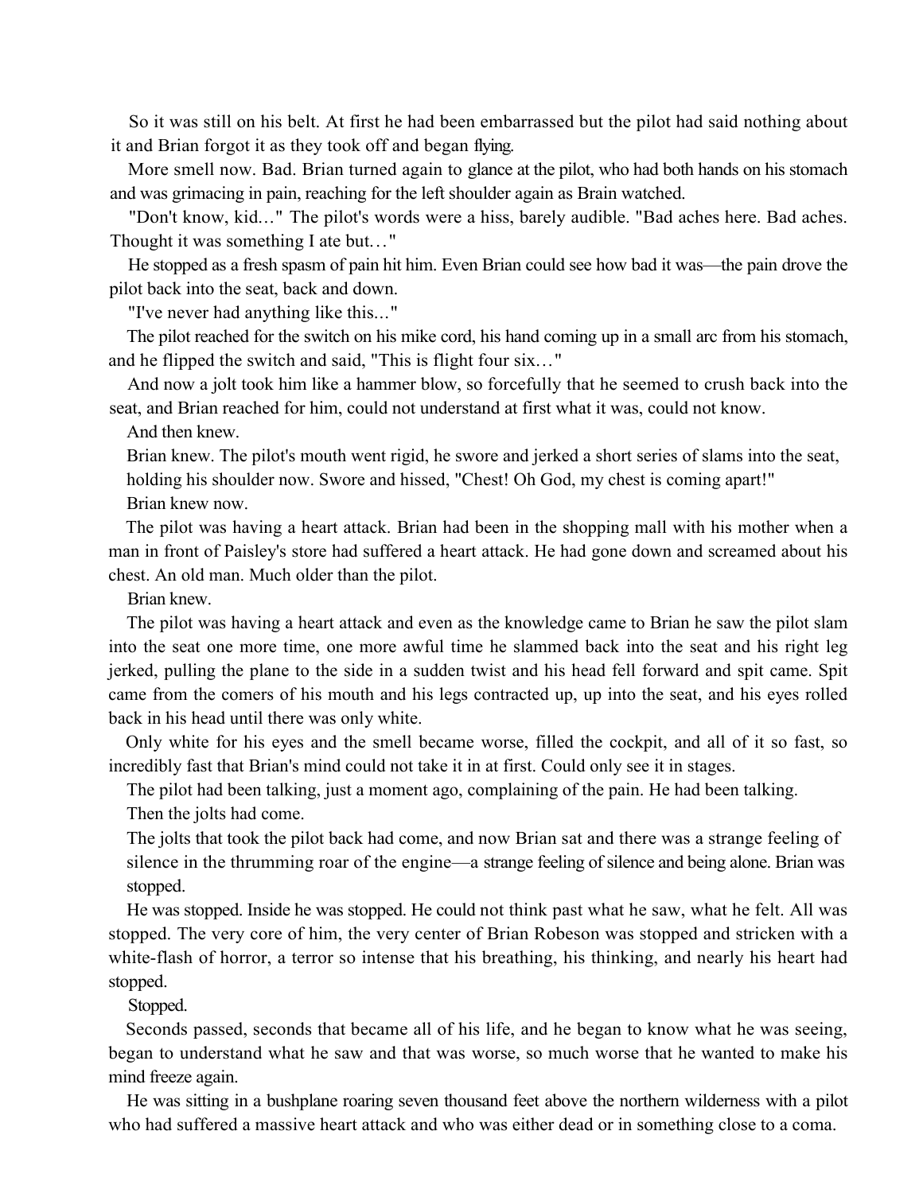So it was still on his belt. At first he had been embarrassed but the pilot had said nothing about it and Brian forgot it as they took off and began flying.

More smell now. Bad. Brian turned again to glance at the pilot, who had both hands on his stomach and was grimacing in pain, reaching for the left shoulder again as Brain watched.

"Don't know, kid…" The pilot's words were a hiss, barely audible. "Bad aches here. Bad aches. Thought it was something I ate but…"

He stopped as a fresh spasm of pain hit him. Even Brian could see how bad it was—the pain drove the pilot back into the seat, back and down.

"I've never had anything like this…"

The pilot reached for the switch on his mike cord, his hand coming up in a small arc from his stomach, and he flipped the switch and said, "This is flight four six…"

And now a jolt took him like a hammer blow, so forcefully that he seemed to crush back into the seat, and Brian reached for him, could not understand at first what it was, could not know.

And then knew.

Brian knew. The pilot's mouth went rigid, he swore and jerked a short series of slams into the seat, holding his shoulder now. Swore and hissed, "Chest! Oh God, my chest is coming apart!"

Brian knew now.

The pilot was having a heart attack. Brian had been in the shopping mall with his mother when a man in front of Paisley's store had suffered a heart attack. He had gone down and screamed about his chest. An old man. Much older than the pilot.

Brian knew.

The pilot was having a heart attack and even as the knowledge came to Brian he saw the pilot slam into the seat one more time, one more awful time he slammed back into the seat and his right leg jerked, pulling the plane to the side in a sudden twist and his head fell forward and spit came. Spit came from the comers of his mouth and his legs contracted up, up into the seat, and his eyes rolled back in his head until there was only white.

Only white for his eyes and the smell became worse, filled the cockpit, and all of it so fast, so incredibly fast that Brian's mind could not take it in at first. Could only see it in stages.

The pilot had been talking, just a moment ago, complaining of the pain. He had been talking.

Then the jolts had come.

The jolts that took the pilot back had come, and now Brian sat and there was a strange feeling of silence in the thrumming roar of the engine—a strange feeling of silence and being alone. Brian was stopped.

He was stopped. Inside he was stopped. He could not think past what he saw, what he felt. All was stopped. The very core of him, the very center of Brian Robeson was stopped and stricken with a white-flash of horror, a terror so intense that his breathing, his thinking, and nearly his heart had stopped.

Stopped.

Seconds passed, seconds that became all of his life, and he began to know what he was seeing, began to understand what he saw and that was worse, so much worse that he wanted to make his mind freeze again.

He was sitting in a bushplane roaring seven thousand feet above the northern wilderness with a pilot who had suffered a massive heart attack and who was either dead or in something close to a coma.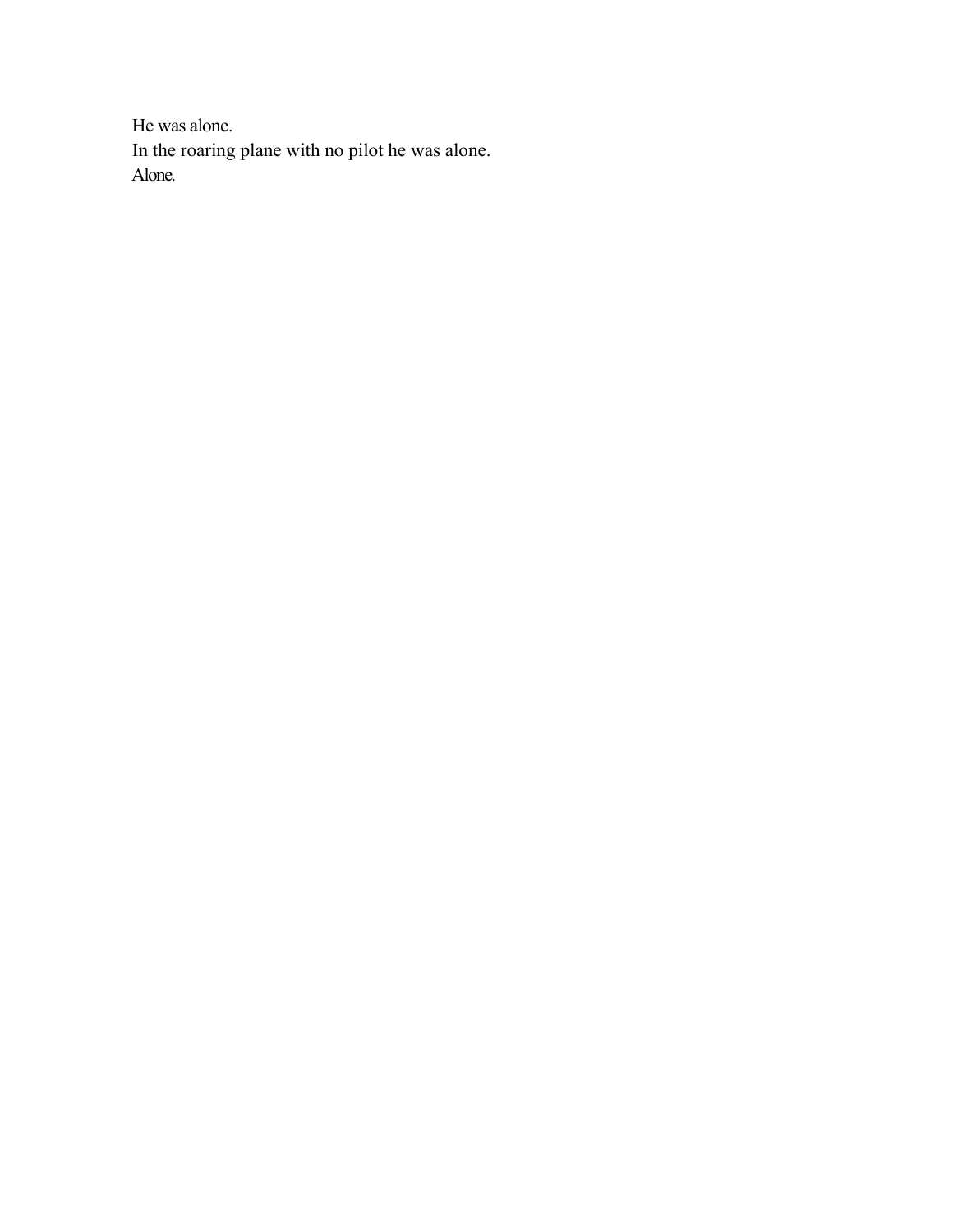He was alone.
In the roaring plane with no pilot he was alone.
Alone.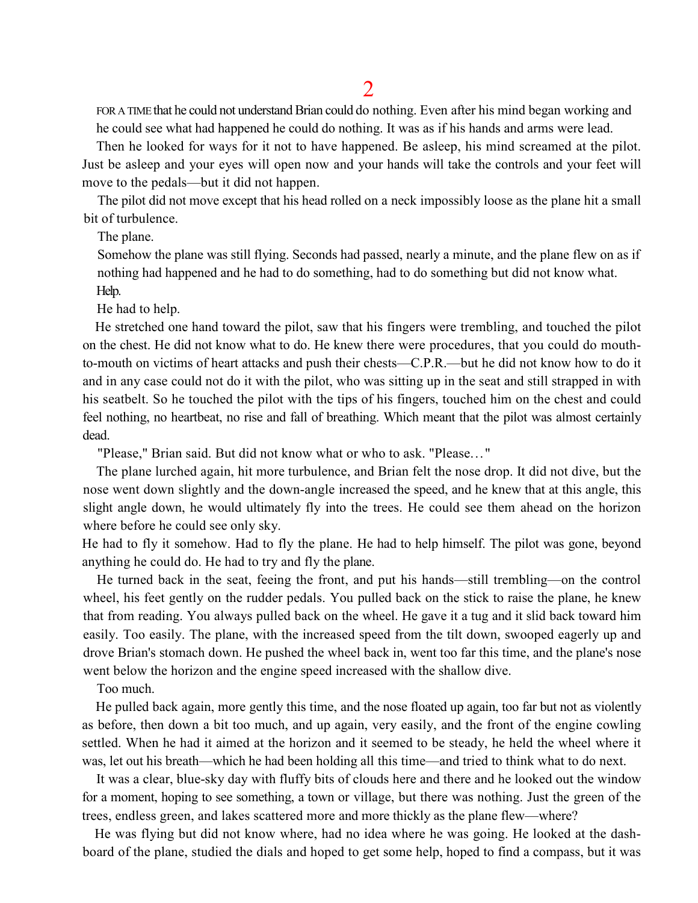# 2

FOR A TIME that he could not understand Brian could do nothing. Even after his mind began working and he could see what had happened he could do nothing. It was as if his hands and arms were lead.

Then he looked for ways for it not to have happened. Be asleep, his mind screamed at the pilot. Just be asleep and your eyes will open now and your hands will take the controls and your feet will move to the pedals—but it did not happen.

The pilot did not move except that his head rolled on a neck impossibly loose as the plane hit a small bit of turbulence.

The plane.

Somehow the plane was still flying. Seconds had passed, nearly a minute, and the plane flew on as if nothing had happened and he had to do something, had to do something but did not know what.

Help.

He had to help.

He stretched one hand toward the pilot, saw that his fingers were trembling, and touched the pilot on the chest. He did not know what to do. He knew there were procedures, that you could do mouth-to-mouth on victims of heart attacks and push their chests—C.P.R.—but he did not know how to do it and in any case could not do it with the pilot, who was sitting up in the seat and still strapped in with his seatbelt. So he touched the pilot with the tips of his fingers, touched him on the chest and could feel nothing, no heartbeat, no rise and fall of breathing. Which meant that the pilot was almost certainly dead.

"Please," Brian said. But did not know what or who to ask. "Please…"

The plane lurched again, hit more turbulence, and Brian felt the nose drop. It did not dive, but the nose went down slightly and the down-angle increased the speed, and he knew that at this angle, this slight angle down, he would ultimately fly into the trees. He could see them ahead on the horizon where before he could see only sky.

He had to fly it somehow. Had to fly the plane. He had to help himself. The pilot was gone, beyond anything he could do. He had to try and fly the plane.

He turned back in the seat, feeing the front, and put his hands—still trembling—on the control wheel, his feet gently on the rudder pedals. You pulled back on the stick to raise the plane, he knew that from reading. You always pulled back on the wheel. He gave it a tug and it slid back toward him easily. Too easily. The plane, with the increased speed from the tilt down, swooped eagerly up and drove Brian's stomach down. He pushed the wheel back in, went too far this time, and the plane's nose went below the horizon and the engine speed increased with the shallow dive.

Too much.

He pulled back again, more gently this time, and the nose floated up again, too far but not as violently as before, then down a bit too much, and up again, very easily, and the front of the engine cowling settled. When he had it aimed at the horizon and it seemed to be steady, he held the wheel where it was, let out his breath—which he had been holding all this time—and tried to think what to do next.

It was a clear, blue-sky day with fluffy bits of clouds here and there and he looked out the window for a moment, hoping to see something, a town or village, but there was nothing. Just the green of the trees, endless green, and lakes scattered more and more thickly as the plane flew—where?

He was flying but did not know where, had no idea where he was going. He looked at the dashboard of the plane, studied the dials and hoped to get some help, hoped to find a compass, but it was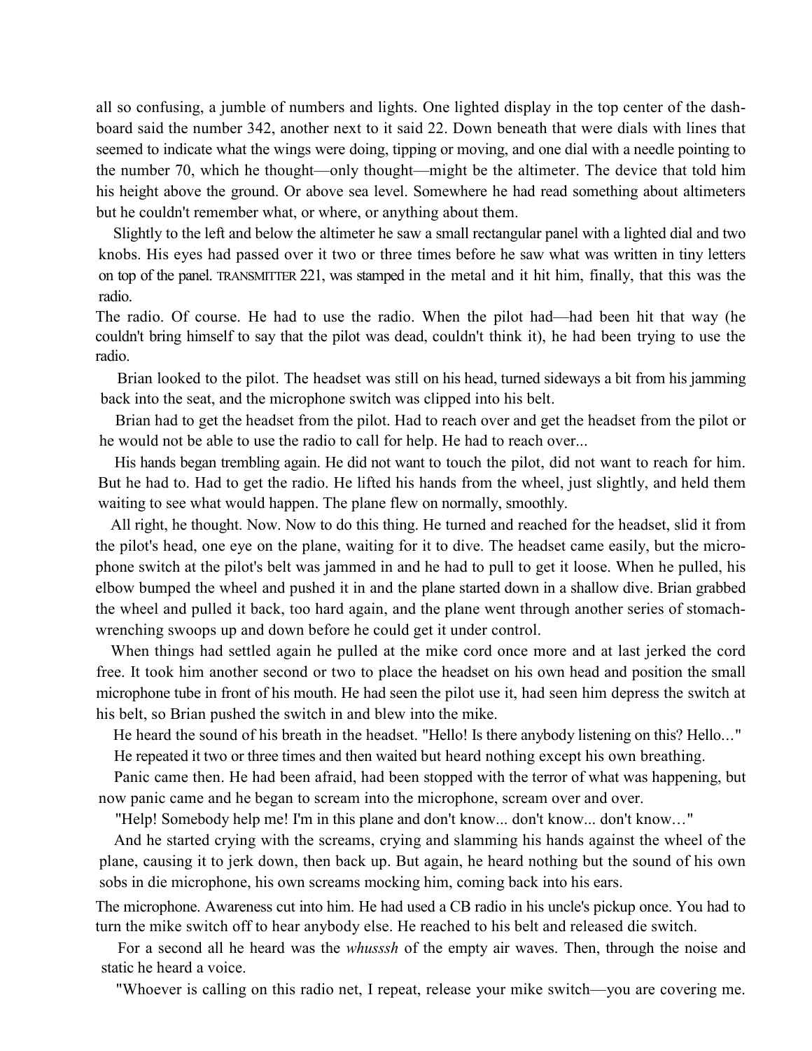all so confusing, a jumble of numbers and lights. One lighted display in the top center of the dashboard said the number 342, another next to it said 22. Down beneath that were dials with lines that seemed to indicate what the wings were doing, tipping or moving, and one dial with a needle pointing to the number 70, which he thought—only thought—might be the altimeter. The device that told him his height above the ground. Or above sea level. Somewhere he had read something about altimeters but he couldn't remember what, or where, or anything about them.

Slightly to the left and below the altimeter he saw a small rectangular panel with a lighted dial and two knobs. His eyes had passed over it two or three times before he saw what was written in tiny letters on top of the panel. TRANSMITTER 221, was stamped in the metal and it hit him, finally, that this was the radio.

The radio. Of course. He had to use the radio. When the pilot had—had been hit that way (he couldn't bring himself to say that the pilot was dead, couldn't think it), he had been trying to use the radio.

Brian looked to the pilot. The headset was still on his head, turned sideways a bit from his jamming back into the seat, and the microphone switch was clipped into his belt.

Brian had to get the headset from the pilot. Had to reach over and get the headset from the pilot or he would not be able to use the radio to call for help. He had to reach over...

His hands began trembling again. He did not want to touch the pilot, did not want to reach for him. But he had to. Had to get the radio. He lifted his hands from the wheel, just slightly, and held them waiting to see what would happen. The plane flew on normally, smoothly.

All right, he thought. Now. Now to do this thing. He turned and reached for the headset, slid it from the pilot's head, one eye on the plane, waiting for it to dive. The headset came easily, but the microphone switch at the pilot's belt was jammed in and he had to pull to get it loose. When he pulled, his elbow bumped the wheel and pushed it in and the plane started down in a shallow dive. Brian grabbed the wheel and pulled it back, too hard again, and the plane went through another series of stomach-wrenching swoops up and down before he could get it under control.

When things had settled again he pulled at the mike cord once more and at last jerked the cord free. It took him another second or two to place the headset on his own head and position the small microphone tube in front of his mouth. He had seen the pilot use it, had seen him depress the switch at his belt, so Brian pushed the switch in and blew into the mike.

He heard the sound of his breath in the headset. "Hello! Is there anybody listening on this? Hello…"

He repeated it two or three times and then waited but heard nothing except his own breathing.

Panic came then. He had been afraid, had been stopped with the terror of what was happening, but now panic came and he began to scream into the microphone, scream over and over.

"Help! Somebody help me! I'm in this plane and don't know... don't know... don't know…"

And he started crying with the screams, crying and slamming his hands against the wheel of the plane, causing it to jerk down, then back up. But again, he heard nothing but the sound of his own sobs in die microphone, his own screams mocking him, coming back into his ears.

The microphone. Awareness cut into him. He had used a CB radio in his uncle's pickup once. You had to turn the mike switch off to hear anybody else. He reached to his belt and released die switch.

For a second all he heard was the *whusssh* of the empty air waves. Then, through the noise and static he heard a voice.

"Whoever is calling on this radio net, I repeat, release your mike switch—you are covering me.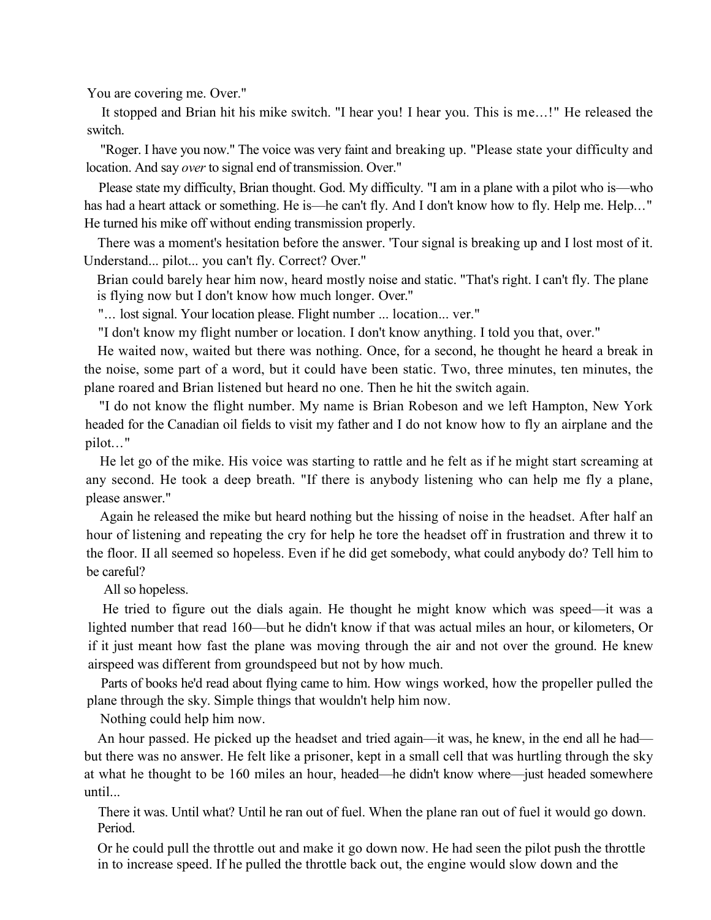You are covering me. Over."

It stopped and Brian hit his mike switch. "I hear you! I hear you. This is me…!" He released the switch.

"Roger. I have you now." The voice was very faint and breaking up. "Please state your difficulty and location. And say *over* to signal end of transmission. Over."

Please state my difficulty, Brian thought. God. My difficulty. "I am in a plane with a pilot who is—who has had a heart attack or something. He is—he can't fly. And I don't know how to fly. Help me. Help…" He turned his mike off without ending transmission properly.

There was a moment's hesitation before the answer. 'Tour signal is breaking up and I lost most of it. Understand... pilot... you can't fly. Correct? Over."

Brian could barely hear him now, heard mostly noise and static. "That's right. I can't fly. The plane is flying now but I don't know how much longer. Over."

"… lost signal. Your location please. Flight number ... location... ver."

"I don't know my flight number or location. I don't know anything. I told you that, over."

He waited now, waited but there was nothing. Once, for a second, he thought he heard a break in the noise, some part of a word, but it could have been static. Two, three minutes, ten minutes, the plane roared and Brian listened but heard no one. Then he hit the switch again.

"I do not know the flight number. My name is Brian Robeson and we left Hampton, New York headed for the Canadian oil fields to visit my father and I do not know how to fly an airplane and the pilot…"

He let go of the mike. His voice was starting to rattle and he felt as if he might start screaming at any second. He took a deep breath. "If there is anybody listening who can help me fly a plane, please answer."

Again he released the mike but heard nothing but the hissing of noise in the headset. After half an hour of listening and repeating the cry for help he tore the headset off in frustration and threw it to the floor. II all seemed so hopeless. Even if he did get somebody, what could anybody do? Tell him to be careful?

All so hopeless.

He tried to figure out the dials again. He thought he might know which was speed—it was a lighted number that read 160—but he didn't know if that was actual miles an hour, or kilometers, Or if it just meant how fast the plane was moving through the air and not over the ground. He knew airspeed was different from groundspeed but not by how much.

Parts of books he'd read about flying came to him. How wings worked, how the propeller pulled the plane through the sky. Simple things that wouldn't help him now.

Nothing could help him now.

An hour passed. He picked up the headset and tried again—it was, he knew, in the end all he had—but there was no answer. He felt like a prisoner, kept in a small cell that was hurtling through the sky at what he thought to be 160 miles an hour, headed—he didn't know where—just headed somewhere until...

There it was. Until what? Until he ran out of fuel. When the plane ran out of fuel it would go down. Period.

Or he could pull the throttle out and make it go down now. He had seen the pilot push the throttle in to increase speed. If he pulled the throttle back out, the engine would slow down and the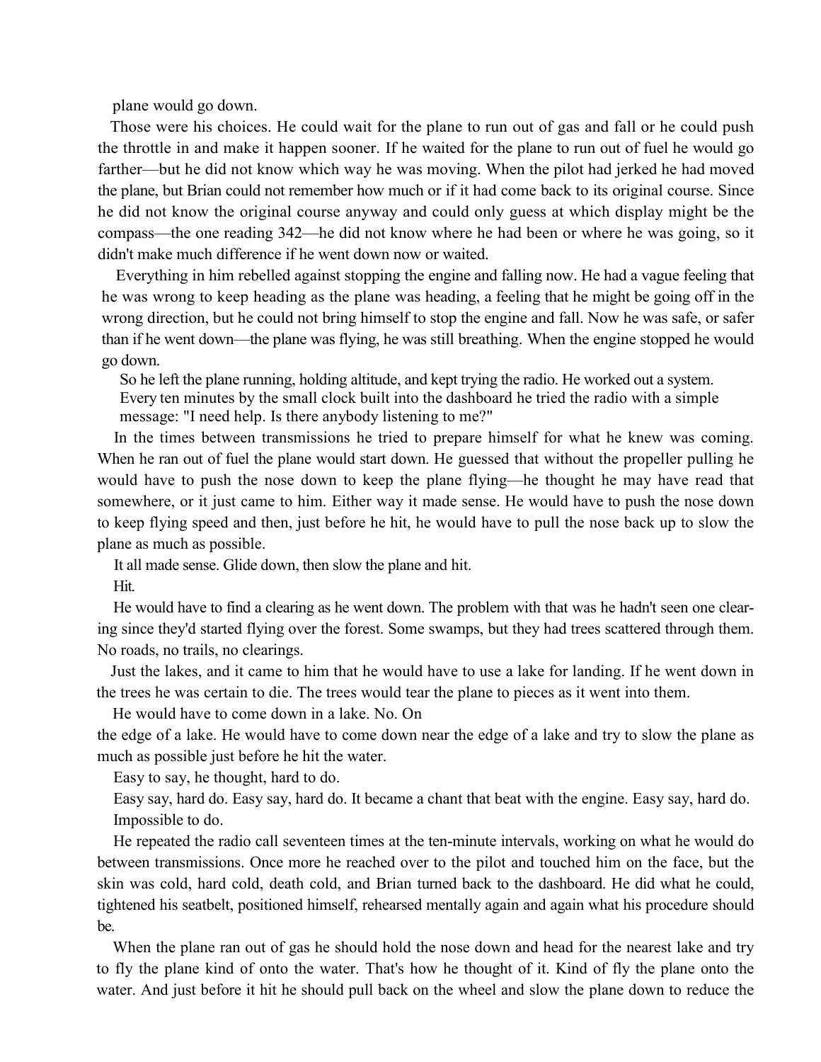plane would go down.

Those were his choices. He could wait for the plane to run out of gas and fall or he could push the throttle in and make it happen sooner. If he waited for the plane to run out of fuel he would go farther—but he did not know which way he was moving. When the pilot had jerked he had moved the plane, but Brian could not remember how much or if it had come back to its original course. Since he did not know the original course anyway and could only guess at which display might be the compass—the one reading 342—he did not know where he had been or where he was going, so it didn't make much difference if he went down now or waited.

Everything in him rebelled against stopping the engine and falling now. He had a vague feeling that he was wrong to keep heading as the plane was heading, a feeling that he might be going off in the wrong direction, but he could not bring himself to stop the engine and fall. Now he was safe, or safer than if he went down—the plane was flying, he was still breathing. When the engine stopped he would go down.

So he left the plane running, holding altitude, and kept trying the radio. He worked out a system. Every ten minutes by the small clock built into the dashboard he tried the radio with a simple message: "I need help. Is there anybody listening to me?"

In the times between transmissions he tried to prepare himself for what he knew was coming. When he ran out of fuel the plane would start down. He guessed that without the propeller pulling he would have to push the nose down to keep the plane flying—he thought he may have read that somewhere, or it just came to him. Either way it made sense. He would have to push the nose down to keep flying speed and then, just before he hit, he would have to pull the nose back up to slow the plane as much as possible.

It all made sense. Glide down, then slow the plane and hit.

Hit.

He would have to find a clearing as he went down. The problem with that was he hadn't seen one clearing since they'd started flying over the forest. Some swamps, but they had trees scattered through them. No roads, no trails, no clearings.

Just the lakes, and it came to him that he would have to use a lake for landing. If he went down in the trees he was certain to die. The trees would tear the plane to pieces as it went into them.

He would have to come down in a lake. No. On the edge of a lake. He would have to come down near the edge of a lake and try to slow the plane as much as possible just before he hit the water.

Easy to say, he thought, hard to do.

Easy say, hard do. Easy say, hard do. It became a chant that beat with the engine. Easy say, hard do.

Impossible to do.

He repeated the radio call seventeen times at the ten-minute intervals, working on what he would do between transmissions. Once more he reached over to the pilot and touched him on the face, but the skin was cold, hard cold, death cold, and Brian turned back to the dashboard. He did what he could, tightened his seatbelt, positioned himself, rehearsed mentally again and again what his procedure should be.

When the plane ran out of gas he should hold the nose down and head for the nearest lake and try to fly the plane kind of onto the water. That's how he thought of it. Kind of fly the plane onto the water. And just before it hit he should pull back on the wheel and slow the plane down to reduce the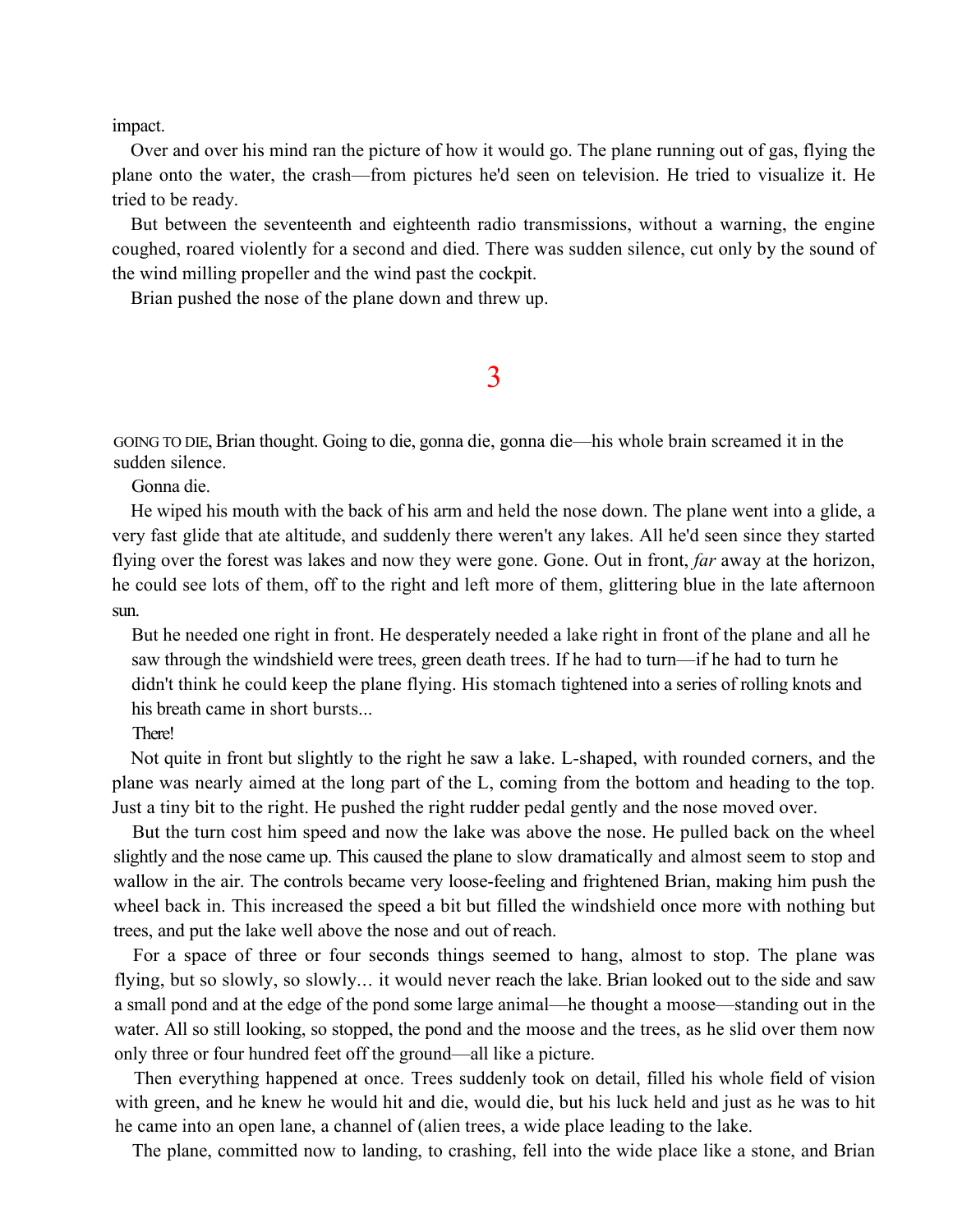impact.

Over and over his mind ran the picture of how it would go. The plane running out of gas, flying the plane onto the water, the crash—from pictures he'd seen on television. He tried to visualize it. He tried to be ready.

But between the seventeenth and eighteenth radio transmissions, without a warning, the engine coughed, roared violently for a second and died. There was sudden silence, cut only by the sound of the wind milling propeller and the wind past the cockpit.

Brian pushed the nose of the plane down and threw up.

## 3

GOING TO DIE, Brian thought. Going to die, gonna die, gonna die—his whole brain screamed it in the sudden silence.

Gonna die.

He wiped his mouth with the back of his arm and held the nose down. The plane went into a glide, a very fast glide that ate altitude, and suddenly there weren't any lakes. All he'd seen since they started flying over the forest was lakes and now they were gone. Gone. Out in front, *far* away at the horizon, he could see lots of them, off to the right and left more of them, glittering blue in the late afternoon sun.

But he needed one right in front. He desperately needed a lake right in front of the plane and all he saw through the windshield were trees, green death trees. If he had to turn—if he had to turn he didn't think he could keep the plane flying. His stomach tightened into a series of rolling knots and his breath came in short bursts...

There!

Not quite in front but slightly to the right he saw a lake. L-shaped, with rounded corners, and the plane was nearly aimed at the long part of the L, coming from the bottom and heading to the top. Just a tiny bit to the right. He pushed the right rudder pedal gently and the nose moved over.

But the turn cost him speed and now the lake was above the nose. He pulled back on the wheel slightly and the nose came up. This caused the plane to slow dramatically and almost seem to stop and wallow in the air. The controls became very loose-feeling and frightened Brian, making him push the wheel back in. This increased the speed a bit but filled the windshield once more with nothing but trees, and put the lake well above the nose and out of reach.

For a space of three or four seconds things seemed to hang, almost to stop. The plane was flying, but so slowly, so slowly… it would never reach the lake. Brian looked out to the side and saw a small pond and at the edge of the pond some large animal—he thought a moose—standing out in the water. All so still looking, so stopped, the pond and the moose and the trees, as he slid over them now only three or four hundred feet off the ground—all like a picture.

Then everything happened at once. Trees suddenly took on detail, filled his whole field of vision with green, and he knew he would hit and die, would die, but his luck held and just as he was to hit he came into an open lane, a channel of (alien trees, a wide place leading to the lake.

The plane, committed now to landing, to crashing, fell into the wide place like a stone, and Brian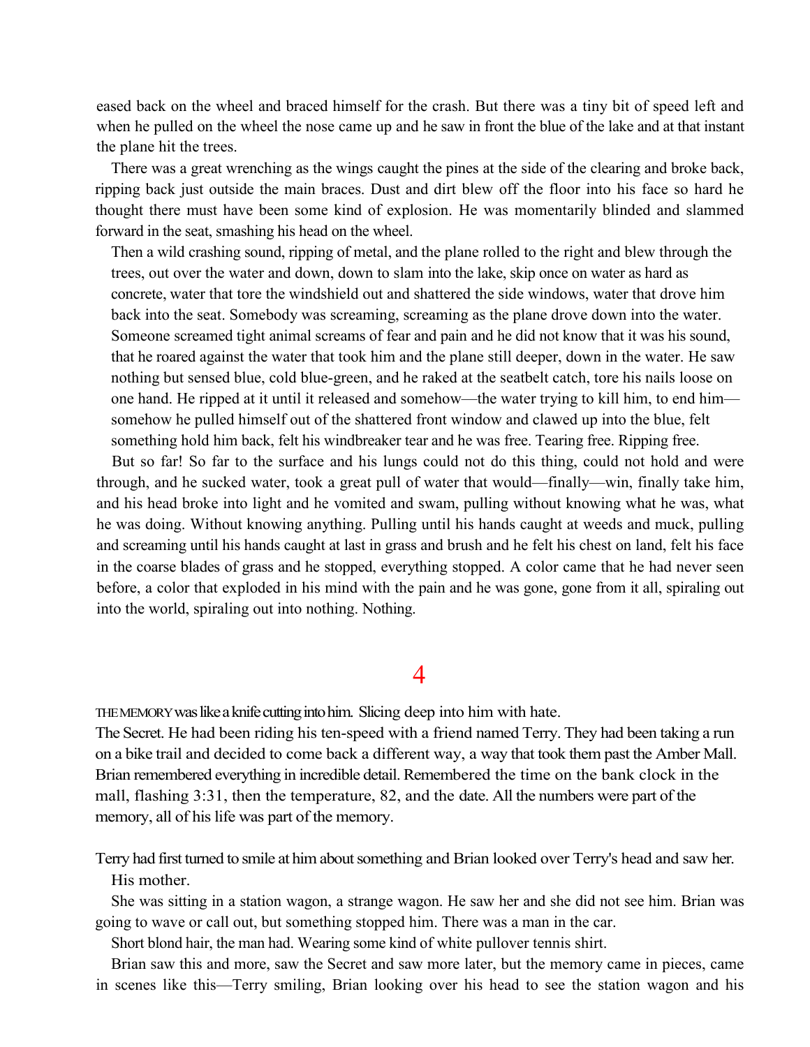eased back on the wheel and braced himself for the crash. But there was a tiny bit of speed left and when he pulled on the wheel the nose came up and he saw in front the blue of the lake and at that instant the plane hit the trees.

There was a great wrenching as the wings caught the pines at the side of the clearing and broke back, ripping back just outside the main braces. Dust and dirt blew off the floor into his face so hard he thought there must have been some kind of explosion. He was momentarily blinded and slammed forward in the seat, smashing his head on the wheel.

Then a wild crashing sound, ripping of metal, and the plane rolled to the right and blew through the trees, out over the water and down, down to slam into the lake, skip once on water as hard as concrete, water that tore the windshield out and shattered the side windows, water that drove him back into the seat. Somebody was screaming, screaming as the plane drove down into the water. Someone screamed tight animal screams of fear and pain and he did not know that it was his sound, that he roared against the water that took him and the plane still deeper, down in the water. He saw nothing but sensed blue, cold blue-green, and he raked at the seatbelt catch, tore his nails loose on one hand. He ripped at it until it released and somehow—the water trying to kill him, to end him—somehow he pulled himself out of the shattered front window and clawed up into the blue, felt something hold him back, felt his windbreaker tear and he was free. Tearing free. Ripping free.

But so far! So far to the surface and his lungs could not do this thing, could not hold and were through, and he sucked water, took a great pull of water that would—finally—win, finally take him, and his head broke into light and he vomited and swam, pulling without knowing what he was, what he was doing. Without knowing anything. Pulling until his hands caught at weeds and muck, pulling and screaming until his hands caught at last in grass and brush and he felt his chest on land, felt his face in the coarse blades of grass and he stopped, everything stopped. A color came that he had never seen before, a color that exploded in his mind with the pain and he was gone, gone from it all, spiraling out into the world, spiraling out into nothing. Nothing.

## 4

THE MEMORY was like a knife cutting into him. Slicing deep into him with hate.

The Secret. He had been riding his ten-speed with a friend named Terry. They had been taking a run on a bike trail and decided to come back a different way, a way that took them past the Amber Mall. Brian remembered everything in incredible detail. Remembered the time on the bank clock in the mall, flashing 3:31, then the temperature, 82, and the date. All the numbers were part of the memory, all of his life was part of the memory.

Terry had first turned to smile at him about something and Brian looked over Terry's head and saw her.

His mother.

She was sitting in a station wagon, a strange wagon. He saw her and she did not see him. Brian was going to wave or call out, but something stopped him. There was a man in the car.

Short blond hair, the man had. Wearing some kind of white pullover tennis shirt.

Brian saw this and more, saw the Secret and saw more later, but the memory came in pieces, came in scenes like this—Terry smiling, Brian looking over his head to see the station wagon and his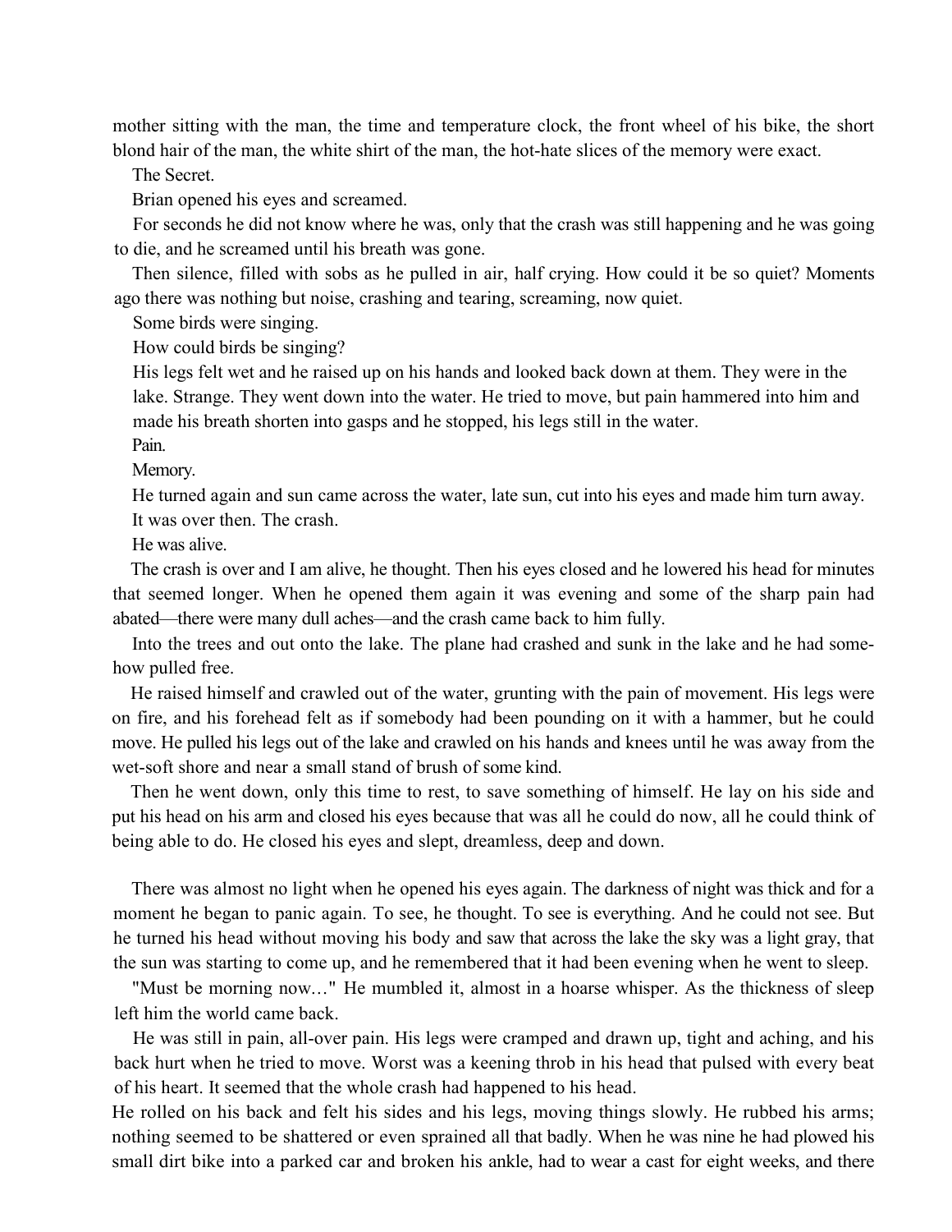mother sitting with the man, the time and temperature clock, the front wheel of his bike, the short blond hair of the man, the white shirt of the man, the hot-hate slices of the memory were exact.

The Secret.

Brian opened his eyes and screamed.

For seconds he did not know where he was, only that the crash was still happening and he was going to die, and he screamed until his breath was gone.

Then silence, filled with sobs as he pulled in air, half crying. How could it be so quiet? Moments ago there was nothing but noise, crashing and tearing, screaming, now quiet.

Some birds were singing.

How could birds be singing?

His legs felt wet and he raised up on his hands and looked back down at them. They were in the lake. Strange. They went down into the water. He tried to move, but pain hammered into him and made his breath shorten into gasps and he stopped, his legs still in the water.

Pain.

Memory.

He turned again and sun came across the water, late sun, cut into his eyes and made him turn away.

It was over then. The crash.

He was alive.

The crash is over and I am alive, he thought. Then his eyes closed and he lowered his head for minutes that seemed longer. When he opened them again it was evening and some of the sharp pain had abated—there were many dull aches—and the crash came back to him fully.

Into the trees and out onto the lake. The plane had crashed and sunk in the lake and he had somehow pulled free.

He raised himself and crawled out of the water, grunting with the pain of movement. His legs were on fire, and his forehead felt as if somebody had been pounding on it with a hammer, but he could move. He pulled his legs out of the lake and crawled on his hands and knees until he was away from the wet-soft shore and near a small stand of brush of some kind.

Then he went down, only this time to rest, to save something of himself. He lay on his side and put his head on his arm and closed his eyes because that was all he could do now, all he could think of being able to do. He closed his eyes and slept, dreamless, deep and down.

There was almost no light when he opened his eyes again. The darkness of night was thick and for a moment he began to panic again. To see, he thought. To see is everything. And he could not see. But he turned his head without moving his body and saw that across the lake the sky was a light gray, that the sun was starting to come up, and he remembered that it had been evening when he went to sleep.

"Must be morning now…" He mumbled it, almost in a hoarse whisper. As the thickness of sleep left him the world came back.

He was still in pain, all-over pain. His legs were cramped and drawn up, tight and aching, and his back hurt when he tried to move. Worst was a keening throb in his head that pulsed with every beat of his heart. It seemed that the whole crash had happened to his head.

He rolled on his back and felt his sides and his legs, moving things slowly. He rubbed his arms; nothing seemed to be shattered or even sprained all that badly. When he was nine he had plowed his small dirt bike into a parked car and broken his ankle, had to wear a cast for eight weeks, and there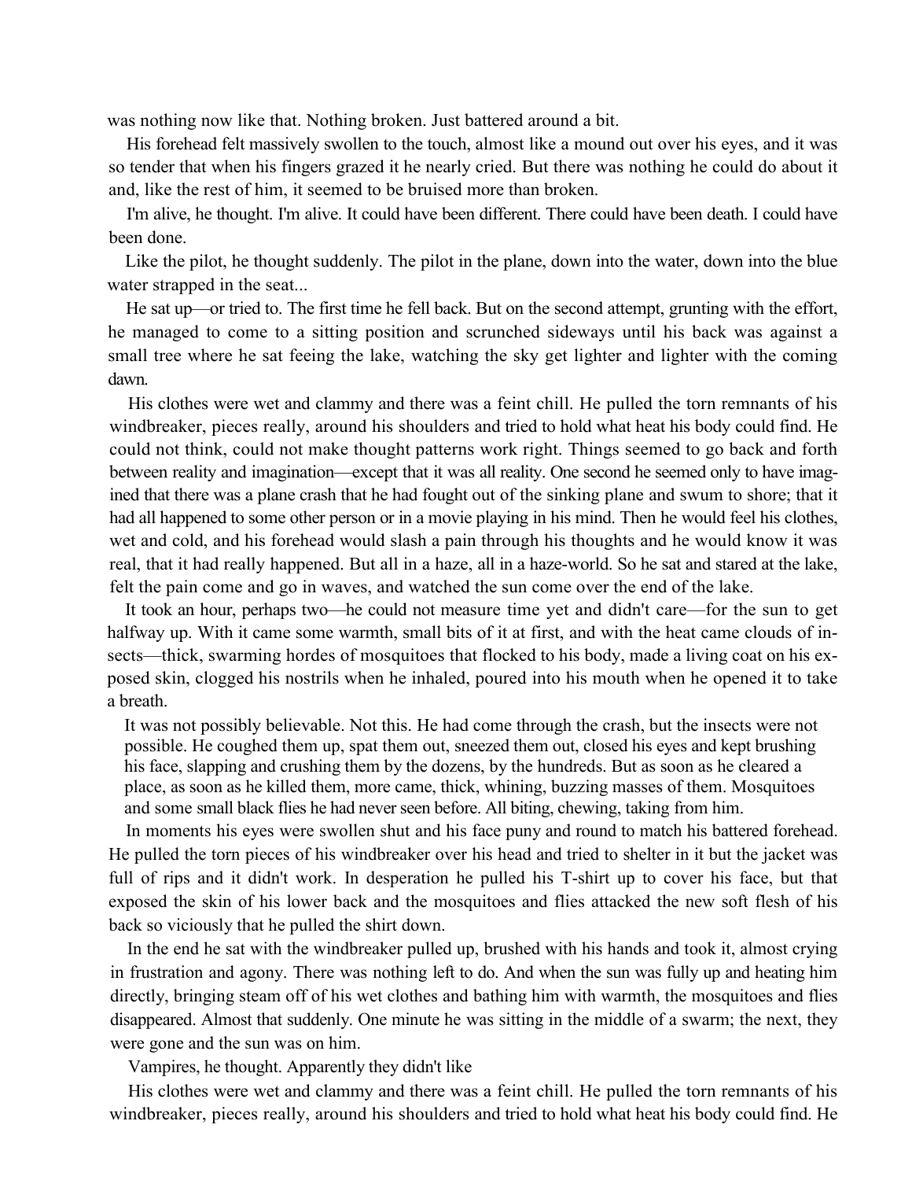was nothing now like that. Nothing broken. Just battered around a bit.

His forehead felt massively swollen to the touch, almost like a mound out over his eyes, and it was so tender that when his fingers grazed it he nearly cried. But there was nothing he could do about it and, like the rest of him, it seemed to be bruised more than broken.

I'm alive, he thought. I'm alive. It could have been different. There could have been death. I could have been done.

Like the pilot, he thought suddenly. The pilot in the plane, down into the water, down into the blue water strapped in the seat...

He sat up—or tried to. The first time he fell back. But on the second attempt, grunting with the effort, he managed to come to a sitting position and scrunched sideways until his back was against a small tree where he sat feeing the lake, watching the sky get lighter and lighter with the coming dawn.

His clothes were wet and clammy and there was a feint chill. He pulled the torn remnants of his windbreaker, pieces really, around his shoulders and tried to hold what heat his body could find. He could not think, could not make thought patterns work right. Things seemed to go back and forth between reality and imagination—except that it was all reality. One second he seemed only to have imagined that there was a plane crash that he had fought out of the sinking plane and swum to shore; that it had all happened to some other person or in a movie playing in his mind. Then he would feel his clothes, wet and cold, and his forehead would slash a pain through his thoughts and he would know it was real, that it had really happened. But all in a haze, all in a haze-world. So he sat and stared at the lake, felt the pain come and go in waves, and watched the sun come over the end of the lake.

It took an hour, perhaps two—he could not measure time yet and didn't care—for the sun to get halfway up. With it came some warmth, small bits of it at first, and with the heat came clouds of insects—thick, swarming hordes of mosquitoes that flocked to his body, made a living coat on his exposed skin, clogged his nostrils when he inhaled, poured into his mouth when he opened it to take a breath.

It was not possibly believable. Not this. He had come through the crash, but the insects were not possible. He coughed them up, spat them out, sneezed them out, closed his eyes and kept brushing his face, slapping and crushing them by the dozens, by the hundreds. But as soon as he cleared a place, as soon as he killed them, more came, thick, whining, buzzing masses of them. Mosquitoes and some small black flies he had never seen before. All biting, chewing, taking from him.

In moments his eyes were swollen shut and his face puny and round to match his battered forehead. He pulled the torn pieces of his windbreaker over his head and tried to shelter in it but the jacket was full of rips and it didn't work. In desperation he pulled his T-shirt up to cover his face, but that exposed the skin of his lower back and the mosquitoes and flies attacked the new soft flesh of his back so viciously that he pulled the shirt down.

In the end he sat with the windbreaker pulled up, brushed with his hands and took it, almost crying in frustration and agony. There was nothing left to do. And when the sun was fully up and heating him directly, bringing steam off of his wet clothes and bathing him with warmth, the mosquitoes and flies disappeared. Almost that suddenly. One minute he was sitting in the middle of a swarm; the next, they were gone and the sun was on him.

Vampires, he thought. Apparently they didn't like

His clothes were wet and clammy and there was a feint chill. He pulled the torn remnants of his windbreaker, pieces really, around his shoulders and tried to hold what heat his body could find. He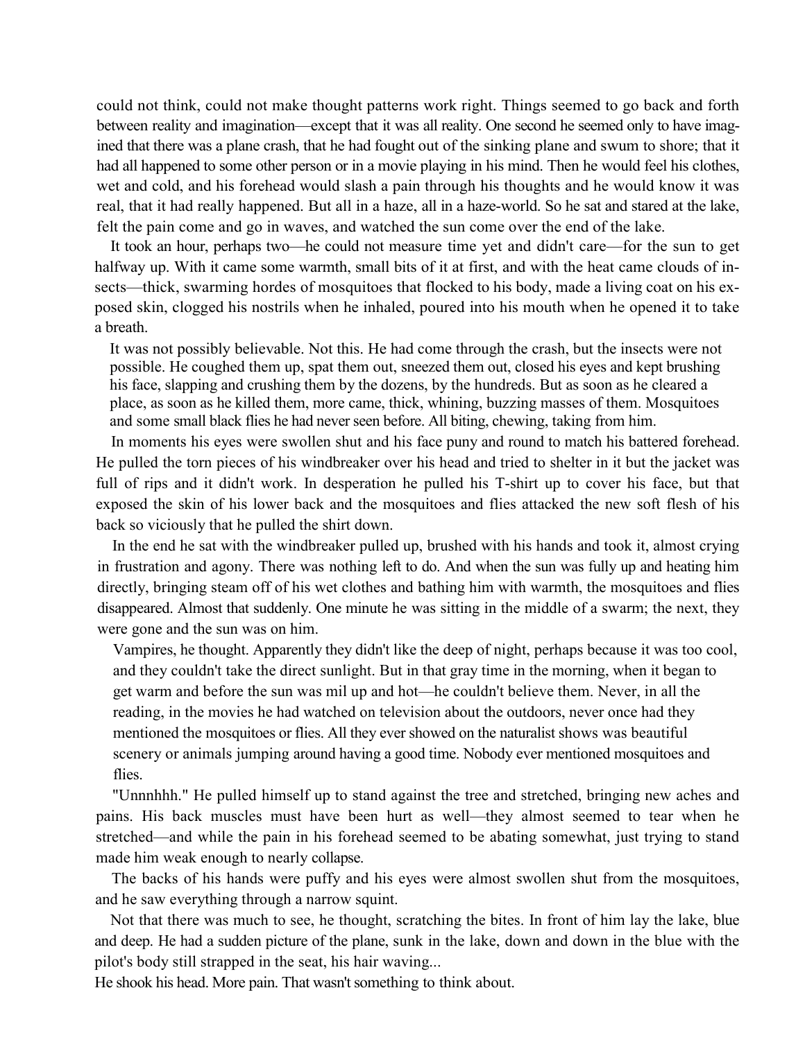could not think, could not make thought patterns work right. Things seemed to go back and forth between reality and imagination—except that it was all reality. One second he seemed only to have imagined that there was a plane crash, that he had fought out of the sinking plane and swum to shore; that it had all happened to some other person or in a movie playing in his mind. Then he would feel his clothes, wet and cold, and his forehead would slash a pain through his thoughts and he would know it was real, that it had really happened. But all in a haze, all in a haze-world. So he sat and stared at the lake, felt the pain come and go in waves, and watched the sun come over the end of the lake.

It took an hour, perhaps two—he could not measure time yet and didn't care—for the sun to get halfway up. With it came some warmth, small bits of it at first, and with the heat came clouds of insects—thick, swarming hordes of mosquitoes that flocked to his body, made a living coat on his exposed skin, clogged his nostrils when he inhaled, poured into his mouth when he opened it to take a breath.

It was not possibly believable. Not this. He had come through the crash, but the insects were not possible. He coughed them up, spat them out, sneezed them out, closed his eyes and kept brushing his face, slapping and crushing them by the dozens, by the hundreds. But as soon as he cleared a place, as soon as he killed them, more came, thick, whining, buzzing masses of them. Mosquitoes and some small black flies he had never seen before. All biting, chewing, taking from him.

In moments his eyes were swollen shut and his face puny and round to match his battered forehead. He pulled the torn pieces of his windbreaker over his head and tried to shelter in it but the jacket was full of rips and it didn't work. In desperation he pulled his T-shirt up to cover his face, but that exposed the skin of his lower back and the mosquitoes and flies attacked the new soft flesh of his back so viciously that he pulled the shirt down.

In the end he sat with the windbreaker pulled up, brushed with his hands and took it, almost crying in frustration and agony. There was nothing left to do. And when the sun was fully up and heating him directly, bringing steam off of his wet clothes and bathing him with warmth, the mosquitoes and flies disappeared. Almost that suddenly. One minute he was sitting in the middle of a swarm; the next, they were gone and the sun was on him.

Vampires, he thought. Apparently they didn't like the deep of night, perhaps because it was too cool, and they couldn't take the direct sunlight. But in that gray time in the morning, when it began to get warm and before the sun was mil up and hot—he couldn't believe them. Never, in all the reading, in the movies he had watched on television about the outdoors, never once had they mentioned the mosquitoes or flies. All they ever showed on the naturalist shows was beautiful scenery or animals jumping around having a good time. Nobody ever mentioned mosquitoes and flies.

"Unnnhhh." He pulled himself up to stand against the tree and stretched, bringing new aches and pains. His back muscles must have been hurt as well—they almost seemed to tear when he stretched—and while the pain in his forehead seemed to be abating somewhat, just trying to stand made him weak enough to nearly collapse.

The backs of his hands were puffy and his eyes were almost swollen shut from the mosquitoes, and he saw everything through a narrow squint.

Not that there was much to see, he thought, scratching the bites. In front of him lay the lake, blue and deep. He had a sudden picture of the plane, sunk in the lake, down and down in the blue with the pilot's body still strapped in the seat, his hair waving...

He shook his head. More pain. That wasn't something to think about.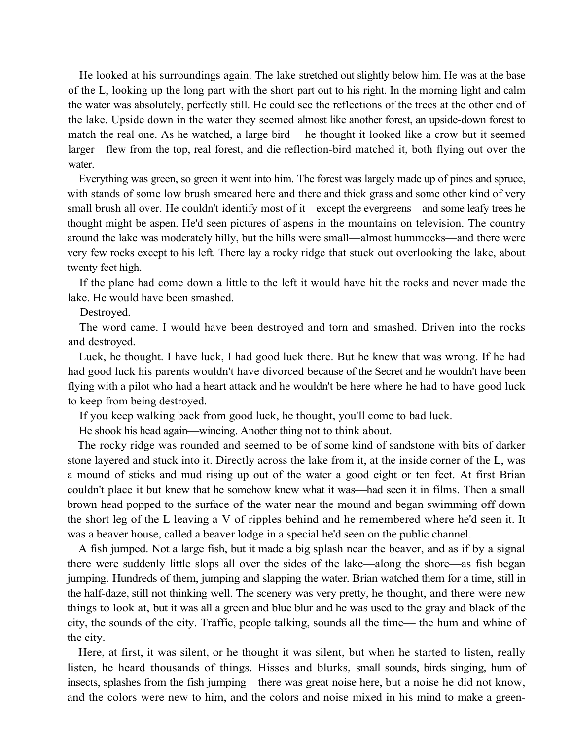He looked at his surroundings again. The lake stretched out slightly below him. He was at the base of the L, looking up the long part with the short part out to his right. In the morning light and calm the water was absolutely, perfectly still. He could see the reflections of the trees at the other end of the lake. Upside down in the water they seemed almost like another forest, an upside-down forest to match the real one. As he watched, a large bird— he thought it looked like a crow but it seemed larger—flew from the top, real forest, and die reflection-bird matched it, both flying out over the water.

Everything was green, so green it went into him. The forest was largely made up of pines and spruce, with stands of some low brush smeared here and there and thick grass and some other kind of very small brush all over. He couldn't identify most of it—except the evergreens—and some leafy trees he thought might be aspen. He'd seen pictures of aspens in the mountains on television. The country around the lake was moderately hilly, but the hills were small—almost hummocks—and there were very few rocks except to his left. There lay a rocky ridge that stuck out overlooking the lake, about twenty feet high.

If the plane had come down a little to the left it would have hit the rocks and never made the lake. He would have been smashed.

Destroyed.

The word came. I would have been destroyed and torn and smashed. Driven into the rocks and destroyed.

Luck, he thought. I have luck, I had good luck there. But he knew that was wrong. If he had had good luck his parents wouldn't have divorced because of the Secret and he wouldn't have been flying with a pilot who had a heart attack and he wouldn't be here where he had to have good luck to keep from being destroyed.

If you keep walking back from good luck, he thought, you'll come to bad luck.

He shook his head again—wincing. Another thing not to think about.

The rocky ridge was rounded and seemed to be of some kind of sandstone with bits of darker stone layered and stuck into it. Directly across the lake from it, at the inside corner of the L, was a mound of sticks and mud rising up out of the water a good eight or ten feet. At first Brian couldn't place it but knew that he somehow knew what it was—had seen it in films. Then a small brown head popped to the surface of the water near the mound and began swimming off down the short leg of the L leaving a V of ripples behind and he remembered where he'd seen it. It was a beaver house, called a beaver lodge in a special he'd seen on the public channel.

A fish jumped. Not a large fish, but it made a big splash near the beaver, and as if by a signal there were suddenly little slops all over the sides of the lake—along the shore—as fish began jumping. Hundreds of them, jumping and slapping the water. Brian watched them for a time, still in the half-daze, still not thinking well. The scenery was very pretty, he thought, and there were new things to look at, but it was all a green and blue blur and he was used to the gray and black of the city, the sounds of the city. Traffic, people talking, sounds all the time— the hum and whine of the city.

Here, at first, it was silent, or he thought it was silent, but when he started to listen, really listen, he heard thousands of things. Hisses and blurks, small sounds, birds singing, hum of insects, splashes from the fish jumping—there was great noise here, but a noise he did not know, and the colors were new to him, and the colors and noise mixed in his mind to make a green-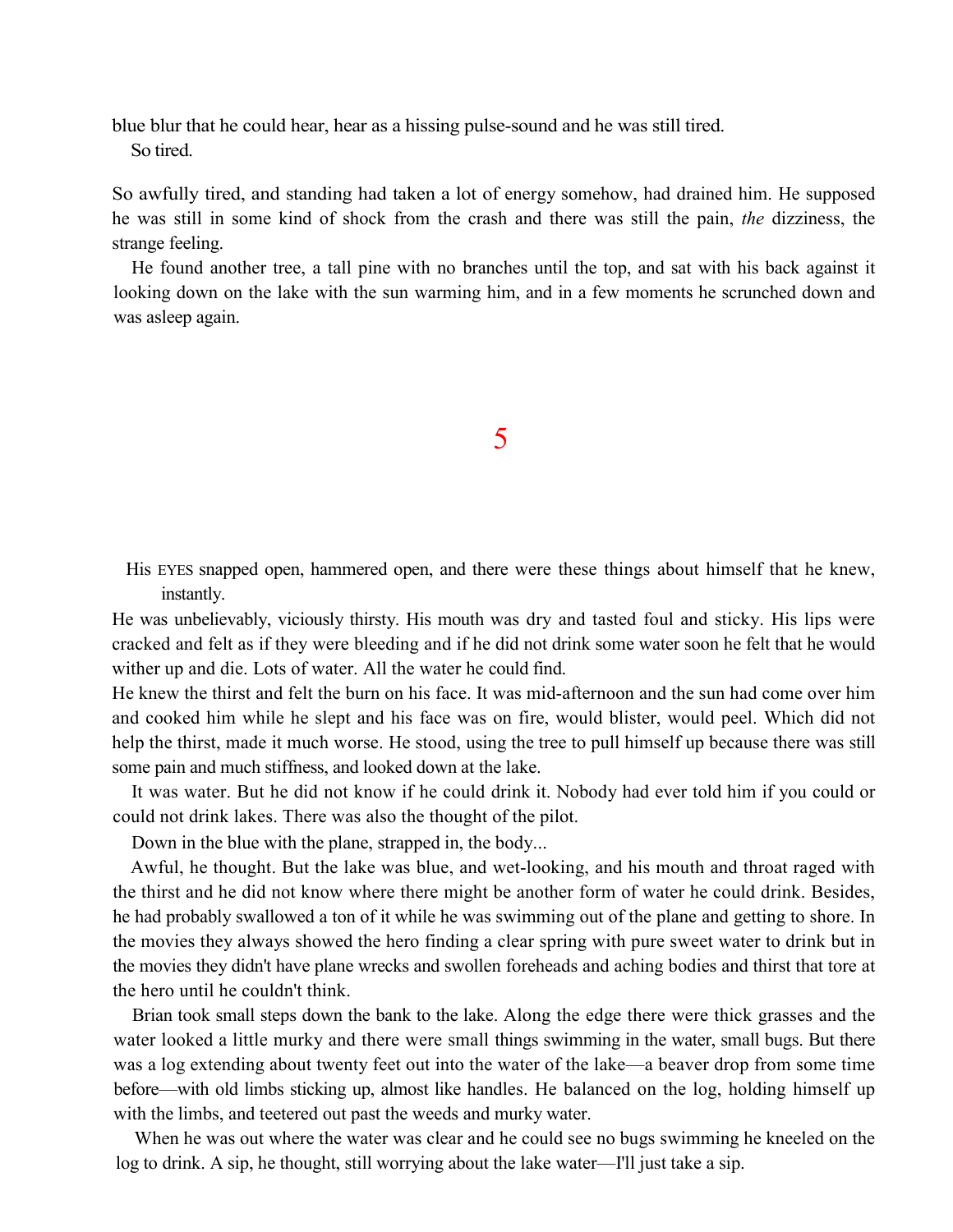blue blur that he could hear, hear as a hissing pulse-sound and he was still tired.

So tired.

So awfully tired, and standing had taken a lot of energy somehow, had drained him. He supposed he was still in some kind of shock from the crash and there was still the pain, *the* dizziness, the strange feeling.

He found another tree, a tall pine with no branches until the top, and sat with his back against it looking down on the lake with the sun warming him, and in a few moments he scrunched down and was asleep again.

# 5

His EYES snapped open, hammered open, and there were these things about himself that he knew, instantly.

He was unbelievably, viciously thirsty. His mouth was dry and tasted foul and sticky. His lips were cracked and felt as if they were bleeding and if he did not drink some water soon he felt that he would wither up and die. Lots of water. All the water he could find.

He knew the thirst and felt the burn on his face. It was mid-afternoon and the sun had come over him and cooked him while he slept and his face was on fire, would blister, would peel. Which did not help the thirst, made it much worse. He stood, using the tree to pull himself up because there was still some pain and much stiffness, and looked down at the lake.

It was water. But he did not know if he could drink it. Nobody had ever told him if you could or could not drink lakes. There was also the thought of the pilot.

Down in the blue with the plane, strapped in, the body...

Awful, he thought. But the lake was blue, and wet-looking, and his mouth and throat raged with the thirst and he did not know where there might be another form of water he could drink. Besides, he had probably swallowed a ton of it while he was swimming out of the plane and getting to shore. In the movies they always showed the hero finding a clear spring with pure sweet water to drink but in the movies they didn't have plane wrecks and swollen foreheads and aching bodies and thirst that tore at the hero until he couldn't think.

Brian took small steps down the bank to the lake. Along the edge there were thick grasses and the water looked a little murky and there were small things swimming in the water, small bugs. But there was a log extending about twenty feet out into the water of the lake—a beaver drop from some time before—with old limbs sticking up, almost like handles. He balanced on the log, holding himself up with the limbs, and teetered out past the weeds and murky water.

When he was out where the water was clear and he could see no bugs swimming he kneeled on the log to drink. A sip, he thought, still worrying about the lake water—I'll just take a sip.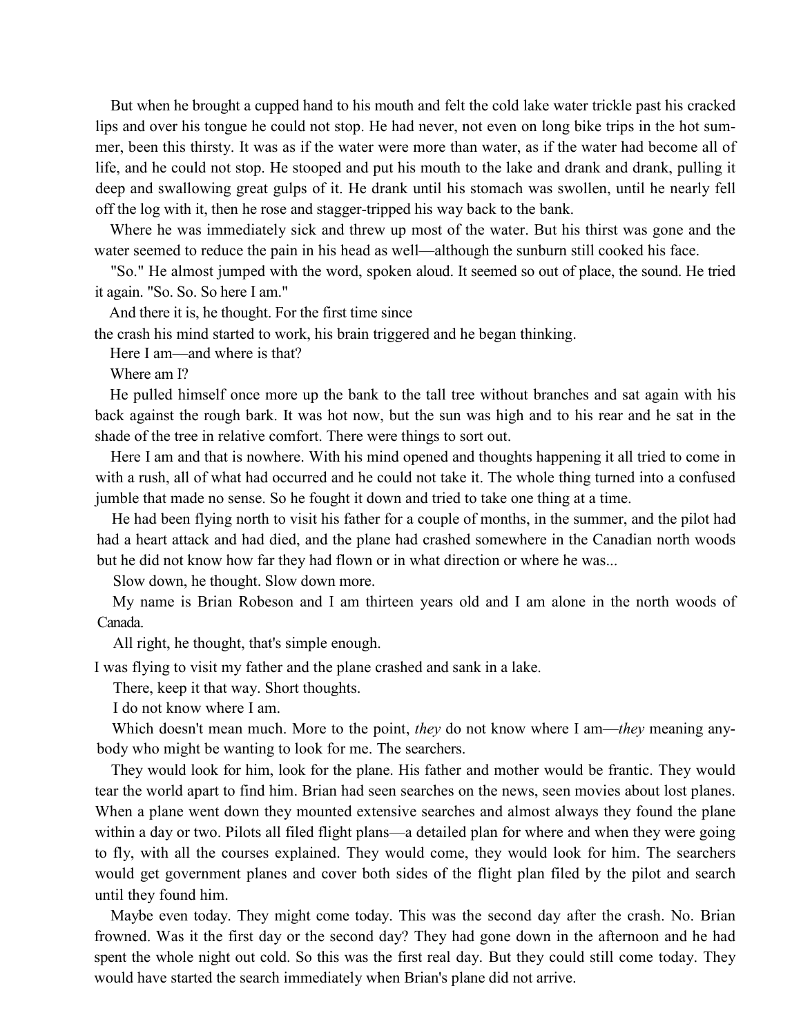But when he brought a cupped hand to his mouth and felt the cold lake water trickle past his cracked lips and over his tongue he could not stop. He had never, not even on long bike trips in the hot summer, been this thirsty. It was as if the water were more than water, as if the water had become all of life, and he could not stop. He stooped and put his mouth to the lake and drank and drank, pulling it deep and swallowing great gulps of it. He drank until his stomach was swollen, until he nearly fell off the log with it, then he rose and stagger-tripped his way back to the bank.

Where he was immediately sick and threw up most of the water. But his thirst was gone and the water seemed to reduce the pain in his head as well—although the sunburn still cooked his face.

"So." He almost jumped with the word, spoken aloud. It seemed so out of place, the sound. He tried it again. "So. So. So here I am."

And there it is, he thought. For the first time since the crash his mind started to work, his brain triggered and he began thinking.

Here I am—and where is that?

Where am I?

He pulled himself once more up the bank to the tall tree without branches and sat again with his back against the rough bark. It was hot now, but the sun was high and to his rear and he sat in the shade of the tree in relative comfort. There were things to sort out.

Here I am and that is nowhere. With his mind opened and thoughts happening it all tried to come in with a rush, all of what had occurred and he could not take it. The whole thing turned into a confused jumble that made no sense. So he fought it down and tried to take one thing at a time.

He had been flying north to visit his father for a couple of months, in the summer, and the pilot had had a heart attack and had died, and the plane had crashed somewhere in the Canadian north woods but he did not know how far they had flown or in what direction or where he was...

Slow down, he thought. Slow down more.

My name is Brian Robeson and I am thirteen years old and I am alone in the north woods of Canada.

All right, he thought, that's simple enough.

I was flying to visit my father and the plane crashed and sank in a lake.

There, keep it that way. Short thoughts.

I do not know where I am.

Which doesn't mean much. More to the point, *they* do not know where I am—*they* meaning anybody who might be wanting to look for me. The searchers.

They would look for him, look for the plane. His father and mother would be frantic. They would tear the world apart to find him. Brian had seen searches on the news, seen movies about lost planes. When a plane went down they mounted extensive searches and almost always they found the plane within a day or two. Pilots all filed flight plans—a detailed plan for where and when they were going to fly, with all the courses explained. They would come, they would look for him. The searchers would get government planes and cover both sides of the flight plan filed by the pilot and search until they found him.

Maybe even today. They might come today. This was the second day after the crash. No. Brian frowned. Was it the first day or the second day? They had gone down in the afternoon and he had spent the whole night out cold. So this was the first real day. But they could still come today. They would have started the search immediately when Brian's plane did not arrive.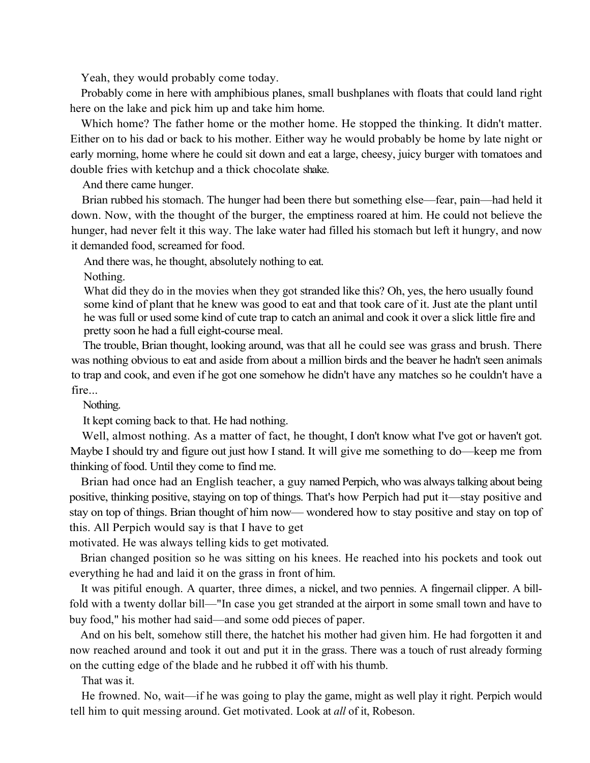Yeah, they would probably come today.

Probably come in here with amphibious planes, small bushplanes with floats that could land right here on the lake and pick him up and take him home.

Which home? The father home or the mother home. He stopped the thinking. It didn't matter. Either on to his dad or back to his mother. Either way he would probably be home by late night or early morning, home where he could sit down and eat a large, cheesy, juicy burger with tomatoes and double fries with ketchup and a thick chocolate shake.

And there came hunger.

Brian rubbed his stomach. The hunger had been there but something else—fear, pain—had held it down. Now, with the thought of the burger, the emptiness roared at him. He could not believe the hunger, had never felt it this way. The lake water had filled his stomach but left it hungry, and now it demanded food, screamed for food.

And there was, he thought, absolutely nothing to eat.

Nothing.

What did they do in the movies when they got stranded like this? Oh, yes, the hero usually found some kind of plant that he knew was good to eat and that took care of it. Just ate the plant until he was full or used some kind of cute trap to catch an animal and cook it over a slick little fire and pretty soon he had a full eight-course meal.

The trouble, Brian thought, looking around, was that all he could see was grass and brush. There was nothing obvious to eat and aside from about a million birds and the beaver he hadn't seen animals to trap and cook, and even if he got one somehow he didn't have any matches so he couldn't have a fire...

Nothing.

It kept coming back to that. He had nothing.

Well, almost nothing. As a matter of fact, he thought, I don't know what I've got or haven't got. Maybe I should try and figure out just how I stand. It will give me something to do—keep me from thinking of food. Until they come to find me.

Brian had once had an English teacher, a guy named Perpich, who was always talking about being positive, thinking positive, staying on top of things. That's how Perpich had put it—stay positive and stay on top of things. Brian thought of him now— wondered how to stay positive and stay on top of this. All Perpich would say is that I have to get motivated. He was always telling kids to get motivated.

Brian changed position so he was sitting on his knees. He reached into his pockets and took out everything he had and laid it on the grass in front of him.

It was pitiful enough. A quarter, three dimes, a nickel, and two pennies. A fingernail clipper. A billfold with a twenty dollar bill—"In case you get stranded at the airport in some small town and have to buy food," his mother had said—and some odd pieces of paper.

And on his belt, somehow still there, the hatchet his mother had given him. He had forgotten it and now reached around and took it out and put it in the grass. There was a touch of rust already forming on the cutting edge of the blade and he rubbed it off with his thumb.

That was it.

He frowned. No, wait—if he was going to play the game, might as well play it right. Perpich would tell him to quit messing around. Get motivated. Look at *all* of it, Robeson.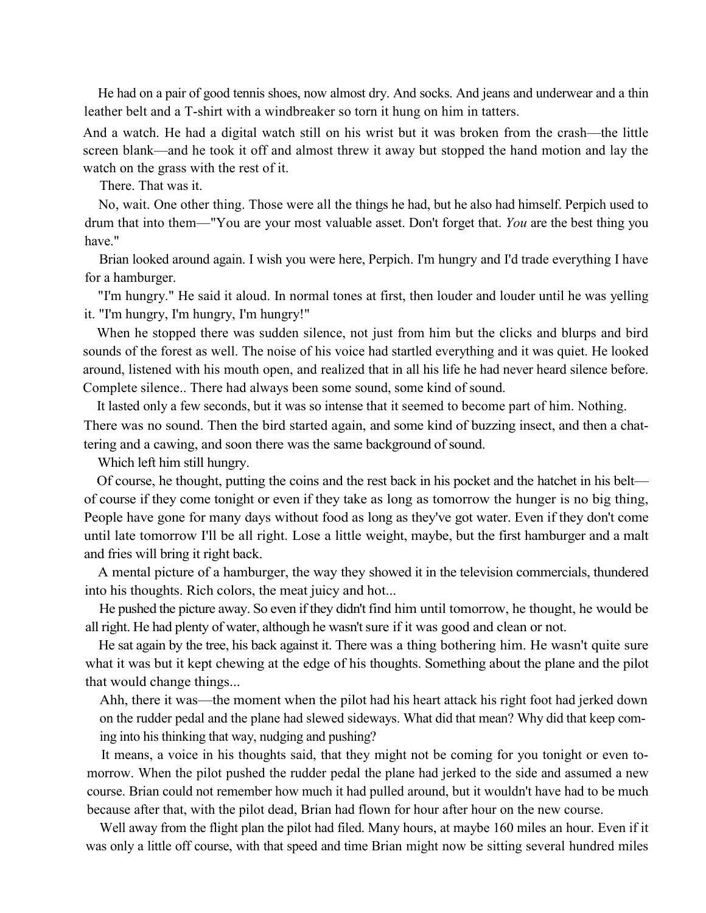He had on a pair of good tennis shoes, now almost dry. And socks. And jeans and underwear and a thin leather belt and a T-shirt with a windbreaker so torn it hung on him in tatters.

And a watch. He had a digital watch still on his wrist but it was broken from the crash—the little screen blank—and he took it off and almost threw it away but stopped the hand motion and lay the watch on the grass with the rest of it.

There. That was it.

No, wait. One other thing. Those were all the things he had, but he also had himself. Perpich used to drum that into them—"You are your most valuable asset. Don't forget that. *You* are the best thing you have."

Brian looked around again. I wish you were here, Perpich. I'm hungry and I'd trade everything I have for a hamburger.

"I'm hungry." He said it aloud. In normal tones at first, then louder and louder until he was yelling it. "I'm hungry, I'm hungry, I'm hungry!"

When he stopped there was sudden silence, not just from him but the clicks and blurps and bird sounds of the forest as well. The noise of his voice had startled everything and it was quiet. He looked around, listened with his mouth open, and realized that in all his life he had never heard silence before. Complete silence.. There had always been some sound, some kind of sound.

It lasted only a few seconds, but it was so intense that it seemed to become part of him. Nothing. There was no sound. Then the bird started again, and some kind of buzzing insect, and then a chattering and a cawing, and soon there was the same background of sound.

Which left him still hungry.

Of course, he thought, putting the coins and the rest back in his pocket and the hatchet in his belt—of course if they come tonight or even if they take as long as tomorrow the hunger is no big thing, People have gone for many days without food as long as they've got water. Even if they don't come until late tomorrow I'll be all right. Lose a little weight, maybe, but the first hamburger and a malt and fries will bring it right back.

A mental picture of a hamburger, the way they showed it in the television commercials, thundered into his thoughts. Rich colors, the meat juicy and hot...

He pushed the picture away. So even if they didn't find him until tomorrow, he thought, he would be all right. He had plenty of water, although he wasn't sure if it was good and clean or not.

He sat again by the tree, his back against it. There was a thing bothering him. He wasn't quite sure what it was but it kept chewing at the edge of his thoughts. Something about the plane and the pilot that would change things...

Ahh, there it was—the moment when the pilot had his heart attack his right foot had jerked down on the rudder pedal and the plane had slewed sideways. What did that mean? Why did that keep coming into his thinking that way, nudging and pushing?

It means, a voice in his thoughts said, that they might not be coming for you tonight or even tomorrow. When the pilot pushed the rudder pedal the plane had jerked to the side and assumed a new course. Brian could not remember how much it had pulled around, but it wouldn't have had to be much because after that, with the pilot dead, Brian had flown for hour after hour on the new course.

Well away from the flight plan the pilot had filed. Many hours, at maybe 160 miles an hour. Even if it was only a little off course, with that speed and time Brian might now be sitting several hundred miles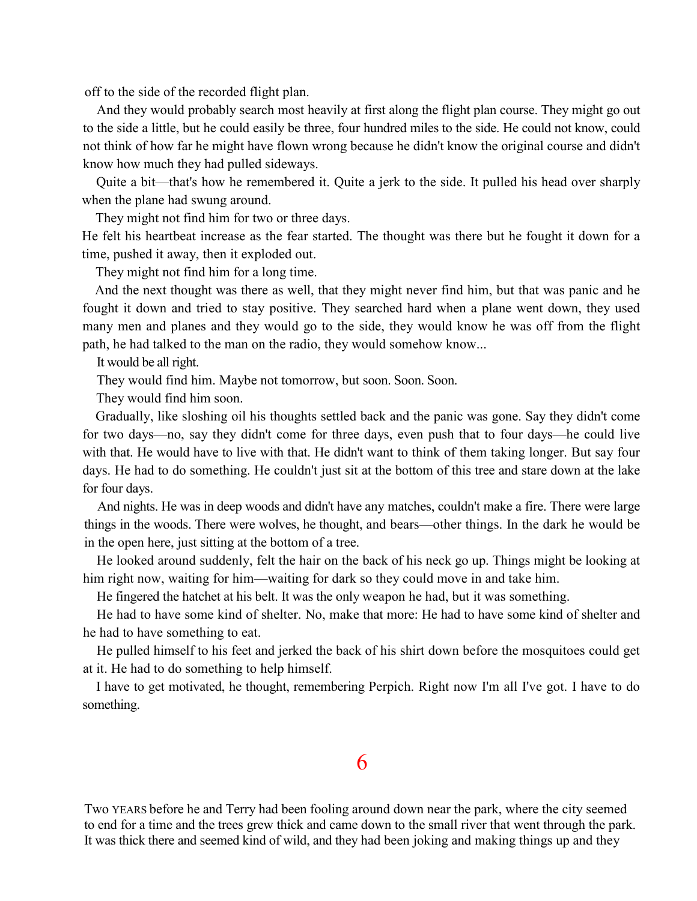off to the side of the recorded flight plan.

And they would probably search most heavily at first along the flight plan course. They might go out to the side a little, but he could easily be three, four hundred miles to the side. He could not know, could not think of how far he might have flown wrong because he didn't know the original course and didn't know how much they had pulled sideways.

Quite a bit—that's how he remembered it. Quite a jerk to the side. It pulled his head over sharply when the plane had swung around.

They might not find him for two or three days.

He felt his heartbeat increase as the fear started. The thought was there but he fought it down for a time, pushed it away, then it exploded out.

They might not find him for a long time.

And the next thought was there as well, that they might never find him, but that was panic and he fought it down and tried to stay positive. They searched hard when a plane went down, they used many men and planes and they would go to the side, they would know he was off from the flight path, he had talked to the man on the radio, they would somehow know...

It would be all right.

They would find him. Maybe not tomorrow, but soon. Soon. Soon.

They would find him soon.

Gradually, like sloshing oil his thoughts settled back and the panic was gone. Say they didn't come for two days—no, say they didn't come for three days, even push that to four days—he could live with that. He would have to live with that. He didn't want to think of them taking longer. But say four days. He had to do something. He couldn't just sit at the bottom of this tree and stare down at the lake for four days.

And nights. He was in deep woods and didn't have any matches, couldn't make a fire. There were large things in the woods. There were wolves, he thought, and bears—other things. In the dark he would be in the open here, just sitting at the bottom of a tree.

He looked around suddenly, felt the hair on the back of his neck go up. Things might be looking at him right now, waiting for him—waiting for dark so they could move in and take him.

He fingered the hatchet at his belt. It was the only weapon he had, but it was something.

He had to have some kind of shelter. No, make that more: He had to have some kind of shelter and he had to have something to eat.

He pulled himself to his feet and jerked the back of his shirt down before the mosquitoes could get at it. He had to do something to help himself.

I have to get motivated, he thought, remembering Perpich. Right now I'm all I've got. I have to do something.

## 6

Two YEARS before he and Terry had been fooling around down near the park, where the city seemed to end for a time and the trees grew thick and came down to the small river that went through the park. It was thick there and seemed kind of wild, and they had been joking and making things up and they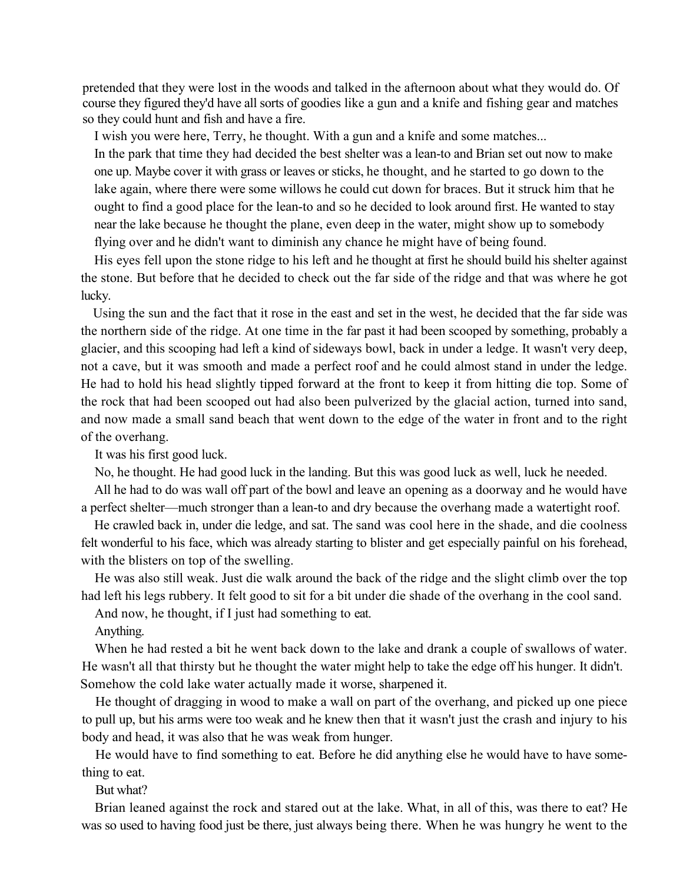pretended that they were lost in the woods and talked in the afternoon about what they would do. Of course they figured they'd have all sorts of goodies like a gun and a knife and fishing gear and matches so they could hunt and fish and have a fire.

I wish you were here, Terry, he thought. With a gun and a knife and some matches...

In the park that time they had decided the best shelter was a lean-to and Brian set out now to make one up. Maybe cover it with grass or leaves or sticks, he thought, and he started to go down to the lake again, where there were some willows he could cut down for braces. But it struck him that he ought to find a good place for the lean-to and so he decided to look around first. He wanted to stay near the lake because he thought the plane, even deep in the water, might show up to somebody flying over and he didn't want to diminish any chance he might have of being found.

His eyes fell upon the stone ridge to his left and he thought at first he should build his shelter against the stone. But before that he decided to check out the far side of the ridge and that was where he got lucky.

Using the sun and the fact that it rose in the east and set in the west, he decided that the far side was the northern side of the ridge. At one time in the far past it had been scooped by something, probably a glacier, and this scooping had left a kind of sideways bowl, back in under a ledge. It wasn't very deep, not a cave, but it was smooth and made a perfect roof and he could almost stand in under the ledge. He had to hold his head slightly tipped forward at the front to keep it from hitting die top. Some of the rock that had been scooped out had also been pulverized by the glacial action, turned into sand, and now made a small sand beach that went down to the edge of the water in front and to the right of the overhang.

It was his first good luck.

No, he thought. He had good luck in the landing. But this was good luck as well, luck he needed.

All he had to do was wall off part of the bowl and leave an opening as a doorway and he would have a perfect shelter—much stronger than a lean-to and dry because the overhang made a watertight roof.

He crawled back in, under die ledge, and sat. The sand was cool here in the shade, and die coolness felt wonderful to his face, which was already starting to blister and get especially painful on his forehead, with the blisters on top of the swelling.

He was also still weak. Just die walk around the back of the ridge and the slight climb over the top had left his legs rubbery. It felt good to sit for a bit under die shade of the overhang in the cool sand.

And now, he thought, if I just had something to eat.

Anything.

When he had rested a bit he went back down to the lake and drank a couple of swallows of water. He wasn't all that thirsty but he thought the water might help to take the edge off his hunger. It didn't. Somehow the cold lake water actually made it worse, sharpened it.

He thought of dragging in wood to make a wall on part of the overhang, and picked up one piece to pull up, but his arms were too weak and he knew then that it wasn't just the crash and injury to his body and head, it was also that he was weak from hunger.

He would have to find something to eat. Before he did anything else he would have to have something to eat.

But what?

Brian leaned against the rock and stared out at the lake. What, in all of this, was there to eat? He was so used to having food just be there, just always being there. When he was hungry he went to the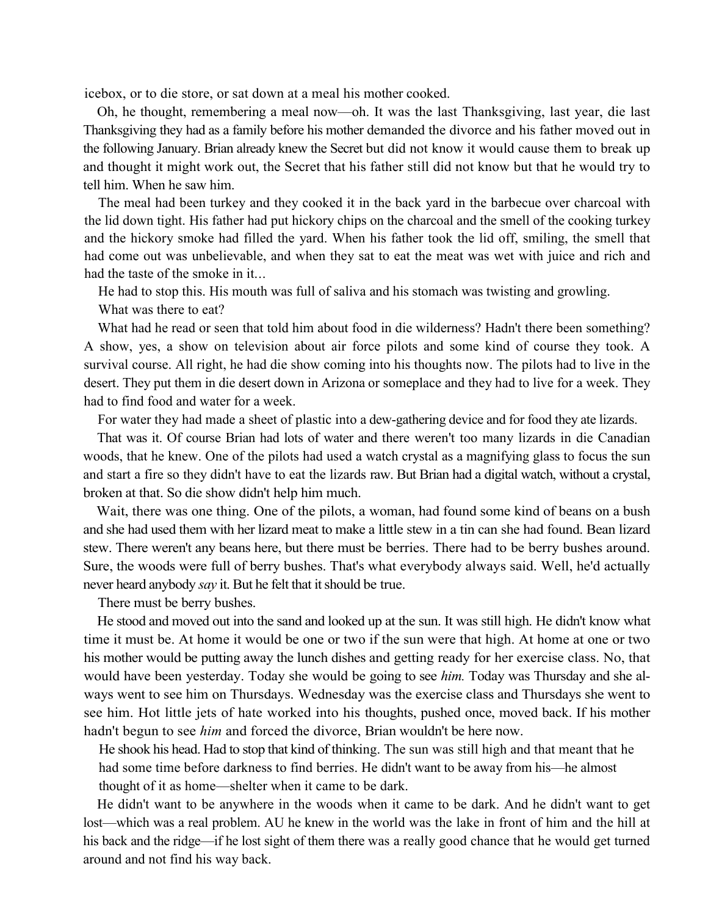icebox, or to die store, or sat down at a meal his mother cooked.

Oh, he thought, remembering a meal now—oh. It was the last Thanksgiving, last year, die last Thanksgiving they had as a family before his mother demanded the divorce and his father moved out in the following January. Brian already knew the Secret but did not know it would cause them to break up and thought it might work out, the Secret that his father still did not know but that he would try to tell him. When he saw him.

The meal had been turkey and they cooked it in the back yard in the barbecue over charcoal with the lid down tight. His father had put hickory chips on the charcoal and the smell of the cooking turkey and the hickory smoke had filled the yard. When his father took the lid off, smiling, the smell that had come out was unbelievable, and when they sat to eat the meat was wet with juice and rich and had the taste of the smoke in it...

He had to stop this. His mouth was full of saliva and his stomach was twisting and growling.

What was there to eat?

What had he read or seen that told him about food in die wilderness? Hadn't there been something? A show, yes, a show on television about air force pilots and some kind of course they took. A survival course. All right, he had die show coming into his thoughts now. The pilots had to live in the desert. They put them in die desert down in Arizona or someplace and they had to live for a week. They had to find food and water for a week.

For water they had made a sheet of plastic into a dew-gathering device and for food they ate lizards.

That was it. Of course Brian had lots of water and there weren't too many lizards in die Canadian woods, that he knew. One of the pilots had used a watch crystal as a magnifying glass to focus the sun and start a fire so they didn't have to eat the lizards raw. But Brian had a digital watch, without a crystal, broken at that. So die show didn't help him much.

Wait, there was one thing. One of the pilots, a woman, had found some kind of beans on a bush and she had used them with her lizard meat to make a little stew in a tin can she had found. Bean lizard stew. There weren't any beans here, but there must be berries. There had to be berry bushes around. Sure, the woods were full of berry bushes. That's what everybody always said. Well, he'd actually never heard anybody *say* it. But he felt that it should be true.

There must be berry bushes.

He stood and moved out into the sand and looked up at the sun. It was still high. He didn't know what time it must be. At home it would be one or two if the sun were that high. At home at one or two his mother would be putting away the lunch dishes and getting ready for her exercise class. No, that would have been yesterday. Today she would be going to see *him.* Today was Thursday and she always went to see him on Thursdays. Wednesday was the exercise class and Thursdays she went to see him. Hot little jets of hate worked into his thoughts, pushed once, moved back. If his mother hadn't begun to see *him* and forced the divorce, Brian wouldn't be here now.

He shook his head. Had to stop that kind of thinking. The sun was still high and that meant that he had some time before darkness to find berries. He didn't want to be away from his—he almost thought of it as home—shelter when it came to be dark.

He didn't want to be anywhere in the woods when it came to be dark. And he didn't want to get lost—which was a real problem. AU he knew in the world was the lake in front of him and the hill at his back and the ridge—if he lost sight of them there was a really good chance that he would get turned around and not find his way back.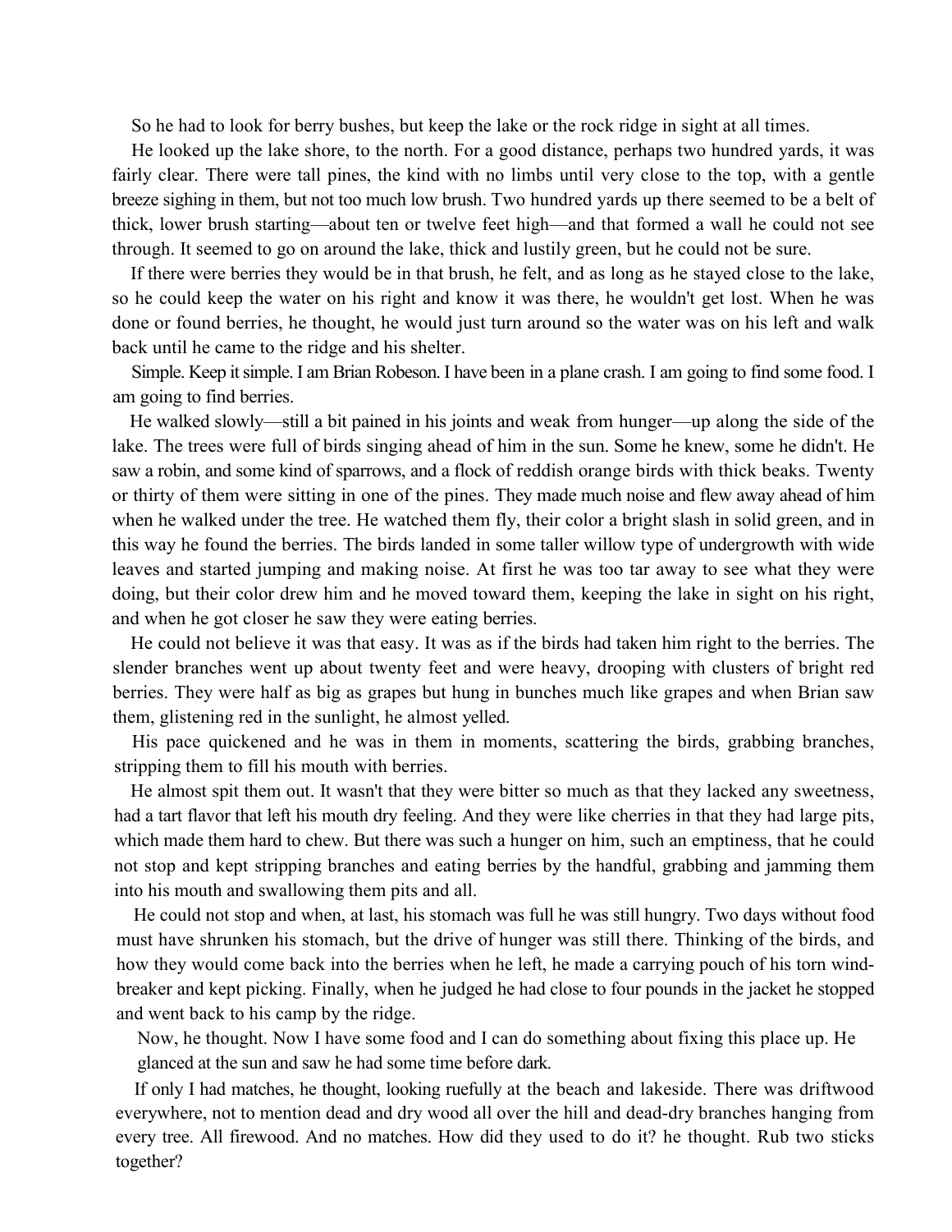So he had to look for berry bushes, but keep the lake or the rock ridge in sight at all times.

He looked up the lake shore, to the north. For a good distance, perhaps two hundred yards, it was fairly clear. There were tall pines, the kind with no limbs until very close to the top, with a gentle breeze sighing in them, but not too much low brush. Two hundred yards up there seemed to be a belt of thick, lower brush starting—about ten or twelve feet high—and that formed a wall he could not see through. It seemed to go on around the lake, thick and lustily green, but he could not be sure.

If there were berries they would be in that brush, he felt, and as long as he stayed close to the lake, so he could keep the water on his right and know it was there, he wouldn't get lost. When he was done or found berries, he thought, he would just turn around so the water was on his left and walk back until he came to the ridge and his shelter.

Simple. Keep it simple. I am Brian Robeson. I have been in a plane crash. I am going to find some food. I am going to find berries.

He walked slowly—still a bit pained in his joints and weak from hunger—up along the side of the lake. The trees were full of birds singing ahead of him in the sun. Some he knew, some he didn't. He saw a robin, and some kind of sparrows, and a flock of reddish orange birds with thick beaks. Twenty or thirty of them were sitting in one of the pines. They made much noise and flew away ahead of him when he walked under the tree. He watched them fly, their color a bright slash in solid green, and in this way he found the berries. The birds landed in some taller willow type of undergrowth with wide leaves and started jumping and making noise. At first he was too tar away to see what they were doing, but their color drew him and he moved toward them, keeping the lake in sight on his right, and when he got closer he saw they were eating berries.

He could not believe it was that easy. It was as if the birds had taken him right to the berries. The slender branches went up about twenty feet and were heavy, drooping with clusters of bright red berries. They were half as big as grapes but hung in bunches much like grapes and when Brian saw them, glistening red in the sunlight, he almost yelled.

His pace quickened and he was in them in moments, scattering the birds, grabbing branches, stripping them to fill his mouth with berries.

He almost spit them out. It wasn't that they were bitter so much as that they lacked any sweetness, had a tart flavor that left his mouth dry feeling. And they were like cherries in that they had large pits, which made them hard to chew. But there was such a hunger on him, such an emptiness, that he could not stop and kept stripping branches and eating berries by the handful, grabbing and jamming them into his mouth and swallowing them pits and all.

He could not stop and when, at last, his stomach was full he was still hungry. Two days without food must have shrunken his stomach, but the drive of hunger was still there. Thinking of the birds, and how they would come back into the berries when he left, he made a carrying pouch of his torn wind-breaker and kept picking. Finally, when he judged he had close to four pounds in the jacket he stopped and went back to his camp by the ridge.

Now, he thought. Now I have some food and I can do something about fixing this place up. He glanced at the sun and saw he had some time before dark.

If only I had matches, he thought, looking ruefully at the beach and lakeside. There was driftwood everywhere, not to mention dead and dry wood all over the hill and dead-dry branches hanging from every tree. All firewood. And no matches. How did they used to do it? he thought. Rub two sticks together?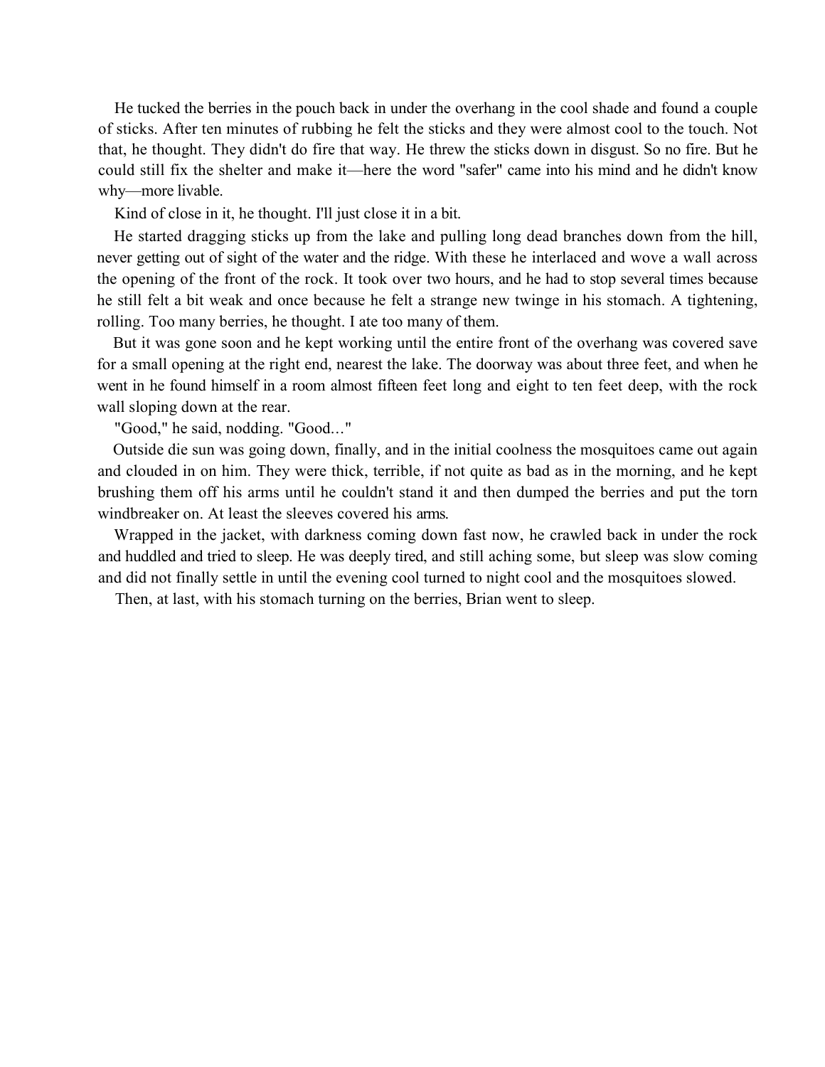He tucked the berries in the pouch back in under the overhang in the cool shade and found a couple of sticks. After ten minutes of rubbing he felt the sticks and they were almost cool to the touch. Not that, he thought. They didn't do fire that way. He threw the sticks down in disgust. So no fire. But he could still fix the shelter and make it—here the word "safer" came into his mind and he didn't know why—more livable.

Kind of close in it, he thought. I'll just close it in a bit.

He started dragging sticks up from the lake and pulling long dead branches down from the hill, never getting out of sight of the water and the ridge. With these he interlaced and wove a wall across the opening of the front of the rock. It took over two hours, and he had to stop several times because he still felt a bit weak and once because he felt a strange new twinge in his stomach. A tightening, rolling. Too many berries, he thought. I ate too many of them.

But it was gone soon and he kept working until the entire front of the overhang was covered save for a small opening at the right end, nearest the lake. The doorway was about three feet, and when he went in he found himself in a room almost fifteen feet long and eight to ten feet deep, with the rock wall sloping down at the rear.

"Good," he said, nodding. "Good…"

Outside die sun was going down, finally, and in the initial coolness the mosquitoes came out again and clouded in on him. They were thick, terrible, if not quite as bad as in the morning, and he kept brushing them off his arms until he couldn't stand it and then dumped the berries and put the torn windbreaker on. At least the sleeves covered his arms.

Wrapped in the jacket, with darkness coming down fast now, he crawled back in under the rock and huddled and tried to sleep. He was deeply tired, and still aching some, but sleep was slow coming and did not finally settle in until the evening cool turned to night cool and the mosquitoes slowed.

Then, at last, with his stomach turning on the berries, Brian went to sleep.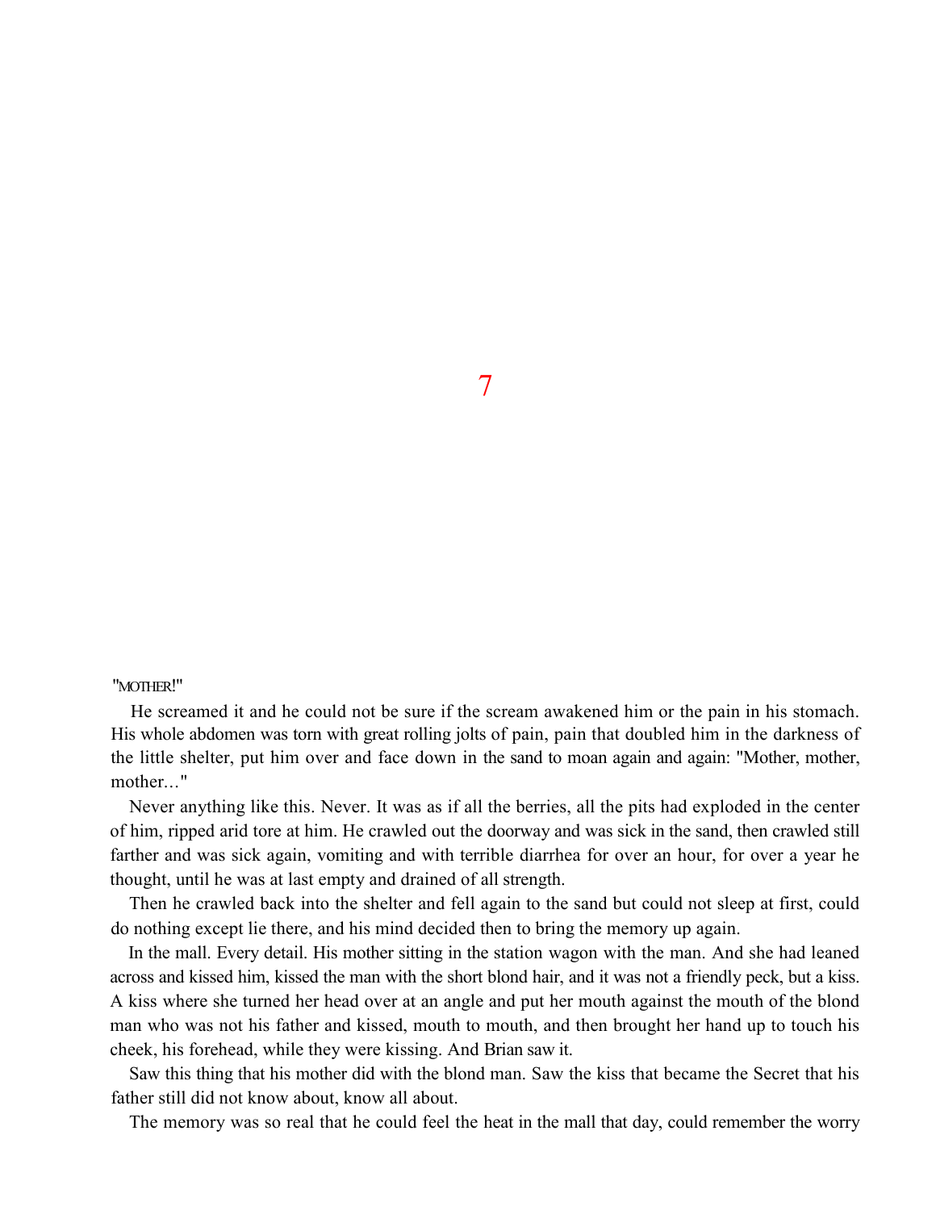# 7

"MOTHER!"

He screamed it and he could not be sure if the scream awakened him or the pain in his stomach. His whole abdomen was torn with great rolling jolts of pain, pain that doubled him in the darkness of the little shelter, put him over and face down in the sand to moan again and again: "Mother, mother, mother…"

Never anything like this. Never. It was as if all the berries, all the pits had exploded in the center of him, ripped arid tore at him. He crawled out the doorway and was sick in the sand, then crawled still farther and was sick again, vomiting and with terrible diarrhea for over an hour, for over a year he thought, until he was at last empty and drained of all strength.

Then he crawled back into the shelter and fell again to the sand but could not sleep at first, could do nothing except lie there, and his mind decided then to bring the memory up again.

In the mall. Every detail. His mother sitting in the station wagon with the man. And she had leaned across and kissed him, kissed the man with the short blond hair, and it was not a friendly peck, but a kiss. A kiss where she turned her head over at an angle and put her mouth against the mouth of the blond man who was not his father and kissed, mouth to mouth, and then brought her hand up to touch his cheek, his forehead, while they were kissing. And Brian saw it.

Saw this thing that his mother did with the blond man. Saw the kiss that became the Secret that his father still did not know about, know all about.

The memory was so real that he could feel the heat in the mall that day, could remember the worry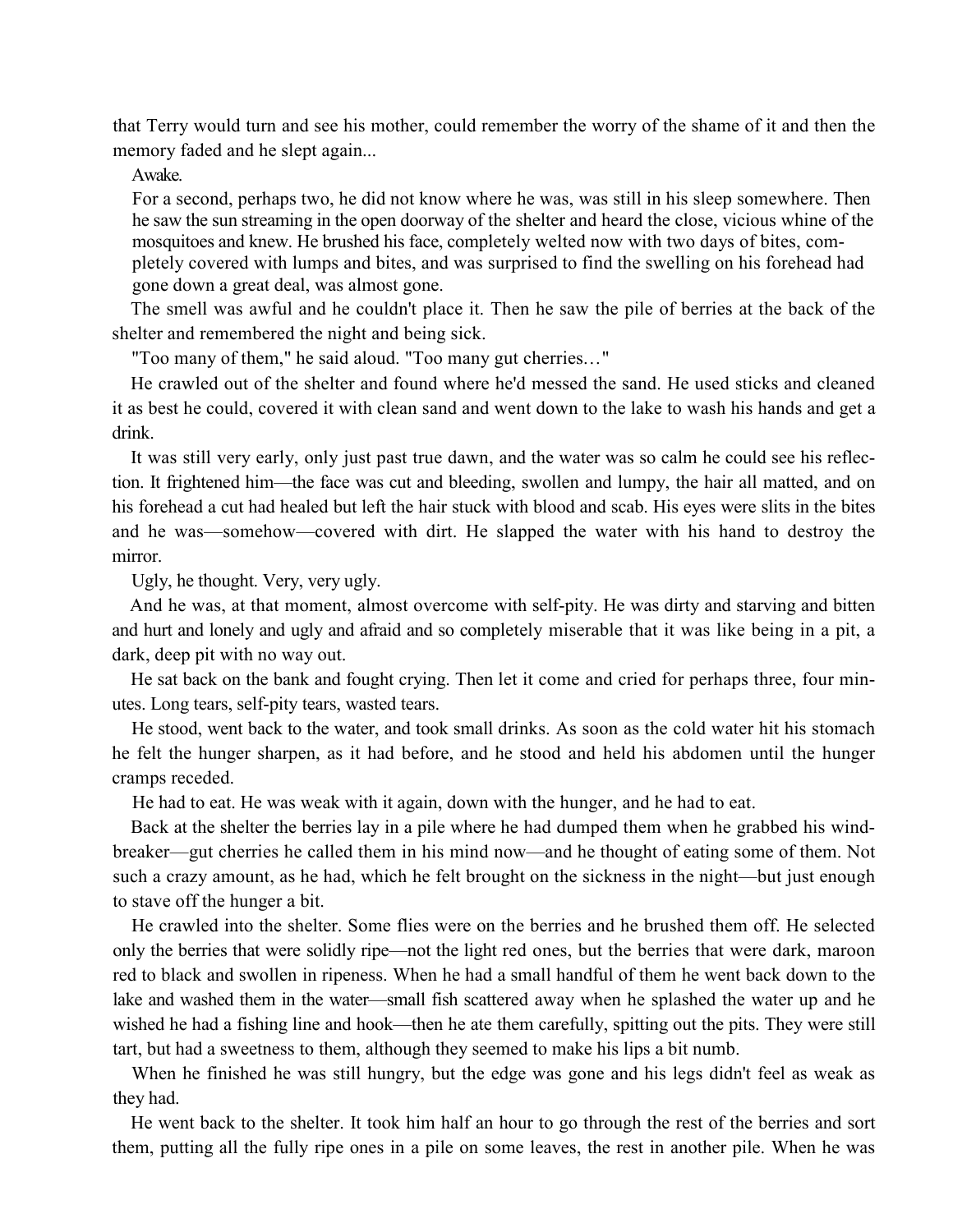that Terry would turn and see his mother, could remember the worry of the shame of it and then the memory faded and he slept again...

Awake.

For a second, perhaps two, he did not know where he was, was still in his sleep somewhere. Then he saw the sun streaming in the open doorway of the shelter and heard the close, vicious whine of the mosquitoes and knew. He brushed his face, completely welted now with two days of bites, completely covered with lumps and bites, and was surprised to find the swelling on his forehead had gone down a great deal, was almost gone.

The smell was awful and he couldn't place it. Then he saw the pile of berries at the back of the shelter and remembered the night and being sick.

"Too many of them," he said aloud. "Too many gut cherries…"

He crawled out of the shelter and found where he'd messed the sand. He used sticks and cleaned it as best he could, covered it with clean sand and went down to the lake to wash his hands and get a drink.

It was still very early, only just past true dawn, and the water was so calm he could see his reflection. It frightened him—the face was cut and bleeding, swollen and lumpy, the hair all matted, and on his forehead a cut had healed but left the hair stuck with blood and scab. His eyes were slits in the bites and he was—somehow—covered with dirt. He slapped the water with his hand to destroy the mirror.

Ugly, he thought. Very, very ugly.

And he was, at that moment, almost overcome with self-pity. He was dirty and starving and bitten and hurt and lonely and ugly and afraid and so completely miserable that it was like being in a pit, a dark, deep pit with no way out.

He sat back on the bank and fought crying. Then let it come and cried for perhaps three, four minutes. Long tears, self-pity tears, wasted tears.

He stood, went back to the water, and took small drinks. As soon as the cold water hit his stomach he felt the hunger sharpen, as it had before, and he stood and held his abdomen until the hunger cramps receded.

He had to eat. He was weak with it again, down with the hunger, and he had to eat.

Back at the shelter the berries lay in a pile where he had dumped them when he grabbed his windbreaker—gut cherries he called them in his mind now—and he thought of eating some of them. Not such a crazy amount, as he had, which he felt brought on the sickness in the night—but just enough to stave off the hunger a bit.

He crawled into the shelter. Some flies were on the berries and he brushed them off. He selected only the berries that were solidly ripe—not the light red ones, but the berries that were dark, maroon red to black and swollen in ripeness. When he had a small handful of them he went back down to the lake and washed them in the water—small fish scattered away when he splashed the water up and he wished he had a fishing line and hook—then he ate them carefully, spitting out the pits. They were still tart, but had a sweetness to them, although they seemed to make his lips a bit numb.

When he finished he was still hungry, but the edge was gone and his legs didn't feel as weak as they had.

He went back to the shelter. It took him half an hour to go through the rest of the berries and sort them, putting all the fully ripe ones in a pile on some leaves, the rest in another pile. When he was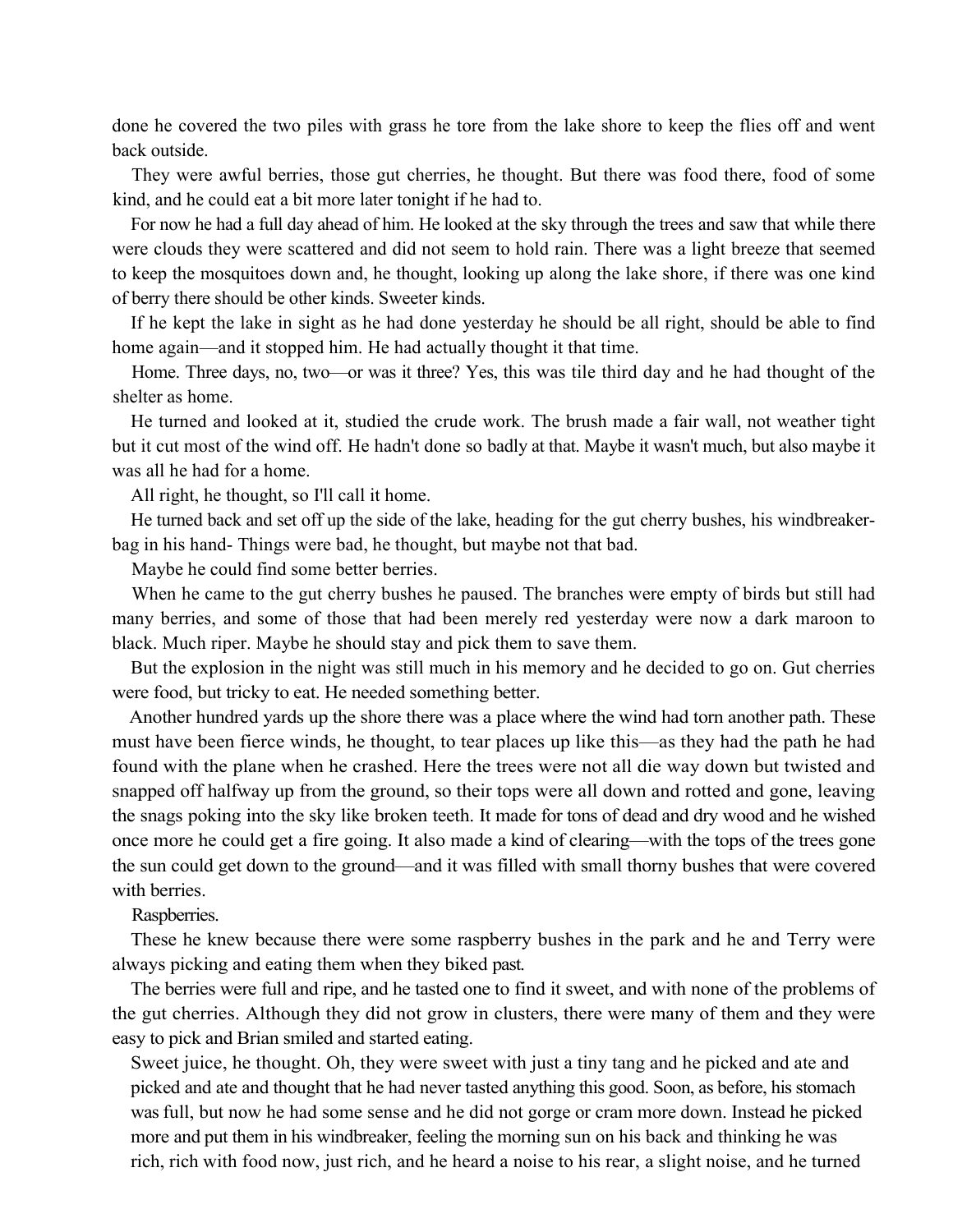done he covered the two piles with grass he tore from the lake shore to keep the flies off and went back outside.

They were awful berries, those gut cherries, he thought. But there was food there, food of some kind, and he could eat a bit more later tonight if he had to.

For now he had a full day ahead of him. He looked at the sky through the trees and saw that while there were clouds they were scattered and did not seem to hold rain. There was a light breeze that seemed to keep the mosquitoes down and, he thought, looking up along the lake shore, if there was one kind of berry there should be other kinds. Sweeter kinds.

If he kept the lake in sight as he had done yesterday he should be all right, should be able to find home again—and it stopped him. He had actually thought it that time.

Home. Three days, no, two—or was it three? Yes, this was tile third day and he had thought of the shelter as home.

He turned and looked at it, studied the crude work. The brush made a fair wall, not weather tight but it cut most of the wind off. He hadn't done so badly at that. Maybe it wasn't much, but also maybe it was all he had for a home.

All right, he thought, so I'll call it home.

He turned back and set off up the side of the lake, heading for the gut cherry bushes, his windbreaker-bag in his hand- Things were bad, he thought, but maybe not that bad.

Maybe he could find some better berries.

When he came to the gut cherry bushes he paused. The branches were empty of birds but still had many berries, and some of those that had been merely red yesterday were now a dark maroon to black. Much riper. Maybe he should stay and pick them to save them.

But the explosion in the night was still much in his memory and he decided to go on. Gut cherries were food, but tricky to eat. He needed something better.

Another hundred yards up the shore there was a place where the wind had torn another path. These must have been fierce winds, he thought, to tear places up like this—as they had the path he had found with the plane when he crashed. Here the trees were not all die way down but twisted and snapped off halfway up from the ground, so their tops were all down and rotted and gone, leaving the snags poking into the sky like broken teeth. It made for tons of dead and dry wood and he wished once more he could get a fire going. It also made a kind of clearing—with the tops of the trees gone the sun could get down to the ground—and it was filled with small thorny bushes that were covered with berries.

Raspberries.

These he knew because there were some raspberry bushes in the park and he and Terry were always picking and eating them when they biked past.

The berries were full and ripe, and he tasted one to find it sweet, and with none of the problems of the gut cherries. Although they did not grow in clusters, there were many of them and they were easy to pick and Brian smiled and started eating.

Sweet juice, he thought. Oh, they were sweet with just a tiny tang and he picked and ate and picked and ate and thought that he had never tasted anything this good. Soon, as before, his stomach was full, but now he had some sense and he did not gorge or cram more down. Instead he picked more and put them in his windbreaker, feeling the morning sun on his back and thinking he was rich, rich with food now, just rich, and he heard a noise to his rear, a slight noise, and he turned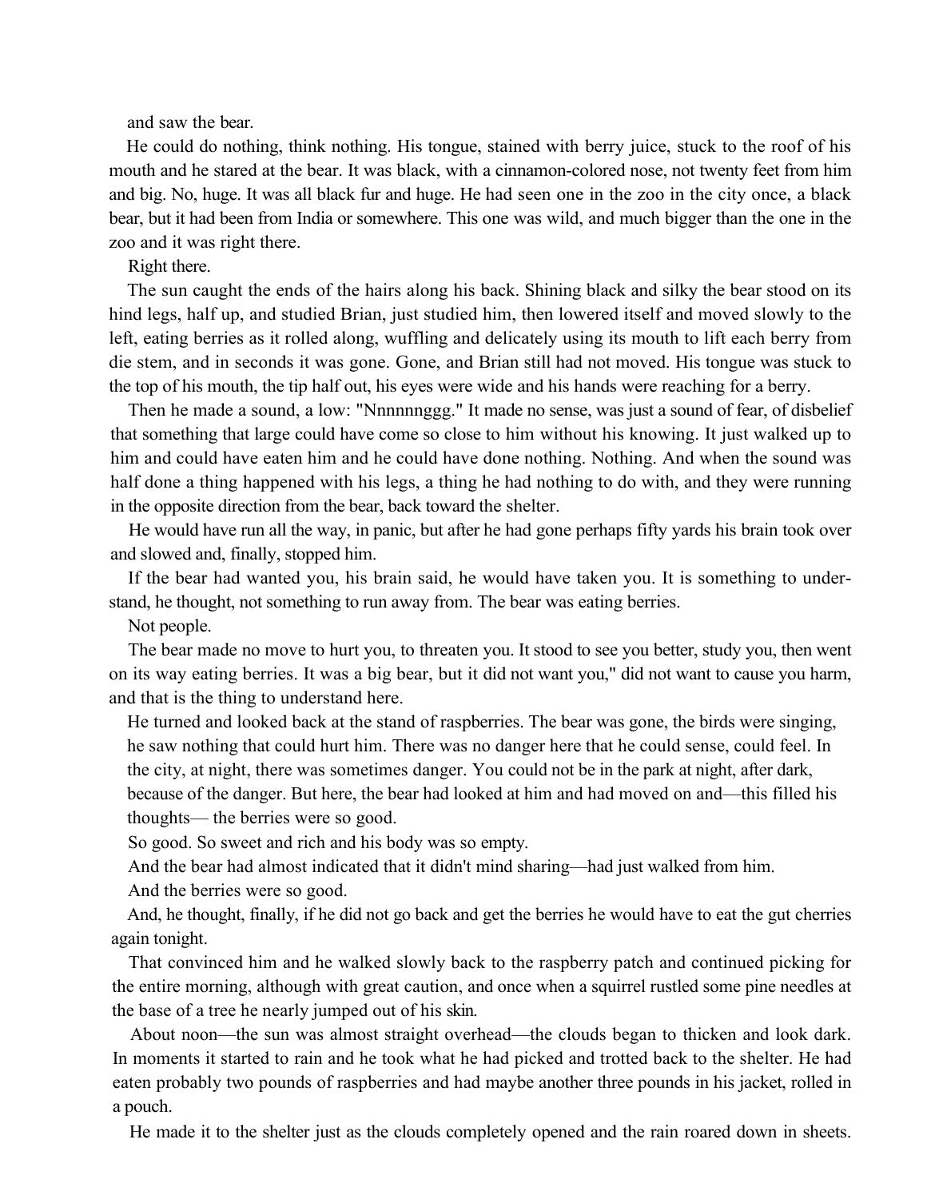and saw the bear.

He could do nothing, think nothing. His tongue, stained with berry juice, stuck to the roof of his mouth and he stared at the bear. It was black, with a cinnamon-colored nose, not twenty feet from him and big. No, huge. It was all black fur and huge. He had seen one in the zoo in the city once, a black bear, but it had been from India or somewhere. This one was wild, and much bigger than the one in the zoo and it was right there.

Right there.

The sun caught the ends of the hairs along his back. Shining black and silky the bear stood on its hind legs, half up, and studied Brian, just studied him, then lowered itself and moved slowly to the left, eating berries as it rolled along, wuffling and delicately using its mouth to lift each berry from die stem, and in seconds it was gone. Gone, and Brian still had not moved. His tongue was stuck to the top of his mouth, the tip half out, his eyes were wide and his hands were reaching for a berry.

Then he made a sound, a low: "Nnnnnnggg." It made no sense, was just a sound of fear, of disbelief that something that large could have come so close to him without his knowing. It just walked up to him and could have eaten him and he could have done nothing. Nothing. And when the sound was half done a thing happened with his legs, a thing he had nothing to do with, and they were running in the opposite direction from the bear, back toward the shelter.

He would have run all the way, in panic, but after he had gone perhaps fifty yards his brain took over and slowed and, finally, stopped him.

If the bear had wanted you, his brain said, he would have taken you. It is something to understand, he thought, not something to run away from. The bear was eating berries.

Not people.

The bear made no move to hurt you, to threaten you. It stood to see you better, study you, then went on its way eating berries. It was a big bear, but it did not want you," did not want to cause you harm, and that is the thing to understand here.

He turned and looked back at the stand of raspberries. The bear was gone, the birds were singing, he saw nothing that could hurt him. There was no danger here that he could sense, could feel. In the city, at night, there was sometimes danger. You could not be in the park at night, after dark, because of the danger. But here, the bear had looked at him and had moved on and—this filled his thoughts— the berries were so good.

So good. So sweet and rich and his body was so empty.

And the bear had almost indicated that it didn't mind sharing—had just walked from him.

And the berries were so good.

And, he thought, finally, if he did not go back and get the berries he would have to eat the gut cherries again tonight.

That convinced him and he walked slowly back to the raspberry patch and continued picking for the entire morning, although with great caution, and once when a squirrel rustled some pine needles at the base of a tree he nearly jumped out of his skin.

About noon—the sun was almost straight overhead—the clouds began to thicken and look dark. In moments it started to rain and he took what he had picked and trotted back to the shelter. He had eaten probably two pounds of raspberries and had maybe another three pounds in his jacket, rolled in a pouch.

He made it to the shelter just as the clouds completely opened and the rain roared down in sheets.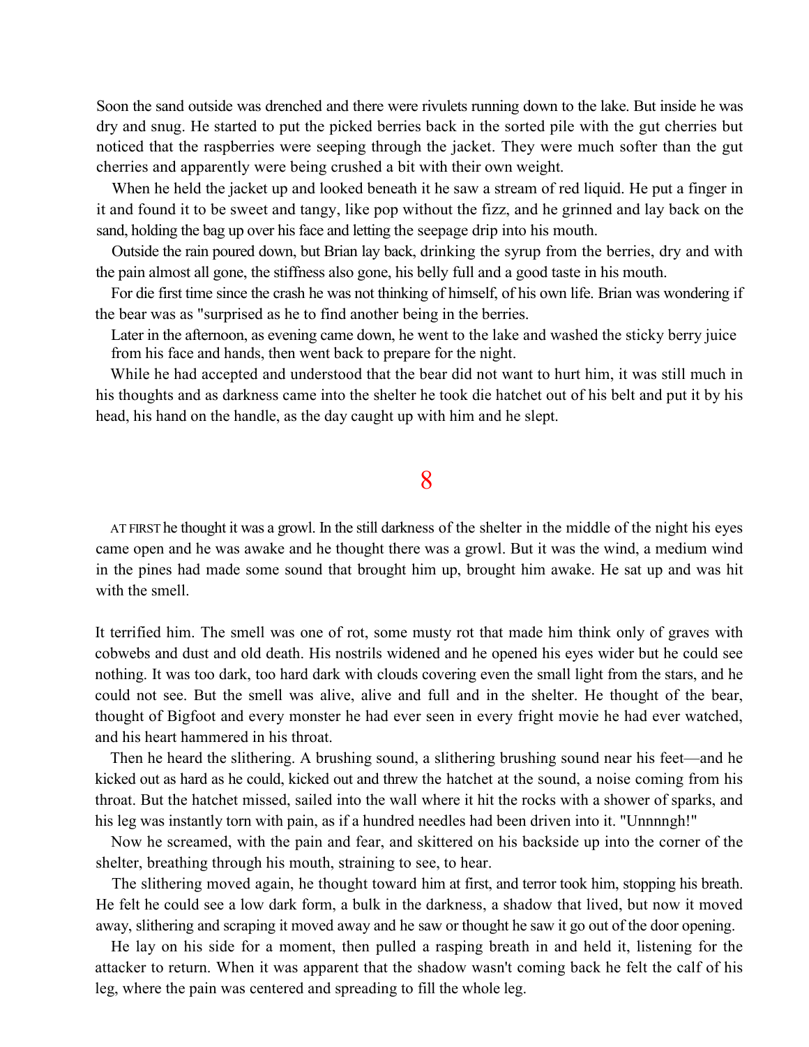Soon the sand outside was drenched and there were rivulets running down to the lake. But inside he was dry and snug. He started to put the picked berries back in the sorted pile with the gut cherries but noticed that the raspberries were seeping through the jacket. They were much softer than the gut cherries and apparently were being crushed a bit with their own weight.

When he held the jacket up and looked beneath it he saw a stream of red liquid. He put a finger in it and found it to be sweet and tangy, like pop without the fizz, and he grinned and lay back on the sand, holding the bag up over his face and letting the seepage drip into his mouth.

Outside the rain poured down, but Brian lay back, drinking the syrup from the berries, dry and with the pain almost all gone, the stiffness also gone, his belly full and a good taste in his mouth.

For die first time since the crash he was not thinking of himself, of his own life. Brian was wondering if the bear was as "surprised as he to find another being in the berries.

Later in the afternoon, as evening came down, he went to the lake and washed the sticky berry juice from his face and hands, then went back to prepare for the night.

While he had accepted and understood that the bear did not want to hurt him, it was still much in his thoughts and as darkness came into the shelter he took die hatchet out of his belt and put it by his head, his hand on the handle, as the day caught up with him and he slept.

# 8

AT FIRST he thought it was a growl. In the still darkness of the shelter in the middle of the night his eyes came open and he was awake and he thought there was a growl. But it was the wind, a medium wind in the pines had made some sound that brought him up, brought him awake. He sat up and was hit with the smell.

It terrified him. The smell was one of rot, some musty rot that made him think only of graves with cobwebs and dust and old death. His nostrils widened and he opened his eyes wider but he could see nothing. It was too dark, too hard dark with clouds covering even the small light from the stars, and he could not see. But the smell was alive, alive and full and in the shelter. He thought of the bear, thought of Bigfoot and every monster he had ever seen in every fright movie he had ever watched, and his heart hammered in his throat.

Then he heard the slithering. A brushing sound, a slithering brushing sound near his feet—and he kicked out as hard as he could, kicked out and threw the hatchet at the sound, a noise coming from his throat. But the hatchet missed, sailed into the wall where it hit the rocks with a shower of sparks, and his leg was instantly torn with pain, as if a hundred needles had been driven into it. "Unnnngh!"

Now he screamed, with the pain and fear, and skittered on his backside up into the corner of the shelter, breathing through his mouth, straining to see, to hear.

The slithering moved again, he thought toward him at first, and terror took him, stopping his breath. He felt he could see a low dark form, a bulk in the darkness, a shadow that lived, but now it moved away, slithering and scraping it moved away and he saw or thought he saw it go out of the door opening.

He lay on his side for a moment, then pulled a rasping breath in and held it, listening for the attacker to return. When it was apparent that the shadow wasn't coming back he felt the calf of his leg, where the pain was centered and spreading to fill the whole leg.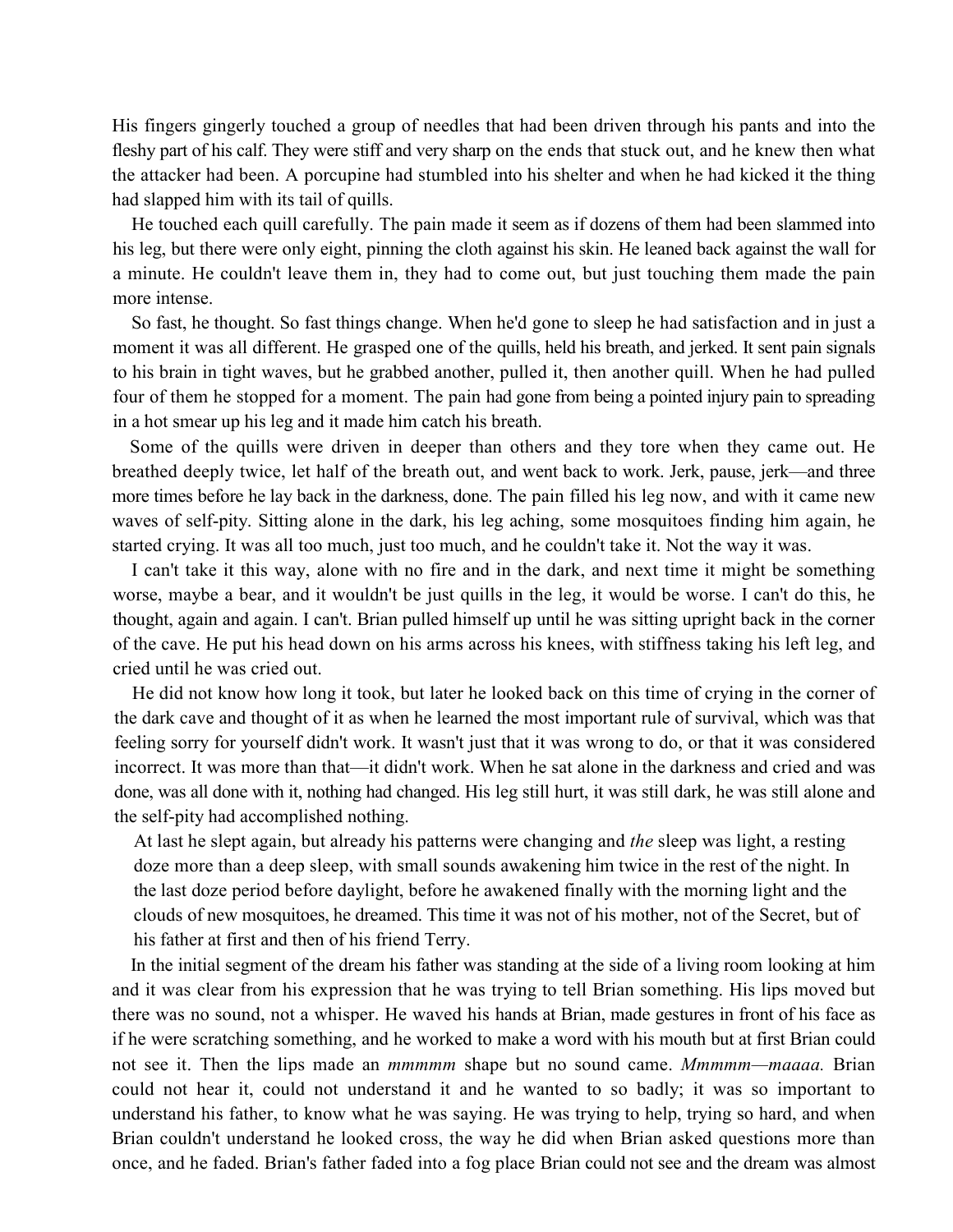His fingers gingerly touched a group of needles that had been driven through his pants and into the fleshy part of his calf. They were stiff and very sharp on the ends that stuck out, and he knew then what the attacker had been. A porcupine had stumbled into his shelter and when he had kicked it the thing had slapped him with its tail of quills.

He touched each quill carefully. The pain made it seem as if dozens of them had been slammed into his leg, but there were only eight, pinning the cloth against his skin. He leaned back against the wall for a minute. He couldn't leave them in, they had to come out, but just touching them made the pain more intense.

So fast, he thought. So fast things change. When he'd gone to sleep he had satisfaction and in just a moment it was all different. He grasped one of the quills, held his breath, and jerked. It sent pain signals to his brain in tight waves, but he grabbed another, pulled it, then another quill. When he had pulled four of them he stopped for a moment. The pain had gone from being a pointed injury pain to spreading in a hot smear up his leg and it made him catch his breath.

Some of the quills were driven in deeper than others and they tore when they came out. He breathed deeply twice, let half of the breath out, and went back to work. Jerk, pause, jerk—and three more times before he lay back in the darkness, done. The pain filled his leg now, and with it came new waves of self-pity. Sitting alone in the dark, his leg aching, some mosquitoes finding him again, he started crying. It was all too much, just too much, and he couldn't take it. Not the way it was.

I can't take it this way, alone with no fire and in the dark, and next time it might be something worse, maybe a bear, and it wouldn't be just quills in the leg, it would be worse. I can't do this, he thought, again and again. I can't. Brian pulled himself up until he was sitting upright back in the corner of the cave. He put his head down on his arms across his knees, with stiffness taking his left leg, and cried until he was cried out.

He did not know how long it took, but later he looked back on this time of crying in the corner of the dark cave and thought of it as when he learned the most important rule of survival, which was that feeling sorry for yourself didn't work. It wasn't just that it was wrong to do, or that it was considered incorrect. It was more than that—it didn't work. When he sat alone in the darkness and cried and was done, was all done with it, nothing had changed. His leg still hurt, it was still dark, he was still alone and the self-pity had accomplished nothing.

At last he slept again, but already his patterns were changing and *the* sleep was light, a resting doze more than a deep sleep, with small sounds awakening him twice in the rest of the night. In the last doze period before daylight, before he awakened finally with the morning light and the clouds of new mosquitoes, he dreamed. This time it was not of his mother, not of the Secret, but of his father at first and then of his friend Terry.

In the initial segment of the dream his father was standing at the side of a living room looking at him and it was clear from his expression that he was trying to tell Brian something. His lips moved but there was no sound, not a whisper. He waved his hands at Brian, made gestures in front of his face as if he were scratching something, and he worked to make a word with his mouth but at first Brian could not see it. Then the lips made an *mmmmm* shape but no sound came. *Mmmmm—maaaa.* Brian could not hear it, could not understand it and he wanted to so badly; it was so important to understand his father, to know what he was saying. He was trying to help, trying so hard, and when Brian couldn't understand he looked cross, the way he did when Brian asked questions more than once, and he faded. Brian's father faded into a fog place Brian could not see and the dream was almost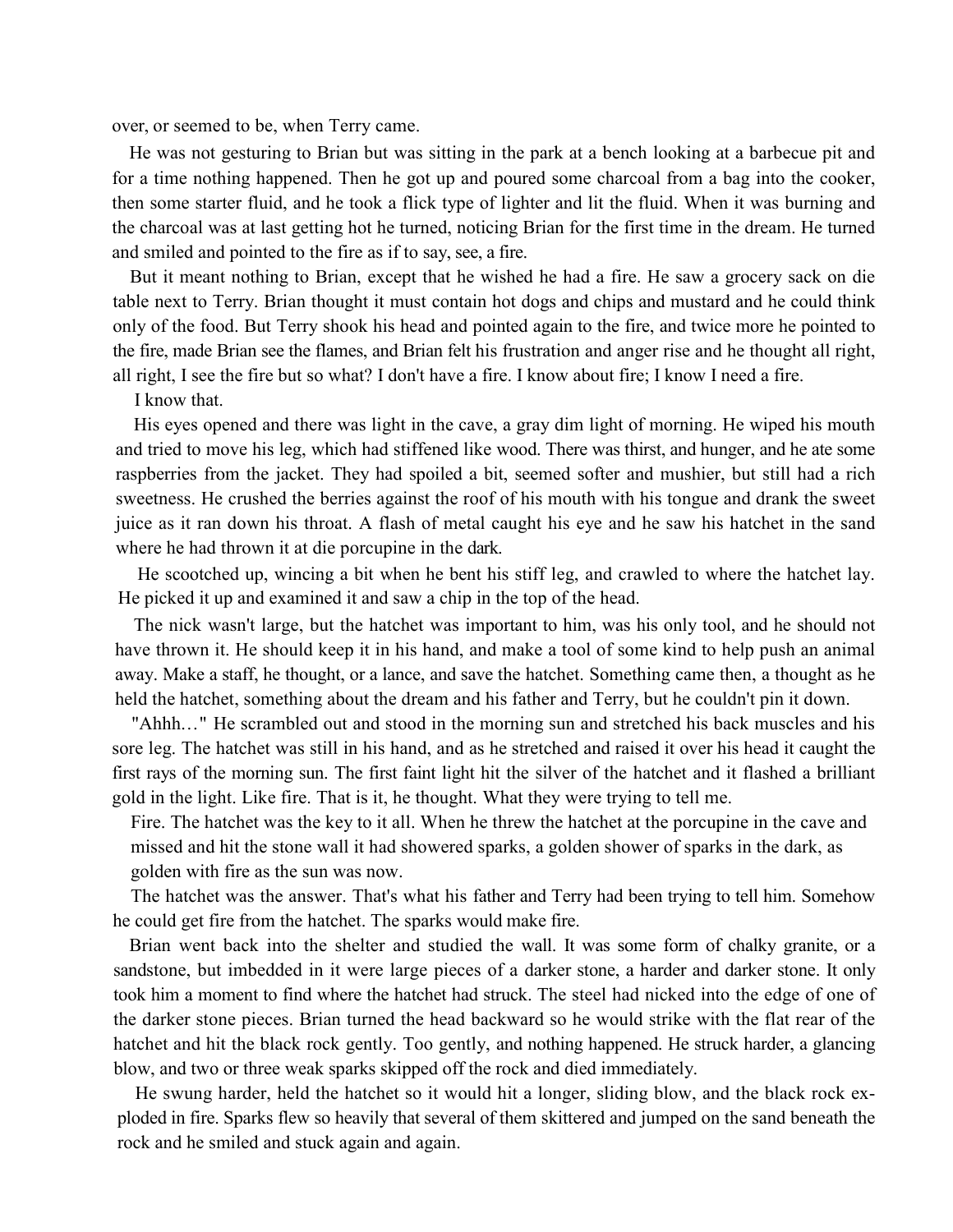over, or seemed to be, when Terry came.

He was not gesturing to Brian but was sitting in the park at a bench looking at a barbecue pit and for a time nothing happened. Then he got up and poured some charcoal from a bag into the cooker, then some starter fluid, and he took a flick type of lighter and lit the fluid. When it was burning and the charcoal was at last getting hot he turned, noticing Brian for the first time in the dream. He turned and smiled and pointed to the fire as if to say, see, a fire.

But it meant nothing to Brian, except that he wished he had a fire. He saw a grocery sack on die table next to Terry. Brian thought it must contain hot dogs and chips and mustard and he could think only of the food. But Terry shook his head and pointed again to the fire, and twice more he pointed to the fire, made Brian see the flames, and Brian felt his frustration and anger rise and he thought all right, all right, I see the fire but so what? I don't have a fire. I know about fire; I know I need a fire.

I know that.

His eyes opened and there was light in the cave, a gray dim light of morning. He wiped his mouth and tried to move his leg, which had stiffened like wood. There was thirst, and hunger, and he ate some raspberries from the jacket. They had spoiled a bit, seemed softer and mushier, but still had a rich sweetness. He crushed the berries against the roof of his mouth with his tongue and drank the sweet juice as it ran down his throat. A flash of metal caught his eye and he saw his hatchet in the sand where he had thrown it at die porcupine in the dark.

He scootched up, wincing a bit when he bent his stiff leg, and crawled to where the hatchet lay. He picked it up and examined it and saw a chip in the top of the head.

The nick wasn't large, but the hatchet was important to him, was his only tool, and he should not have thrown it. He should keep it in his hand, and make a tool of some kind to help push an animal away. Make a staff, he thought, or a lance, and save the hatchet. Something came then, a thought as he held the hatchet, something about the dream and his father and Terry, but he couldn't pin it down.

"Ahhh…" He scrambled out and stood in the morning sun and stretched his back muscles and his sore leg. The hatchet was still in his hand, and as he stretched and raised it over his head it caught the first rays of the morning sun. The first faint light hit the silver of the hatchet and it flashed a brilliant gold in the light. Like fire. That is it, he thought. What they were trying to tell me.

Fire. The hatchet was the key to it all. When he threw the hatchet at the porcupine in the cave and missed and hit the stone wall it had showered sparks, a golden shower of sparks in the dark, as golden with fire as the sun was now.

The hatchet was the answer. That's what his father and Terry had been trying to tell him. Somehow he could get fire from the hatchet. The sparks would make fire.

Brian went back into the shelter and studied the wall. It was some form of chalky granite, or a sandstone, but imbedded in it were large pieces of a darker stone, a harder and darker stone. It only took him a moment to find where the hatchet had struck. The steel had nicked into the edge of one of the darker stone pieces. Brian turned the head backward so he would strike with the flat rear of the hatchet and hit the black rock gently. Too gently, and nothing happened. He struck harder, a glancing blow, and two or three weak sparks skipped off the rock and died immediately.

He swung harder, held the hatchet so it would hit a longer, sliding blow, and the black rock exploded in fire. Sparks flew so heavily that several of them skittered and jumped on the sand beneath the rock and he smiled and stuck again and again.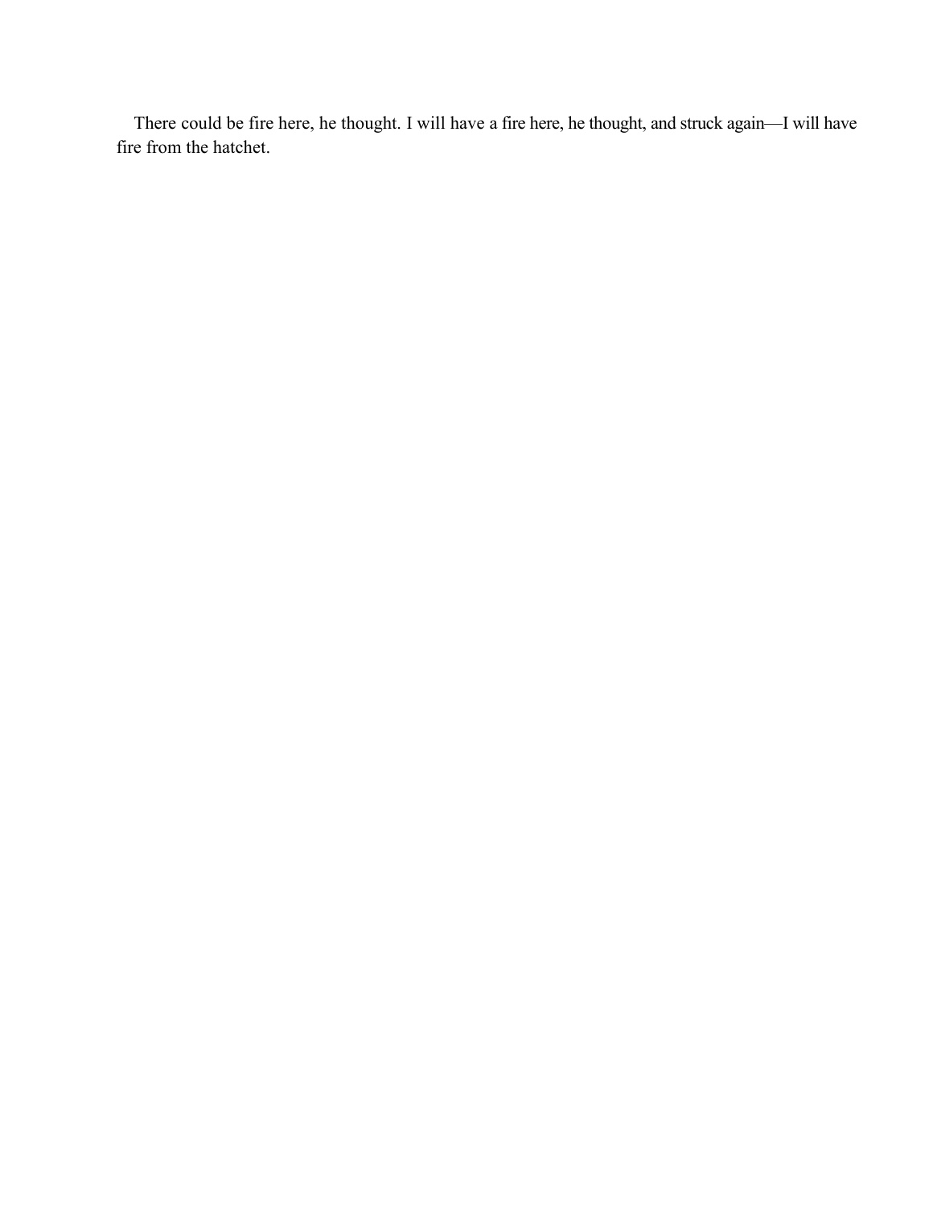There could be fire here, he thought. I will have a fire here, he thought, and struck again—I will have fire from the hatchet.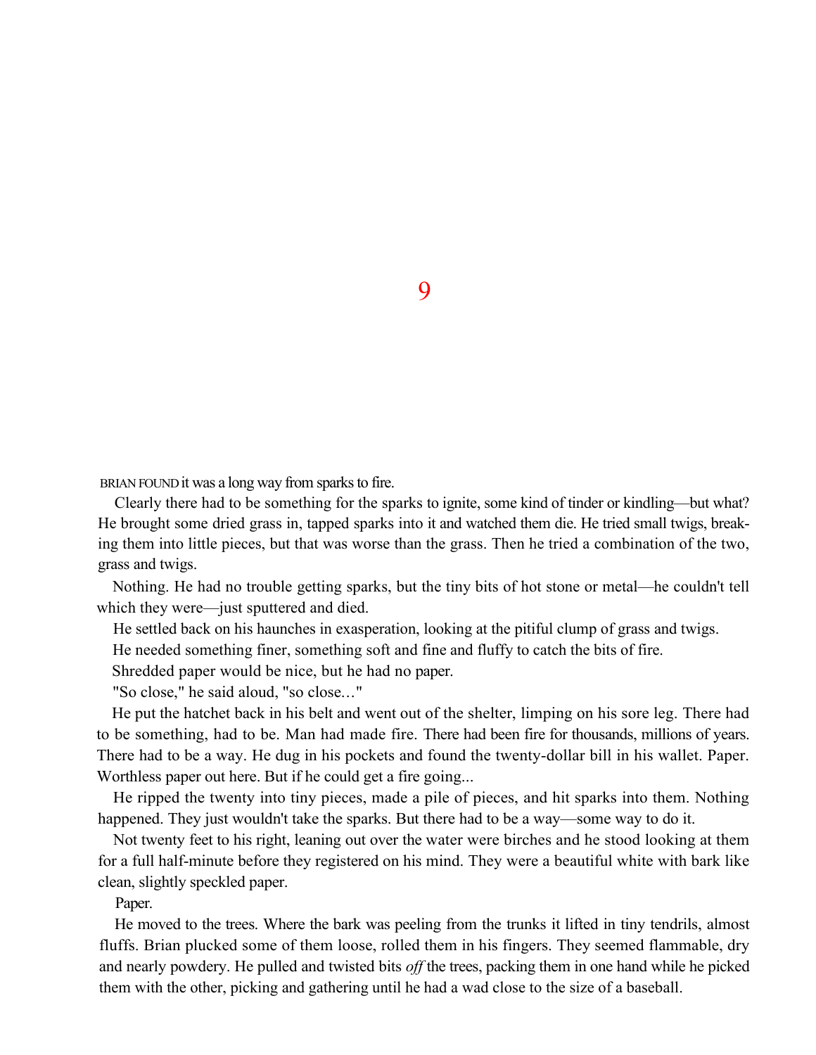# 9

BRIAN FOUND it was a long way from sparks to fire.

Clearly there had to be something for the sparks to ignite, some kind of tinder or kindling—but what? He brought some dried grass in, tapped sparks into it and watched them die. He tried small twigs, breaking them into little pieces, but that was worse than the grass. Then he tried a combination of the two, grass and twigs.

Nothing. He had no trouble getting sparks, but the tiny bits of hot stone or metal—he couldn't tell which they were—just sputtered and died.

He settled back on his haunches in exasperation, looking at the pitiful clump of grass and twigs.

He needed something finer, something soft and fine and fluffy to catch the bits of fire.

Shredded paper would be nice, but he had no paper.

"So close," he said aloud, "so close…"

He put the hatchet back in his belt and went out of the shelter, limping on his sore leg. There had to be something, had to be. Man had made fire. There had been fire for thousands, millions of years. There had to be a way. He dug in his pockets and found the twenty-dollar bill in his wallet. Paper. Worthless paper out here. But if he could get a fire going...

He ripped the twenty into tiny pieces, made a pile of pieces, and hit sparks into them. Nothing happened. They just wouldn't take the sparks. But there had to be a way—some way to do it.

Not twenty feet to his right, leaning out over the water were birches and he stood looking at them for a full half-minute before they registered on his mind. They were a beautiful white with bark like clean, slightly speckled paper.

Paper.

He moved to the trees. Where the bark was peeling from the trunks it lifted in tiny tendrils, almost fluffs. Brian plucked some of them loose, rolled them in his fingers. They seemed flammable, dry and nearly powdery. He pulled and twisted bits *off* the trees, packing them in one hand while he picked them with the other, picking and gathering until he had a wad close to the size of a baseball.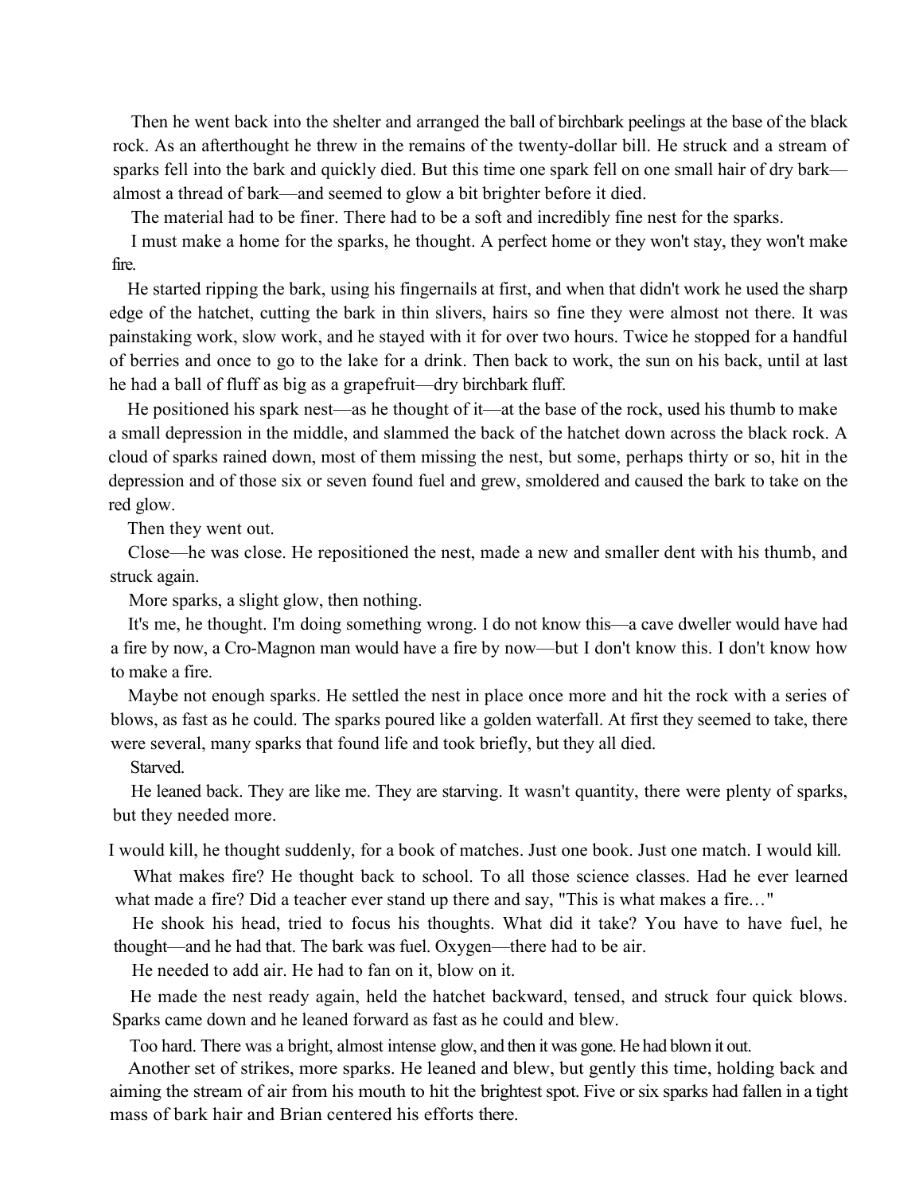Then he went back into the shelter and arranged the ball of birchbark peelings at the base of the black rock. As an afterthought he threw in the remains of the twenty-dollar bill. He struck and a stream of sparks fell into the bark and quickly died. But this time one spark fell on one small hair of dry bark—almost a thread of bark—and seemed to glow a bit brighter before it died.

The material had to be finer. There had to be a soft and incredibly fine nest for the sparks.

I must make a home for the sparks, he thought. A perfect home or they won't stay, they won't make fire.

He started ripping the bark, using his fingernails at first, and when that didn't work he used the sharp edge of the hatchet, cutting the bark in thin slivers, hairs so fine they were almost not there. It was painstaking work, slow work, and he stayed with it for over two hours. Twice he stopped for a handful of berries and once to go to the lake for a drink. Then back to work, the sun on his back, until at last he had a ball of fluff as big as a grapefruit—dry birchbark fluff.

He positioned his spark nest—as he thought of it—at the base of the rock, used his thumb to make a small depression in the middle, and slammed the back of the hatchet down across the black rock. A cloud of sparks rained down, most of them missing the nest, but some, perhaps thirty or so, hit in the depression and of those six or seven found fuel and grew, smoldered and caused the bark to take on the red glow.

Then they went out.

Close—he was close. He repositioned the nest, made a new and smaller dent with his thumb, and struck again.

More sparks, a slight glow, then nothing.

It's me, he thought. I'm doing something wrong. I do not know this—a cave dweller would have had a fire by now, a Cro-Magnon man would have a fire by now—but I don't know this. I don't know how to make a fire.

Maybe not enough sparks. He settled the nest in place once more and hit the rock with a series of blows, as fast as he could. The sparks poured like a golden waterfall. At first they seemed to take, there were several, many sparks that found life and took briefly, but they all died.

Starved.

He leaned back. They are like me. They are starving. It wasn't quantity, there were plenty of sparks, but they needed more.

I would kill, he thought suddenly, for a book of matches. Just one book. Just one match. I would kill.

What makes fire? He thought back to school. To all those science classes. Had he ever learned what made a fire? Did a teacher ever stand up there and say, "This is what makes a fire…"

He shook his head, tried to focus his thoughts. What did it take? You have to have fuel, he thought—and he had that. The bark was fuel. Oxygen—there had to be air.

He needed to add air. He had to fan on it, blow on it.

He made the nest ready again, held the hatchet backward, tensed, and struck four quick blows. Sparks came down and he leaned forward as fast as he could and blew.

Too hard. There was a bright, almost intense glow, and then it was gone. He had blown it out.

Another set of strikes, more sparks. He leaned and blew, but gently this time, holding back and aiming the stream of air from his mouth to hit the brightest spot. Five or six sparks had fallen in a tight mass of bark hair and Brian centered his efforts there.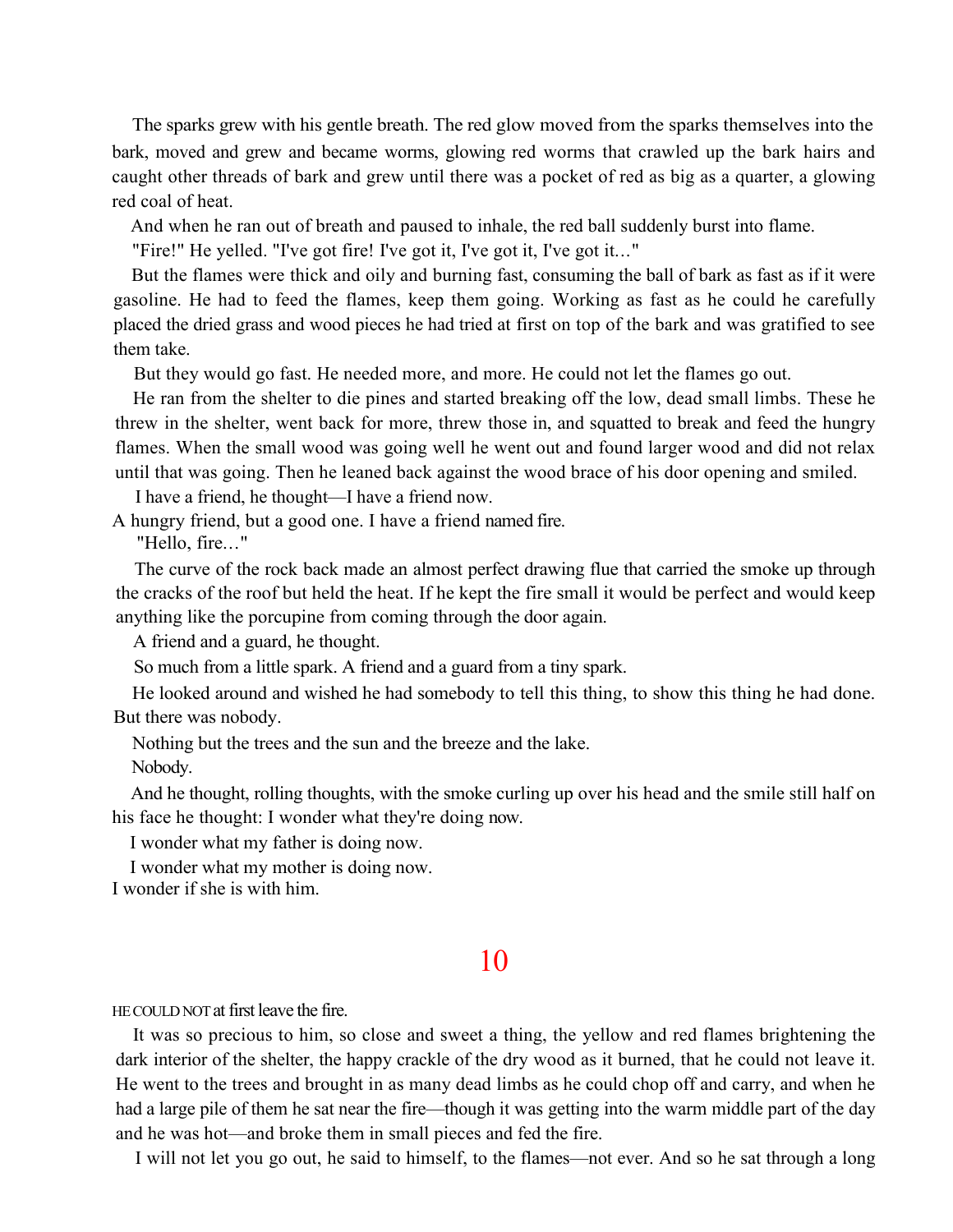The sparks grew with his gentle breath. The red glow moved from the sparks themselves into the bark, moved and grew and became worms, glowing red worms that crawled up the bark hairs and caught other threads of bark and grew until there was a pocket of red as big as a quarter, a glowing red coal of heat.

And when he ran out of breath and paused to inhale, the red ball suddenly burst into flame.

"Fire!" He yelled. "I've got fire! I've got it, I've got it, I've got it…"

But the flames were thick and oily and burning fast, consuming the ball of bark as fast as if it were gasoline. He had to feed the flames, keep them going. Working as fast as he could he carefully placed the dried grass and wood pieces he had tried at first on top of the bark and was gratified to see them take.

But they would go fast. He needed more, and more. He could not let the flames go out.

He ran from the shelter to die pines and started breaking off the low, dead small limbs. These he threw in the shelter, went back for more, threw those in, and squatted to break and feed the hungry flames. When the small wood was going well he went out and found larger wood and did not relax until that was going. Then he leaned back against the wood brace of his door opening and smiled.

I have a friend, he thought—I have a friend now.

A hungry friend, but a good one. I have a friend named fire.

"Hello, fire…"

The curve of the rock back made an almost perfect drawing flue that carried the smoke up through the cracks of the roof but held the heat. If he kept the fire small it would be perfect and would keep anything like the porcupine from coming through the door again.

A friend and a guard, he thought.

So much from a little spark. A friend and a guard from a tiny spark.

He looked around and wished he had somebody to tell this thing, to show this thing he had done. But there was nobody.

Nothing but the trees and the sun and the breeze and the lake.

Nobody.

And he thought, rolling thoughts, with the smoke curling up over his head and the smile still half on his face he thought: I wonder what they're doing now.

I wonder what my father is doing now.

I wonder what my mother is doing now.

I wonder if she is with him.

## 10

HE COULD NOT at first leave the fire.

It was so precious to him, so close and sweet a thing, the yellow and red flames brightening the dark interior of the shelter, the happy crackle of the dry wood as it burned, that he could not leave it. He went to the trees and brought in as many dead limbs as he could chop off and carry, and when he had a large pile of them he sat near the fire—though it was getting into the warm middle part of the day and he was hot—and broke them in small pieces and fed the fire.

I will not let you go out, he said to himself, to the flames—not ever. And so he sat through a long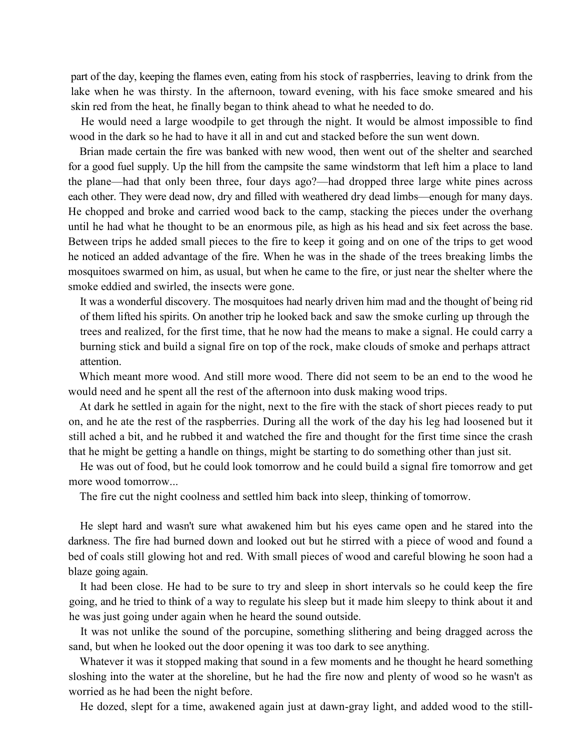part of the day, keeping the flames even, eating from his stock of raspberries, leaving to drink from the lake when he was thirsty. In the afternoon, toward evening, with his face smoke smeared and his skin red from the heat, he finally began to think ahead to what he needed to do.

He would need a large woodpile to get through the night. It would be almost impossible to find wood in the dark so he had to have it all in and cut and stacked before the sun went down.

Brian made certain the fire was banked with new wood, then went out of the shelter and searched for a good fuel supply. Up the hill from the campsite the same windstorm that left him a place to land the plane—had that only been three, four days ago?—had dropped three large white pines across each other. They were dead now, dry and filled with weathered dry dead limbs—enough for many days. He chopped and broke and carried wood back to the camp, stacking the pieces under the overhang until he had what he thought to be an enormous pile, as high as his head and six feet across the base. Between trips he added small pieces to the fire to keep it going and on one of the trips to get wood he noticed an added advantage of the fire. When he was in the shade of the trees breaking limbs the mosquitoes swarmed on him, as usual, but when he came to the fire, or just near the shelter where the smoke eddied and swirled, the insects were gone.

It was a wonderful discovery. The mosquitoes had nearly driven him mad and the thought of being rid of them lifted his spirits. On another trip he looked back and saw the smoke curling up through the trees and realized, for the first time, that he now had the means to make a signal. He could carry a burning stick and build a signal fire on top of the rock, make clouds of smoke and perhaps attract attention.

Which meant more wood. And still more wood. There did not seem to be an end to the wood he would need and he spent all the rest of the afternoon into dusk making wood trips.

At dark he settled in again for the night, next to the fire with the stack of short pieces ready to put on, and he ate the rest of the raspberries. During all the work of the day his leg had loosened but it still ached a bit, and he rubbed it and watched the fire and thought for the first time since the crash that he might be getting a handle on things, might be starting to do something other than just sit.

He was out of food, but he could look tomorrow and he could build a signal fire tomorrow and get more wood tomorrow...

The fire cut the night coolness and settled him back into sleep, thinking of tomorrow.

He slept hard and wasn't sure what awakened him but his eyes came open and he stared into the darkness. The fire had burned down and looked out but he stirred with a piece of wood and found a bed of coals still glowing hot and red. With small pieces of wood and careful blowing he soon had a blaze going again.

It had been close. He had to be sure to try and sleep in short intervals so he could keep the fire going, and he tried to think of a way to regulate his sleep but it made him sleepy to think about it and he was just going under again when he heard the sound outside.

It was not unlike the sound of the porcupine, something slithering and being dragged across the sand, but when he looked out the door opening it was too dark to see anything.

Whatever it was it stopped making that sound in a few moments and he thought he heard something sloshing into the water at the shoreline, but he had the fire now and plenty of wood so he wasn't as worried as he had been the night before.

He dozed, slept for a time, awakened again just at dawn-gray light, and added wood to the still-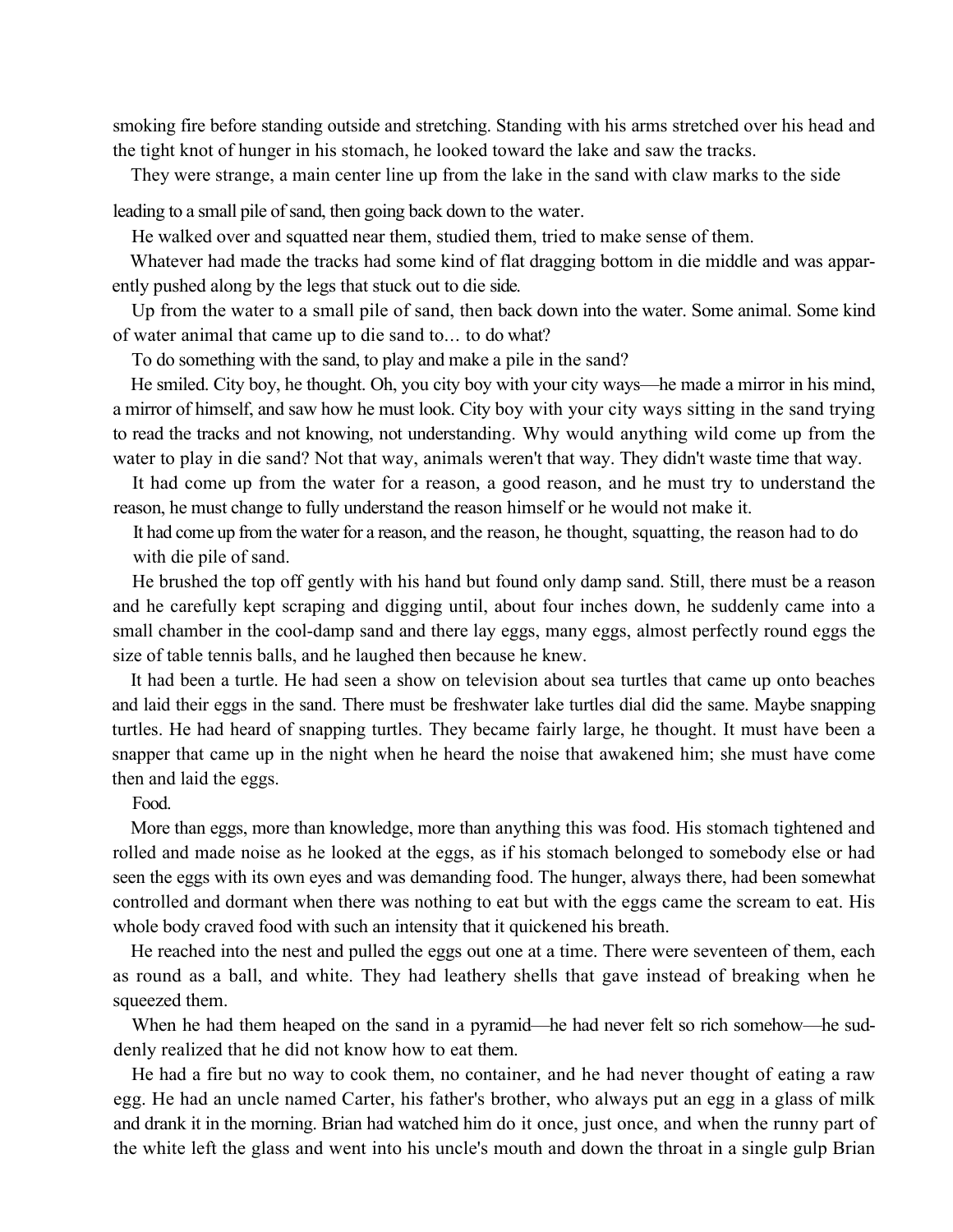smoking fire before standing outside and stretching. Standing with his arms stretched over his head and the tight knot of hunger in his stomach, he looked toward the lake and saw the tracks.

They were strange, a main center line up from the lake in the sand with claw marks to the side leading to a small pile of sand, then going back down to the water.

He walked over and squatted near them, studied them, tried to make sense of them.

Whatever had made the tracks had some kind of flat dragging bottom in die middle and was apparently pushed along by the legs that stuck out to die side.

Up from the water to a small pile of sand, then back down into the water. Some animal. Some kind of water animal that came up to die sand to… to do what?

To do something with the sand, to play and make a pile in the sand?

He smiled. City boy, he thought. Oh, you city boy with your city ways—he made a mirror in his mind, a mirror of himself, and saw how he must look. City boy with your city ways sitting in the sand trying to read the tracks and not knowing, not understanding. Why would anything wild come up from the water to play in die sand? Not that way, animals weren't that way. They didn't waste time that way.

It had come up from the water for a reason, a good reason, and he must try to understand the reason, he must change to fully understand the reason himself or he would not make it.

It had come up from the water for a reason, and the reason, he thought, squatting, the reason had to do with die pile of sand.

He brushed the top off gently with his hand but found only damp sand. Still, there must be a reason and he carefully kept scraping and digging until, about four inches down, he suddenly came into a small chamber in the cool-damp sand and there lay eggs, many eggs, almost perfectly round eggs the size of table tennis balls, and he laughed then because he knew.

It had been a turtle. He had seen a show on television about sea turtles that came up onto beaches and laid their eggs in the sand. There must be freshwater lake turtles dial did the same. Maybe snapping turtles. He had heard of snapping turtles. They became fairly large, he thought. It must have been a snapper that came up in the night when he heard the noise that awakened him; she must have come then and laid the eggs.

Food.

More than eggs, more than knowledge, more than anything this was food. His stomach tightened and rolled and made noise as he looked at the eggs, as if his stomach belonged to somebody else or had seen the eggs with its own eyes and was demanding food. The hunger, always there, had been somewhat controlled and dormant when there was nothing to eat but with the eggs came the scream to eat. His whole body craved food with such an intensity that it quickened his breath.

He reached into the nest and pulled the eggs out one at a time. There were seventeen of them, each as round as a ball, and white. They had leathery shells that gave instead of breaking when he squeezed them.

When he had them heaped on the sand in a pyramid—he had never felt so rich somehow—he suddenly realized that he did not know how to eat them.

He had a fire but no way to cook them, no container, and he had never thought of eating a raw egg. He had an uncle named Carter, his father's brother, who always put an egg in a glass of milk and drank it in the morning. Brian had watched him do it once, just once, and when the runny part of the white left the glass and went into his uncle's mouth and down the throat in a single gulp Brian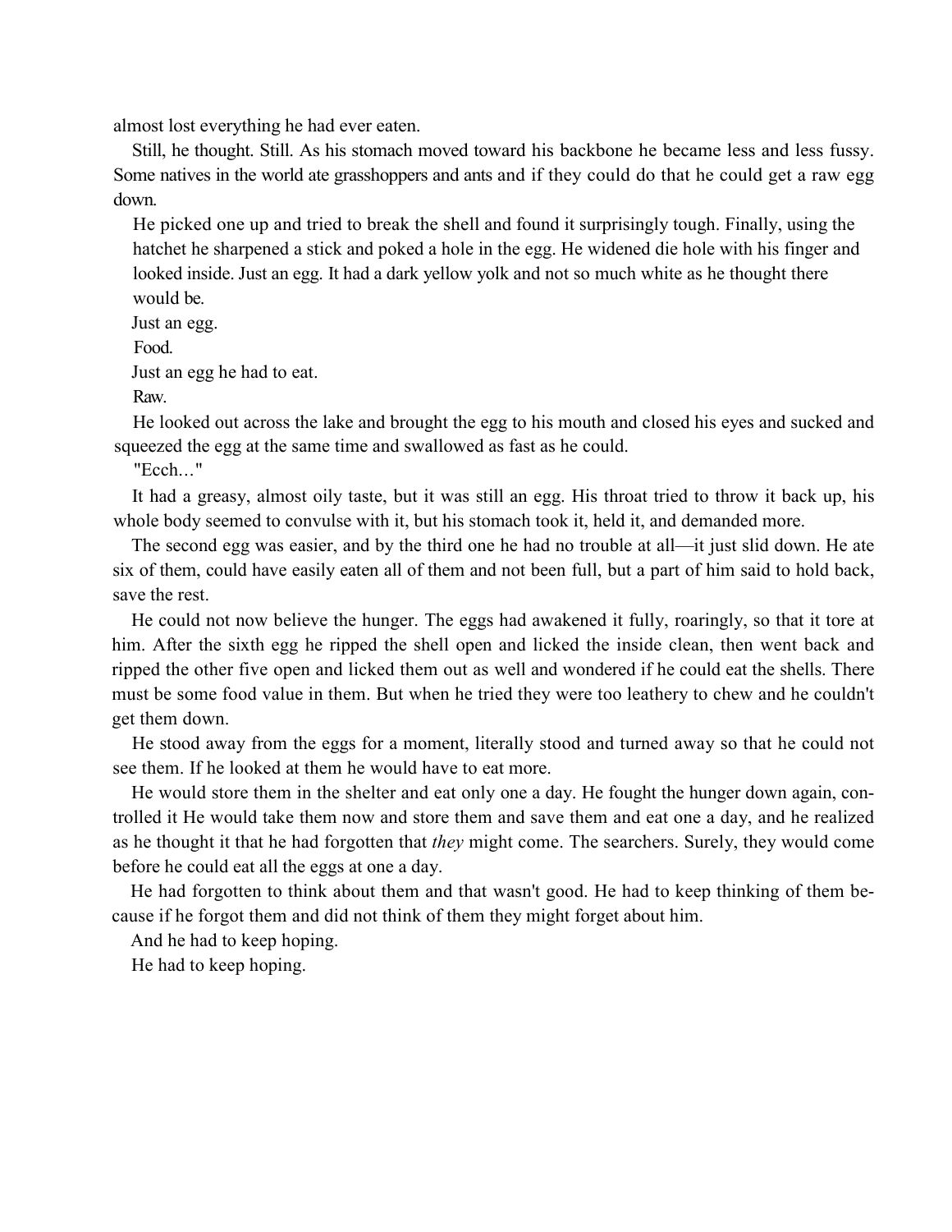almost lost everything he had ever eaten.

Still, he thought. Still. As his stomach moved toward his backbone he became less and less fussy. Some natives in the world ate grasshoppers and ants and if they could do that he could get a raw egg down.

He picked one up and tried to break the shell and found it surprisingly tough. Finally, using the hatchet he sharpened a stick and poked a hole in the egg. He widened die hole with his finger and looked inside. Just an egg. It had a dark yellow yolk and not so much white as he thought there would be.

Just an egg.

Food.

Just an egg he had to eat.

Raw.

He looked out across the lake and brought the egg to his mouth and closed his eyes and sucked and squeezed the egg at the same time and swallowed as fast as he could.

"Ecch…"

It had a greasy, almost oily taste, but it was still an egg. His throat tried to throw it back up, his whole body seemed to convulse with it, but his stomach took it, held it, and demanded more.

The second egg was easier, and by the third one he had no trouble at all—it just slid down. He ate six of them, could have easily eaten all of them and not been full, but a part of him said to hold back, save the rest.

He could not now believe the hunger. The eggs had awakened it fully, roaringly, so that it tore at him. After the sixth egg he ripped the shell open and licked the inside clean, then went back and ripped the other five open and licked them out as well and wondered if he could eat the shells. There must be some food value in them. But when he tried they were too leathery to chew and he couldn't get them down.

He stood away from the eggs for a moment, literally stood and turned away so that he could not see them. If he looked at them he would have to eat more.

He would store them in the shelter and eat only one a day. He fought the hunger down again, controlled it He would take them now and store them and save them and eat one a day, and he realized as he thought it that he had forgotten that *they* might come. The searchers. Surely, they would come before he could eat all the eggs at one a day.

He had forgotten to think about them and that wasn't good. He had to keep thinking of them because if he forgot them and did not think of them they might forget about him.

And he had to keep hoping.

He had to keep hoping.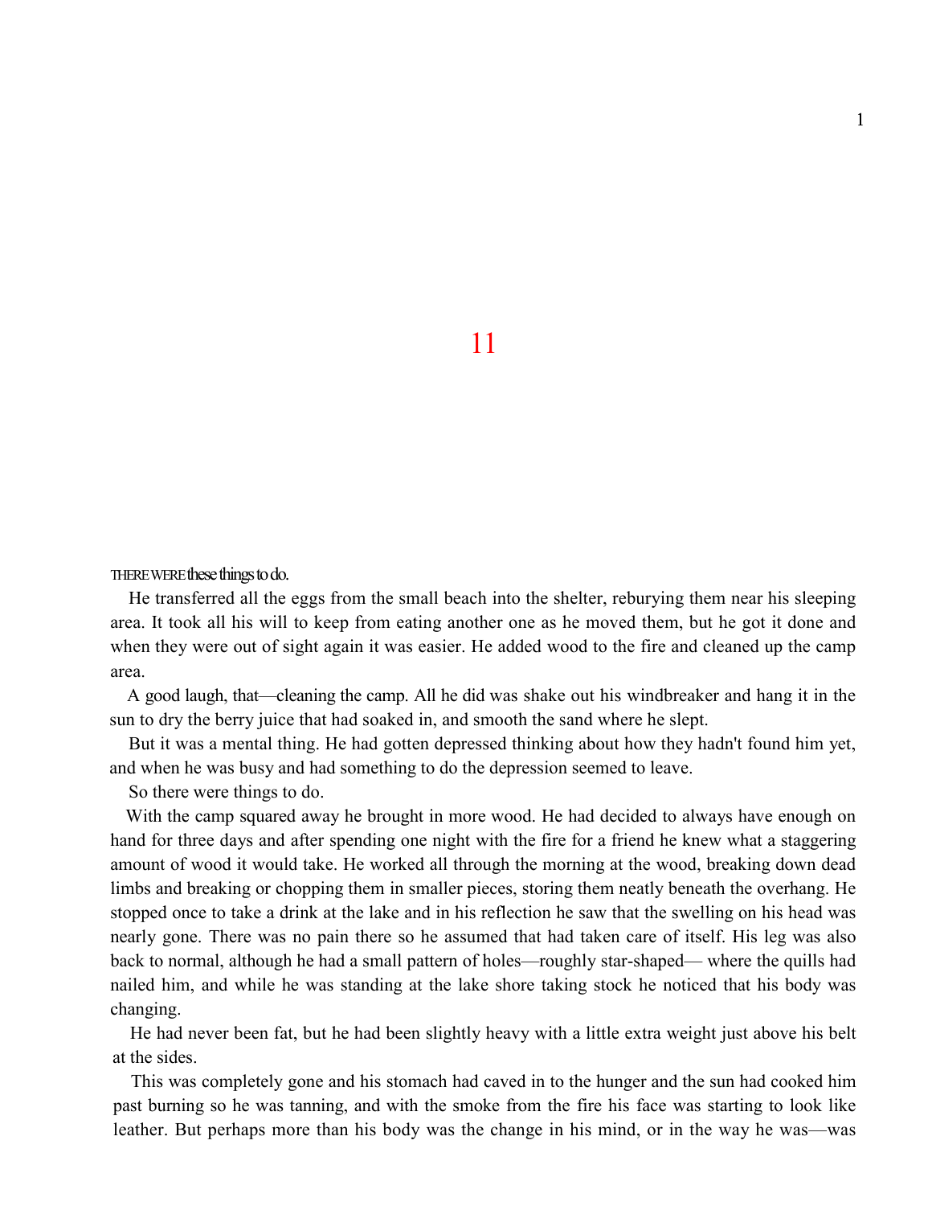# 11

THERE WERE these things to do.

He transferred all the eggs from the small beach into the shelter, reburying them near his sleeping area. It took all his will to keep from eating another one as he moved them, but he got it done and when they were out of sight again it was easier. He added wood to the fire and cleaned up the camp area.

A good laugh, that—cleaning the camp. All he did was shake out his windbreaker and hang it in the sun to dry the berry juice that had soaked in, and smooth the sand where he slept.

But it was a mental thing. He had gotten depressed thinking about how they hadn't found him yet, and when he was busy and had something to do the depression seemed to leave.

So there were things to do.

With the camp squared away he brought in more wood. He had decided to always have enough on hand for three days and after spending one night with the fire for a friend he knew what a staggering amount of wood it would take. He worked all through the morning at the wood, breaking down dead limbs and breaking or chopping them in smaller pieces, storing them neatly beneath the overhang. He stopped once to take a drink at the lake and in his reflection he saw that the swelling on his head was nearly gone. There was no pain there so he assumed that had taken care of itself. His leg was also back to normal, although he had a small pattern of holes—roughly star-shaped— where the quills had nailed him, and while he was standing at the lake shore taking stock he noticed that his body was changing.

He had never been fat, but he had been slightly heavy with a little extra weight just above his belt at the sides.

This was completely gone and his stomach had caved in to the hunger and the sun had cooked him past burning so he was tanning, and with the smoke from the fire his face was starting to look like leather. But perhaps more than his body was the change in his mind, or in the way he was—was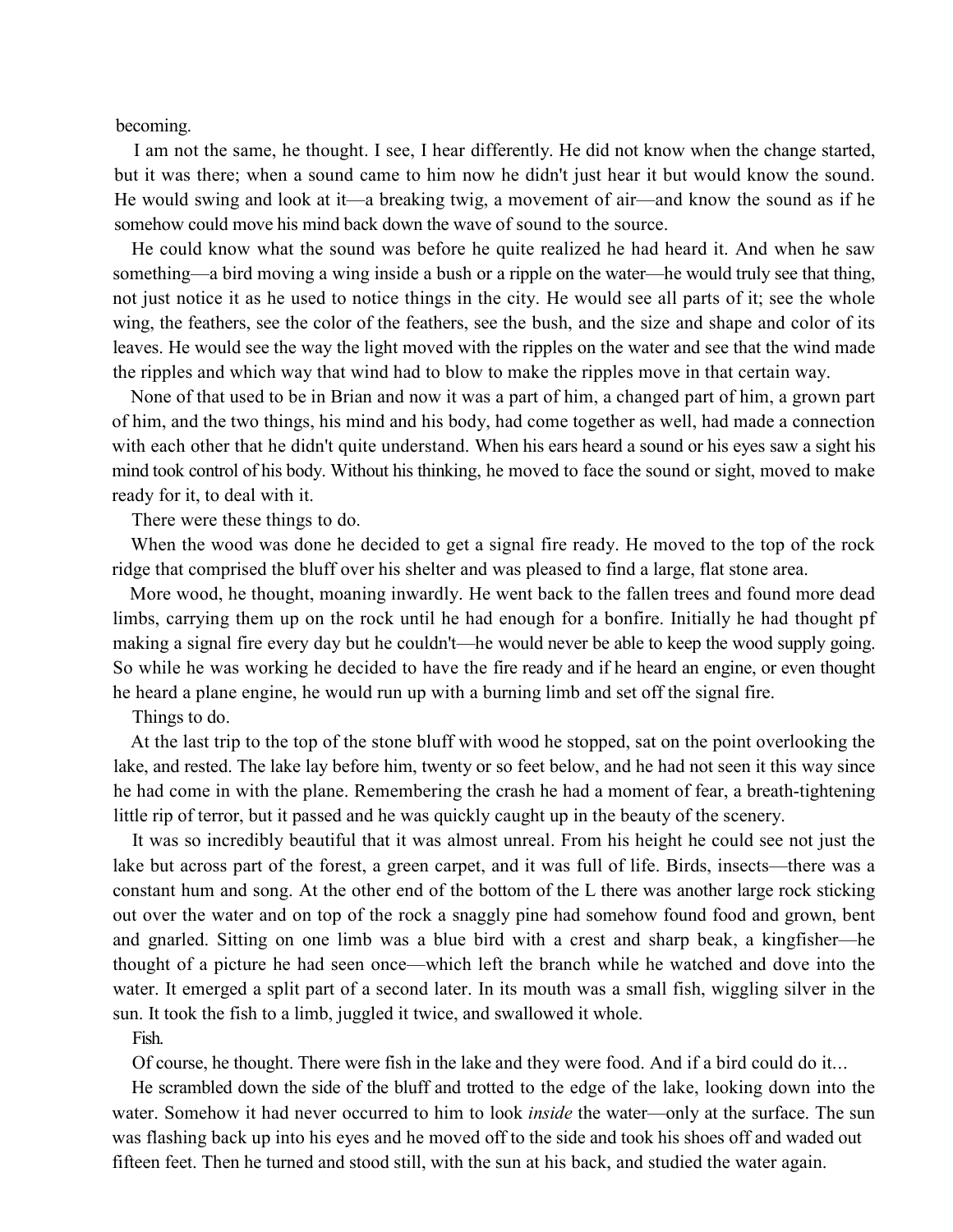becoming.

I am not the same, he thought. I see, I hear differently. He did not know when the change started, but it was there; when a sound came to him now he didn't just hear it but would know the sound. He would swing and look at it—a breaking twig, a movement of air—and know the sound as if he somehow could move his mind back down the wave of sound to the source.

He could know what the sound was before he quite realized he had heard it. And when he saw something—a bird moving a wing inside a bush or a ripple on the water—he would truly see that thing, not just notice it as he used to notice things in the city. He would see all parts of it; see the whole wing, the feathers, see the color of the feathers, see the bush, and the size and shape and color of its leaves. He would see the way the light moved with the ripples on the water and see that the wind made the ripples and which way that wind had to blow to make the ripples move in that certain way.

None of that used to be in Brian and now it was a part of him, a changed part of him, a grown part of him, and the two things, his mind and his body, had come together as well, had made a connection with each other that he didn't quite understand. When his ears heard a sound or his eyes saw a sight his mind took control of his body. Without his thinking, he moved to face the sound or sight, moved to make ready for it, to deal with it.

There were these things to do.

When the wood was done he decided to get a signal fire ready. He moved to the top of the rock ridge that comprised the bluff over his shelter and was pleased to find a large, flat stone area.

More wood, he thought, moaning inwardly. He went back to the fallen trees and found more dead limbs, carrying them up on the rock until he had enough for a bonfire. Initially he had thought pf making a signal fire every day but he couldn't—he would never be able to keep the wood supply going. So while he was working he decided to have the fire ready and if he heard an engine, or even thought he heard a plane engine, he would run up with a burning limb and set off the signal fire.

Things to do.

At the last trip to the top of the stone bluff with wood he stopped, sat on the point overlooking the lake, and rested. The lake lay before him, twenty or so feet below, and he had not seen it this way since he had come in with the plane. Remembering the crash he had a moment of fear, a breath-tightening little rip of terror, but it passed and he was quickly caught up in the beauty of the scenery.

It was so incredibly beautiful that it was almost unreal. From his height he could see not just the lake but across part of the forest, a green carpet, and it was full of life. Birds, insects—there was a constant hum and song. At the other end of the bottom of the L there was another large rock sticking out over the water and on top of the rock a snaggly pine had somehow found food and grown, bent and gnarled. Sitting on one limb was a blue bird with a crest and sharp beak, a kingfisher—he thought of a picture he had seen once—which left the branch while he watched and dove into the water. It emerged a split part of a second later. In its mouth was a small fish, wiggling silver in the sun. It took the fish to a limb, juggled it twice, and swallowed it whole.

Fish.

Of course, he thought. There were fish in the lake and they were food. And if a bird could do it...

He scrambled down the side of the bluff and trotted to the edge of the lake, looking down into the water. Somehow it had never occurred to him to look *inside* the water—only at the surface. The sun was flashing back up into his eyes and he moved off to the side and took his shoes off and waded out fifteen feet. Then he turned and stood still, with the sun at his back, and studied the water again.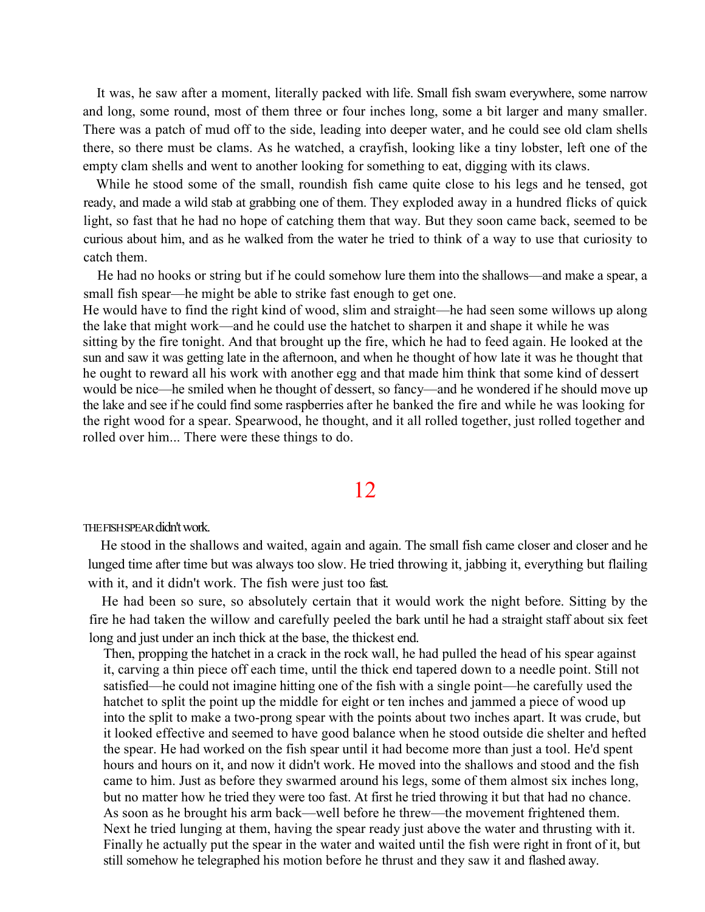It was, he saw after a moment, literally packed with life. Small fish swam everywhere, some narrow and long, some round, most of them three or four inches long, some a bit larger and many smaller. There was a patch of mud off to the side, leading into deeper water, and he could see old clam shells there, so there must be clams. As he watched, a crayfish, looking like a tiny lobster, left one of the empty clam shells and went to another looking for something to eat, digging with its claws.

While he stood some of the small, roundish fish came quite close to his legs and he tensed, got ready, and made a wild stab at grabbing one of them. They exploded away in a hundred flicks of quick light, so fast that he had no hope of catching them that way. But they soon came back, seemed to be curious about him, and as he walked from the water he tried to think of a way to use that curiosity to catch them.

He had no hooks or string but if he could somehow lure them into the shallows—and make a spear, a small fish spear—he might be able to strike fast enough to get one.

He would have to find the right kind of wood, slim and straight—he had seen some willows up along the lake that might work—and he could use the hatchet to sharpen it and shape it while he was sitting by the fire tonight. And that brought up the fire, which he had to feed again. He looked at the sun and saw it was getting late in the afternoon, and when he thought of how late it was he thought that he ought to reward all his work with another egg and that made him think that some kind of dessert would be nice—he smiled when he thought of dessert, so fancy—and he wondered if he should move up the lake and see if he could find some raspberries after he banked the fire and while he was looking for the right wood for a spear. Spearwood, he thought, and it all rolled together, just rolled together and rolled over him... There were these things to do.

## 12

THE FISH SPEAR didn't work.

He stood in the shallows and waited, again and again. The small fish came closer and closer and he lunged time after time but was always too slow. He tried throwing it, jabbing it, everything but flailing with it, and it didn't work. The fish were just too fast.

He had been so sure, so absolutely certain that it would work the night before. Sitting by the fire he had taken the willow and carefully peeled the bark until he had a straight staff about six feet long and just under an inch thick at the base, the thickest end.

Then, propping the hatchet in a crack in the rock wall, he had pulled the head of his spear against it, carving a thin piece off each time, until the thick end tapered down to a needle point. Still not satisfied—he could not imagine hitting one of the fish with a single point—he carefully used the hatchet to split the point up the middle for eight or ten inches and jammed a piece of wood up into the split to make a two-prong spear with the points about two inches apart. It was crude, but it looked effective and seemed to have good balance when he stood outside die shelter and hefted the spear. He had worked on the fish spear until it had become more than just a tool. He'd spent hours and hours on it, and now it didn't work. He moved into the shallows and stood and the fish came to him. Just as before they swarmed around his legs, some of them almost six inches long, but no matter how he tried they were too fast. At first he tried throwing it but that had no chance. As soon as he brought his arm back—well before he threw—the movement frightened them. Next he tried lunging at them, having the spear ready just above the water and thrusting with it. Finally he actually put the spear in the water and waited until the fish were right in front of it, but still somehow he telegraphed his motion before he thrust and they saw it and flashed away.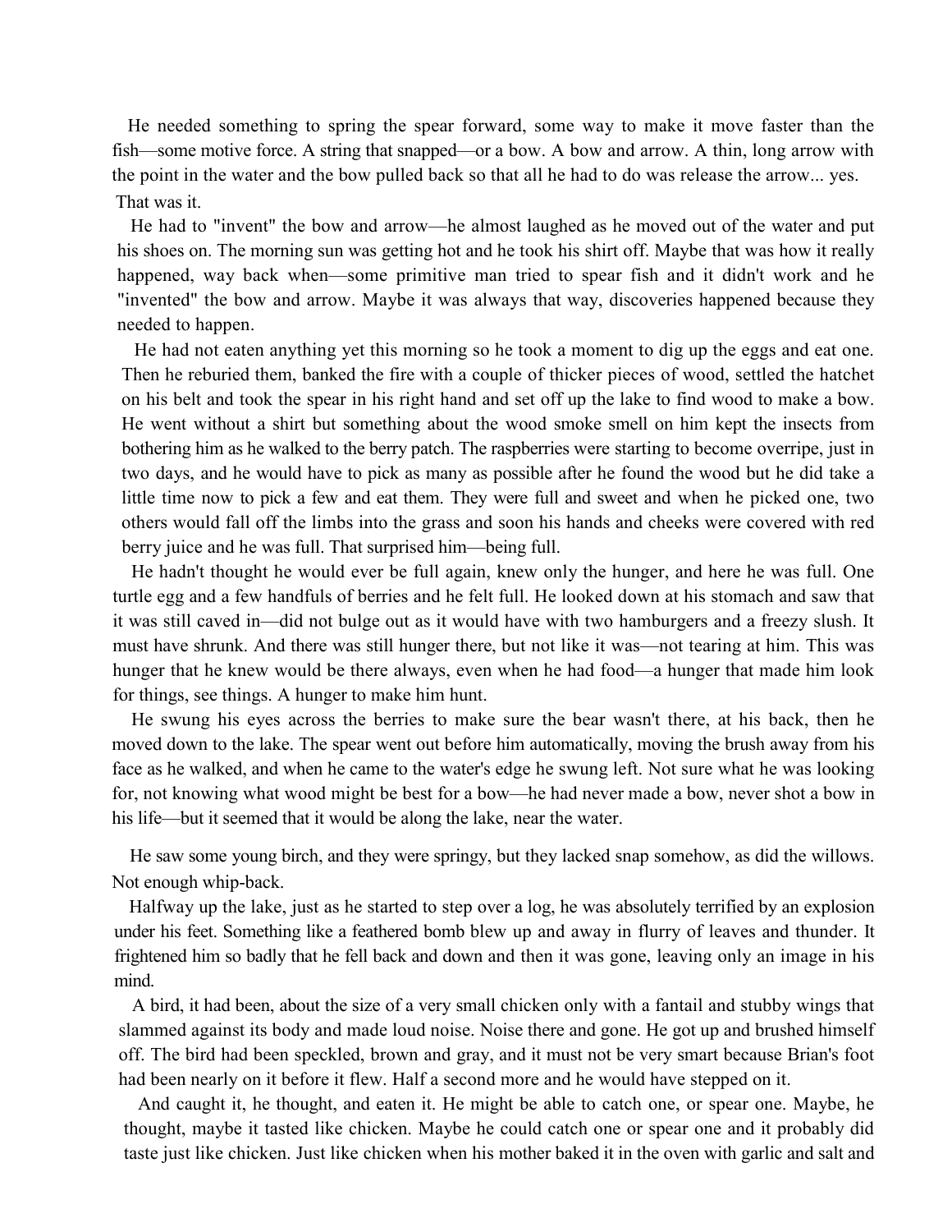He needed something to spring the spear forward, some way to make it move faster than the fish—some motive force. A string that snapped—or a bow. A bow and arrow. A thin, long arrow with the point in the water and the bow pulled back so that all he had to do was release the arrow... yes. That was it.

He had to "invent" the bow and arrow—he almost laughed as he moved out of the water and put his shoes on. The morning sun was getting hot and he took his shirt off. Maybe that was how it really happened, way back when—some primitive man tried to spear fish and it didn't work and he "invented" the bow and arrow. Maybe it was always that way, discoveries happened because they needed to happen.

He had not eaten anything yet this morning so he took a moment to dig up the eggs and eat one. Then he reburied them, banked the fire with a couple of thicker pieces of wood, settled the hatchet on his belt and took the spear in his right hand and set off up the lake to find wood to make a bow. He went without a shirt but something about the wood smoke smell on him kept the insects from bothering him as he walked to the berry patch. The raspberries were starting to become overripe, just in two days, and he would have to pick as many as possible after he found the wood but he did take a little time now to pick a few and eat them. They were full and sweet and when he picked one, two others would fall off the limbs into the grass and soon his hands and cheeks were covered with red berry juice and he was full. That surprised him—being full.

He hadn't thought he would ever be full again, knew only the hunger, and here he was full. One turtle egg and a few handfuls of berries and he felt full. He looked down at his stomach and saw that it was still caved in—did not bulge out as it would have with two hamburgers and a freezy slush. It must have shrunk. And there was still hunger there, but not like it was—not tearing at him. This was hunger that he knew would be there always, even when he had food—a hunger that made him look for things, see things. A hunger to make him hunt.

He swung his eyes across the berries to make sure the bear wasn't there, at his back, then he moved down to the lake. The spear went out before him automatically, moving the brush away from his face as he walked, and when he came to the water's edge he swung left. Not sure what he was looking for, not knowing what wood might be best for a bow—he had never made a bow, never shot a bow in his life—but it seemed that it would be along the lake, near the water.

He saw some young birch, and they were springy, but they lacked snap somehow, as did the willows. Not enough whip-back.

Halfway up the lake, just as he started to step over a log, he was absolutely terrified by an explosion under his feet. Something like a feathered bomb blew up and away in flurry of leaves and thunder. It frightened him so badly that he fell back and down and then it was gone, leaving only an image in his mind.

A bird, it had been, about the size of a very small chicken only with a fantail and stubby wings that slammed against its body and made loud noise. Noise there and gone. He got up and brushed himself off. The bird had been speckled, brown and gray, and it must not be very smart because Brian's foot had been nearly on it before it flew. Half a second more and he would have stepped on it.

And caught it, he thought, and eaten it. He might be able to catch one, or spear one. Maybe, he thought, maybe it tasted like chicken. Maybe he could catch one or spear one and it probably did taste just like chicken. Just like chicken when his mother baked it in the oven with garlic and salt and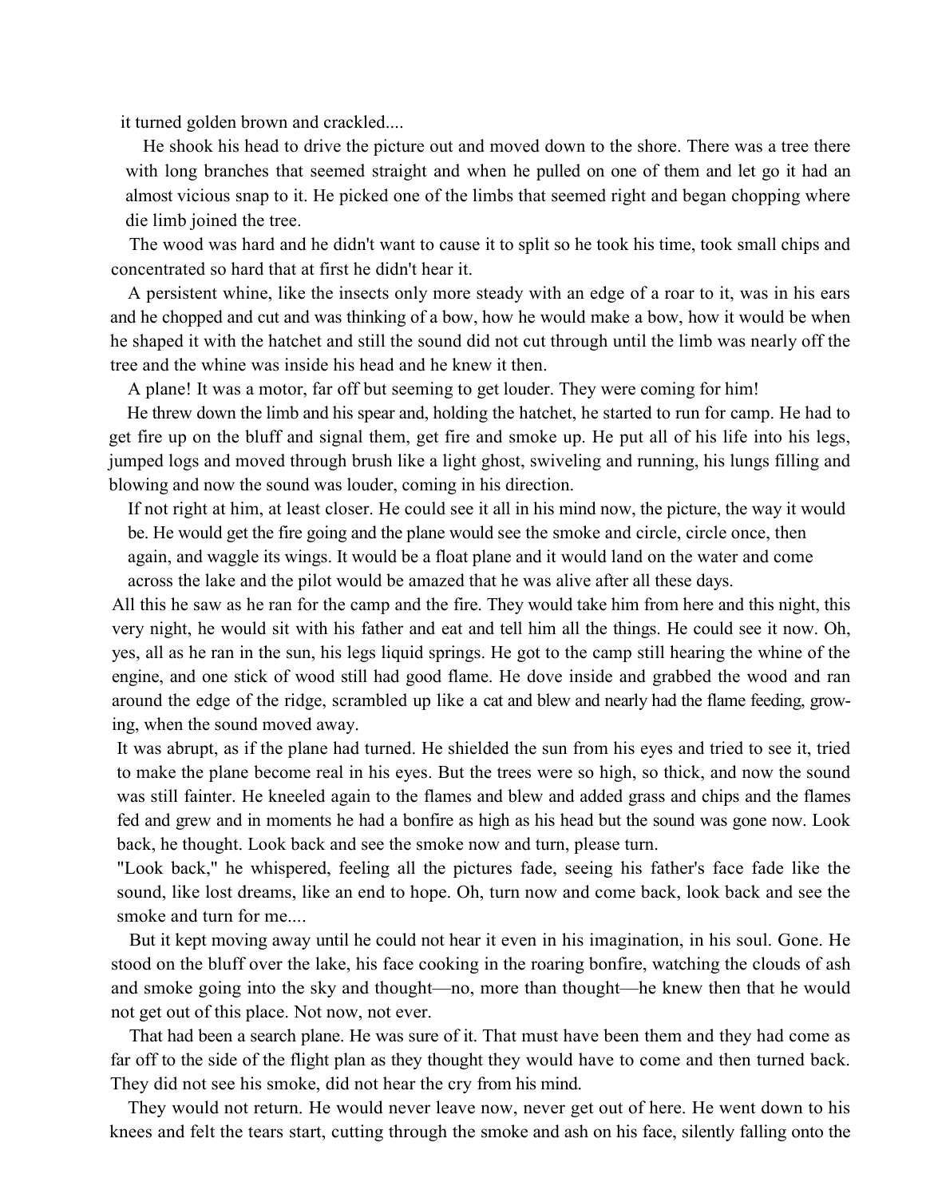it turned golden brown and crackled....

He shook his head to drive the picture out and moved down to the shore. There was a tree there with long branches that seemed straight and when he pulled on one of them and let go it had an almost vicious snap to it. He picked one of the limbs that seemed right and began chopping where die limb joined the tree.

The wood was hard and he didn't want to cause it to split so he took his time, took small chips and concentrated so hard that at first he didn't hear it.

A persistent whine, like the insects only more steady with an edge of a roar to it, was in his ears and he chopped and cut and was thinking of a bow, how he would make a bow, how it would be when he shaped it with the hatchet and still the sound did not cut through until the limb was nearly off the tree and the whine was inside his head and he knew it then.

A plane! It was a motor, far off but seeming to get louder. They were coming for him!

He threw down the limb and his spear and, holding the hatchet, he started to run for camp. He had to get fire up on the bluff and signal them, get fire and smoke up. He put all of his life into his legs, jumped logs and moved through brush like a light ghost, swiveling and running, his lungs filling and blowing and now the sound was louder, coming in his direction.

If not right at him, at least closer. He could see it all in his mind now, the picture, the way it would be. He would get the fire going and the plane would see the smoke and circle, circle once, then again, and waggle its wings. It would be a float plane and it would land on the water and come across the lake and the pilot would be amazed that he was alive after all these days.

All this he saw as he ran for the camp and the fire. They would take him from here and this night, this very night, he would sit with his father and eat and tell him all the things. He could see it now. Oh, yes, all as he ran in the sun, his legs liquid springs. He got to the camp still hearing the whine of the engine, and one stick of wood still had good flame. He dove inside and grabbed the wood and ran around the edge of the ridge, scrambled up like a cat and blew and nearly had the flame feeding, growing, when the sound moved away.

It was abrupt, as if the plane had turned. He shielded the sun from his eyes and tried to see it, tried to make the plane become real in his eyes. But the trees were so high, so thick, and now the sound was still fainter. He kneeled again to the flames and blew and added grass and chips and the flames fed and grew and in moments he had a bonfire as high as his head but the sound was gone now. Look back, he thought. Look back and see the smoke now and turn, please turn.

"Look back," he whispered, feeling all the pictures fade, seeing his father's face fade like the sound, like lost dreams, like an end to hope. Oh, turn now and come back, look back and see the smoke and turn for me....

But it kept moving away until he could not hear it even in his imagination, in his soul. Gone. He stood on the bluff over the lake, his face cooking in the roaring bonfire, watching the clouds of ash and smoke going into the sky and thought—no, more than thought—he knew then that he would not get out of this place. Not now, not ever.

That had been a search plane. He was sure of it. That must have been them and they had come as far off to the side of the flight plan as they thought they would have to come and then turned back. They did not see his smoke, did not hear the cry from his mind.

They would not return. He would never leave now, never get out of here. He went down to his knees and felt the tears start, cutting through the smoke and ash on his face, silently falling onto the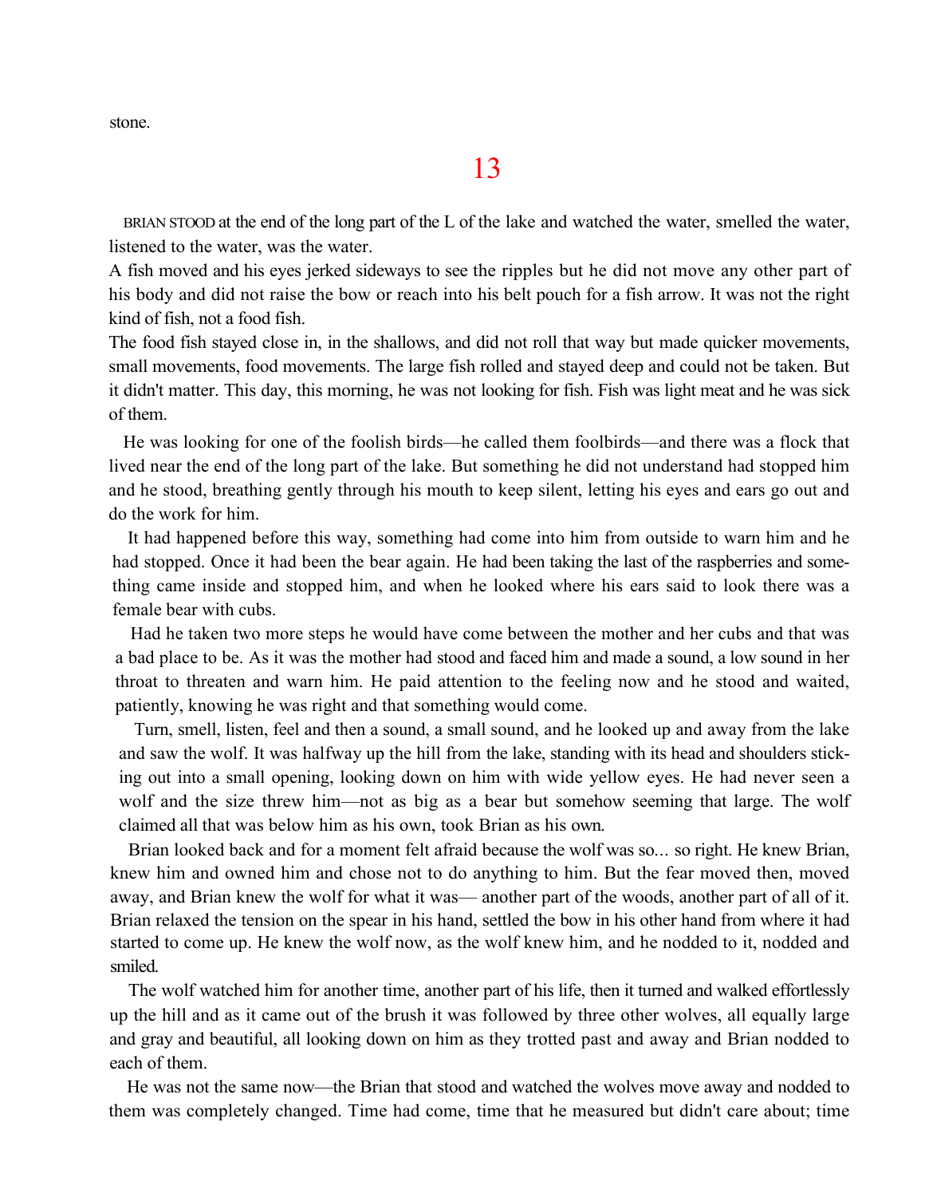stone.

# 13

BRIAN STOOD at the end of the long part of the L of the lake and watched the water, smelled the water, listened to the water, was the water.

A fish moved and his eyes jerked sideways to see the ripples but he did not move any other part of his body and did not raise the bow or reach into his belt pouch for a fish arrow. It was not the right kind of fish, not a food fish.

The food fish stayed close in, in the shallows, and did not roll that way but made quicker movements, small movements, food movements. The large fish rolled and stayed deep and could not be taken. But it didn't matter. This day, this morning, he was not looking for fish. Fish was light meat and he was sick of them.

He was looking for one of the foolish birds—he called them foolbirds—and there was a flock that lived near the end of the long part of the lake. But something he did not understand had stopped him and he stood, breathing gently through his mouth to keep silent, letting his eyes and ears go out and do the work for him.

It had happened before this way, something had come into him from outside to warn him and he had stopped. Once it had been the bear again. He had been taking the last of the raspberries and something came inside and stopped him, and when he looked where his ears said to look there was a female bear with cubs.

Had he taken two more steps he would have come between the mother and her cubs and that was a bad place to be. As it was the mother had stood and faced him and made a sound, a low sound in her throat to threaten and warn him. He paid attention to the feeling now and he stood and waited, patiently, knowing he was right and that something would come.

Turn, smell, listen, feel and then a sound, a small sound, and he looked up and away from the lake and saw the wolf. It was halfway up the hill from the lake, standing with its head and shoulders sticking out into a small opening, looking down on him with wide yellow eyes. He had never seen a wolf and the size threw him—not as big as a bear but somehow seeming that large. The wolf claimed all that was below him as his own, took Brian as his own.

Brian looked back and for a moment felt afraid because the wolf was so... so right. He knew Brian, knew him and owned him and chose not to do anything to him. But the fear moved then, moved away, and Brian knew the wolf for what it was— another part of the woods, another part of all of it. Brian relaxed the tension on the spear in his hand, settled the bow in his other hand from where it had started to come up. He knew the wolf now, as the wolf knew him, and he nodded to it, nodded and smiled.

The wolf watched him for another time, another part of his life, then it turned and walked effortlessly up the hill and as it came out of the brush it was followed by three other wolves, all equally large and gray and beautiful, all looking down on him as they trotted past and away and Brian nodded to each of them.

He was not the same now—the Brian that stood and watched the wolves move away and nodded to them was completely changed. Time had come, time that he measured but didn't care about; time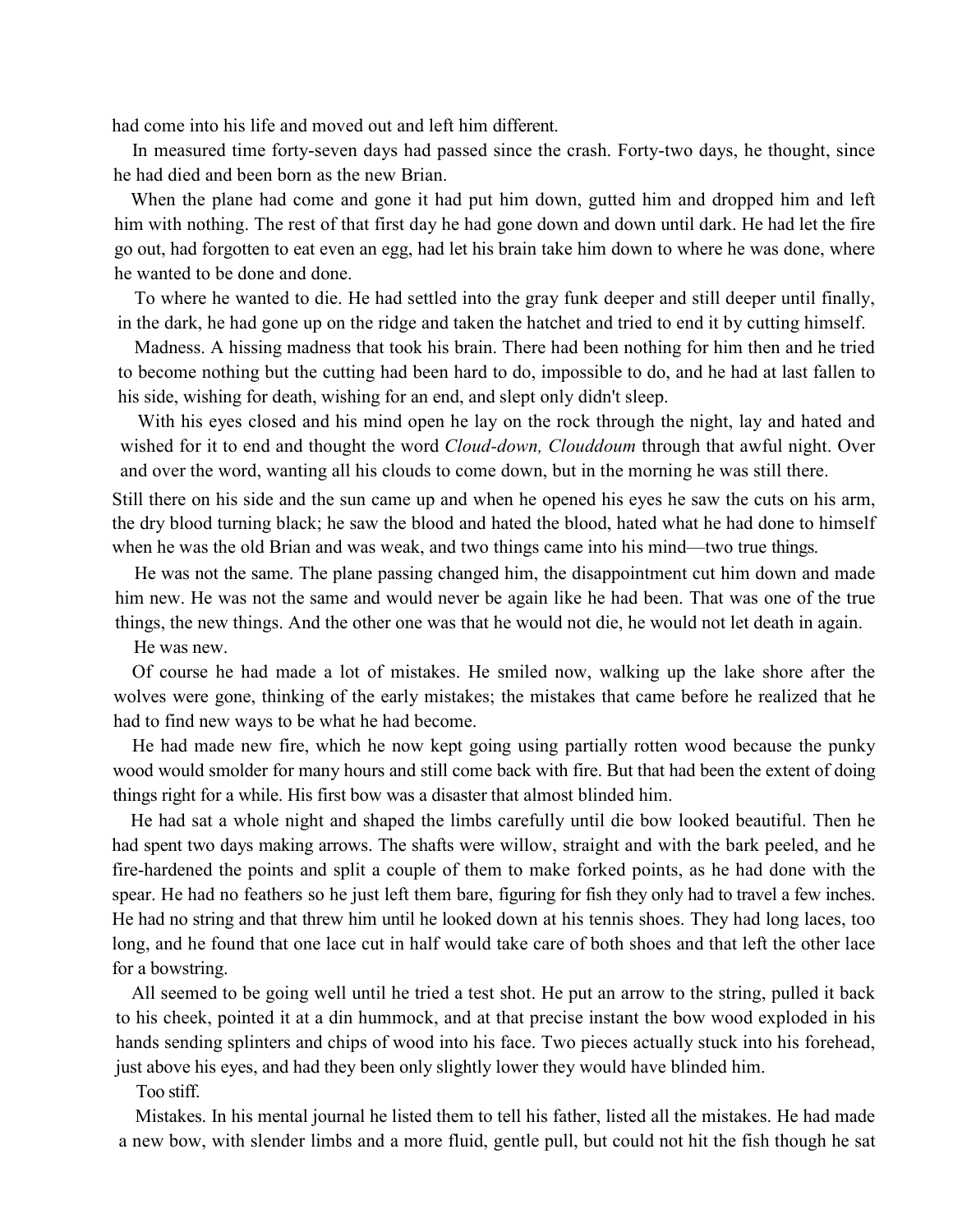had come into his life and moved out and left him different.

In measured time forty-seven days had passed since the crash. Forty-two days, he thought, since he had died and been born as the new Brian.

When the plane had come and gone it had put him down, gutted him and dropped him and left him with nothing. The rest of that first day he had gone down and down until dark. He had let the fire go out, had forgotten to eat even an egg, had let his brain take him down to where he was done, where he wanted to be done and done.

To where he wanted to die. He had settled into the gray funk deeper and still deeper until finally, in the dark, he had gone up on the ridge and taken the hatchet and tried to end it by cutting himself.

Madness. A hissing madness that took his brain. There had been nothing for him then and he tried to become nothing but the cutting had been hard to do, impossible to do, and he had at last fallen to his side, wishing for death, wishing for an end, and slept only didn't sleep.

With his eyes closed and his mind open he lay on the rock through the night, lay and hated and wished for it to end and thought the word *Cloud-down, Clouddoum* through that awful night. Over and over the word, wanting all his clouds to come down, but in the morning he was still there. Still there on his side and the sun came up and when he opened his eyes he saw the cuts on his arm, the dry blood turning black; he saw the blood and hated the blood, hated what he had done to himself when he was the old Brian and was weak, and two things came into his mind—two true things.

He was not the same. The plane passing changed him, the disappointment cut him down and made him new. He was not the same and would never be again like he had been. That was one of the true things, the new things. And the other one was that he would not die, he would not let death in again.

He was new.

Of course he had made a lot of mistakes. He smiled now, walking up the lake shore after the wolves were gone, thinking of the early mistakes; the mistakes that came before he realized that he had to find new ways to be what he had become.

He had made new fire, which he now kept going using partially rotten wood because the punky wood would smolder for many hours and still come back with fire. But that had been the extent of doing things right for a while. His first bow was a disaster that almost blinded him.

He had sat a whole night and shaped the limbs carefully until die bow looked beautiful. Then he had spent two days making arrows. The shafts were willow, straight and with the bark peeled, and he fire-hardened the points and split a couple of them to make forked points, as he had done with the spear. He had no feathers so he just left them bare, figuring for fish they only had to travel a few inches. He had no string and that threw him until he looked down at his tennis shoes. They had long laces, too long, and he found that one lace cut in half would take care of both shoes and that left the other lace for a bowstring.

All seemed to be going well until he tried a test shot. He put an arrow to the string, pulled it back to his cheek, pointed it at a din hummock, and at that precise instant the bow wood exploded in his hands sending splinters and chips of wood into his face. Two pieces actually stuck into his forehead, just above his eyes, and had they been only slightly lower they would have blinded him.

Too stiff.

Mistakes. In his mental journal he listed them to tell his father, listed all the mistakes. He had made a new bow, with slender limbs and a more fluid, gentle pull, but could not hit the fish though he sat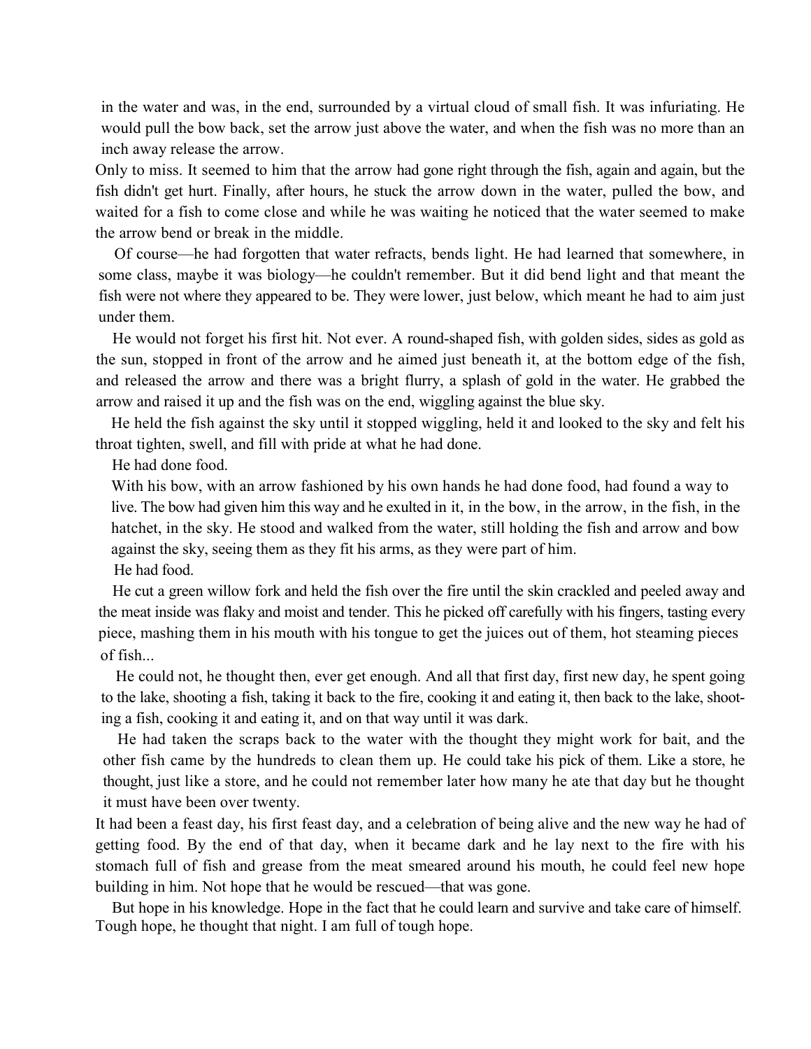in the water and was, in the end, surrounded by a virtual cloud of small fish. It was infuriating. He would pull the bow back, set the arrow just above the water, and when the fish was no more than an inch away release the arrow.

Only to miss. It seemed to him that the arrow had gone right through the fish, again and again, but the fish didn't get hurt. Finally, after hours, he stuck the arrow down in the water, pulled the bow, and waited for a fish to come close and while he was waiting he noticed that the water seemed to make the arrow bend or break in the middle.

Of course—he had forgotten that water refracts, bends light. He had learned that somewhere, in some class, maybe it was biology—he couldn't remember. But it did bend light and that meant the fish were not where they appeared to be. They were lower, just below, which meant he had to aim just under them.

He would not forget his first hit. Not ever. A round-shaped fish, with golden sides, sides as gold as the sun, stopped in front of the arrow and he aimed just beneath it, at the bottom edge of the fish, and released the arrow and there was a bright flurry, a splash of gold in the water. He grabbed the arrow and raised it up and the fish was on the end, wiggling against the blue sky.

He held the fish against the sky until it stopped wiggling, held it and looked to the sky and felt his throat tighten, swell, and fill with pride at what he had done.

He had done food.

With his bow, with an arrow fashioned by his own hands he had done food, had found a way to live. The bow had given him this way and he exulted in it, in the bow, in the arrow, in the fish, in the hatchet, in the sky. He stood and walked from the water, still holding the fish and arrow and bow against the sky, seeing them as they fit his arms, as they were part of him.

He had food.

He cut a green willow fork and held the fish over the fire until the skin crackled and peeled away and the meat inside was flaky and moist and tender. This he picked off carefully with his fingers, tasting every piece, mashing them in his mouth with his tongue to get the juices out of them, hot steaming pieces of fish...

He could not, he thought then, ever get enough. And all that first day, first new day, he spent going to the lake, shooting a fish, taking it back to the fire, cooking it and eating it, then back to the lake, shooting a fish, cooking it and eating it, and on that way until it was dark.

He had taken the scraps back to the water with the thought they might work for bait, and the other fish came by the hundreds to clean them up. He could take his pick of them. Like a store, he thought, just like a store, and he could not remember later how many he ate that day but he thought it must have been over twenty.

It had been a feast day, his first feast day, and a celebration of being alive and the new way he had of getting food. By the end of that day, when it became dark and he lay next to the fire with his stomach full of fish and grease from the meat smeared around his mouth, he could feel new hope building in him. Not hope that he would be rescued—that was gone.

But hope in his knowledge. Hope in the fact that he could learn and survive and take care of himself. Tough hope, he thought that night. I am full of tough hope.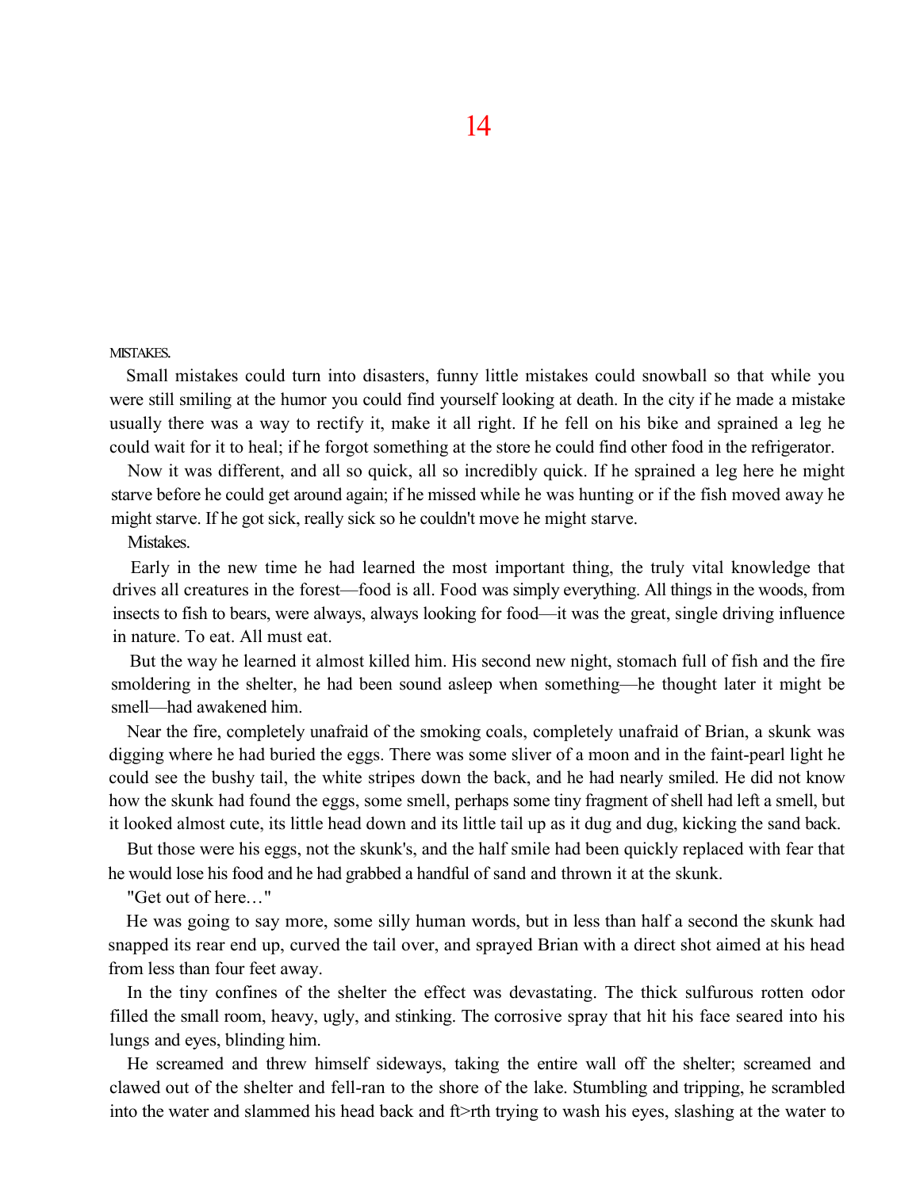# 14

MISTAKES.

Small mistakes could turn into disasters, funny little mistakes could snowball so that while you were still smiling at the humor you could find yourself looking at death. In the city if he made a mistake usually there was a way to rectify it, make it all right. If he fell on his bike and sprained a leg he could wait for it to heal; if he forgot something at the store he could find other food in the refrigerator.

Now it was different, and all so quick, all so incredibly quick. If he sprained a leg here he might starve before he could get around again; if he missed while he was hunting or if the fish moved away he might starve. If he got sick, really sick so he couldn't move he might starve.

Mistakes.

Early in the new time he had learned the most important thing, the truly vital knowledge that drives all creatures in the forest—food is all. Food was simply everything. All things in the woods, from insects to fish to bears, were always, always looking for food—it was the great, single driving influence in nature. To eat. All must eat.

But the way he learned it almost killed him. His second new night, stomach full of fish and the fire smoldering in the shelter, he had been sound asleep when something—he thought later it might be smell—had awakened him.

Near the fire, completely unafraid of the smoking coals, completely unafraid of Brian, a skunk was digging where he had buried the eggs. There was some sliver of a moon and in the faint-pearl light he could see the bushy tail, the white stripes down the back, and he had nearly smiled. He did not know how the skunk had found the eggs, some smell, perhaps some tiny fragment of shell had left a smell, but it looked almost cute, its little head down and its little tail up as it dug and dug, kicking the sand back.

But those were his eggs, not the skunk's, and the half smile had been quickly replaced with fear that he would lose his food and he had grabbed a handful of sand and thrown it at the skunk.

"Get out of here…"

He was going to say more, some silly human words, but in less than half a second the skunk had snapped its rear end up, curved the tail over, and sprayed Brian with a direct shot aimed at his head from less than four feet away.

In the tiny confines of the shelter the effect was devastating. The thick sulfurous rotten odor filled the small room, heavy, ugly, and stinking. The corrosive spray that hit his face seared into his lungs and eyes, blinding him.

He screamed and threw himself sideways, taking the entire wall off the shelter; screamed and clawed out of the shelter and fell-ran to the shore of the lake. Stumbling and tripping, he scrambled into the water and slammed his head back and ft>rth trying to wash his eyes, slashing at the water to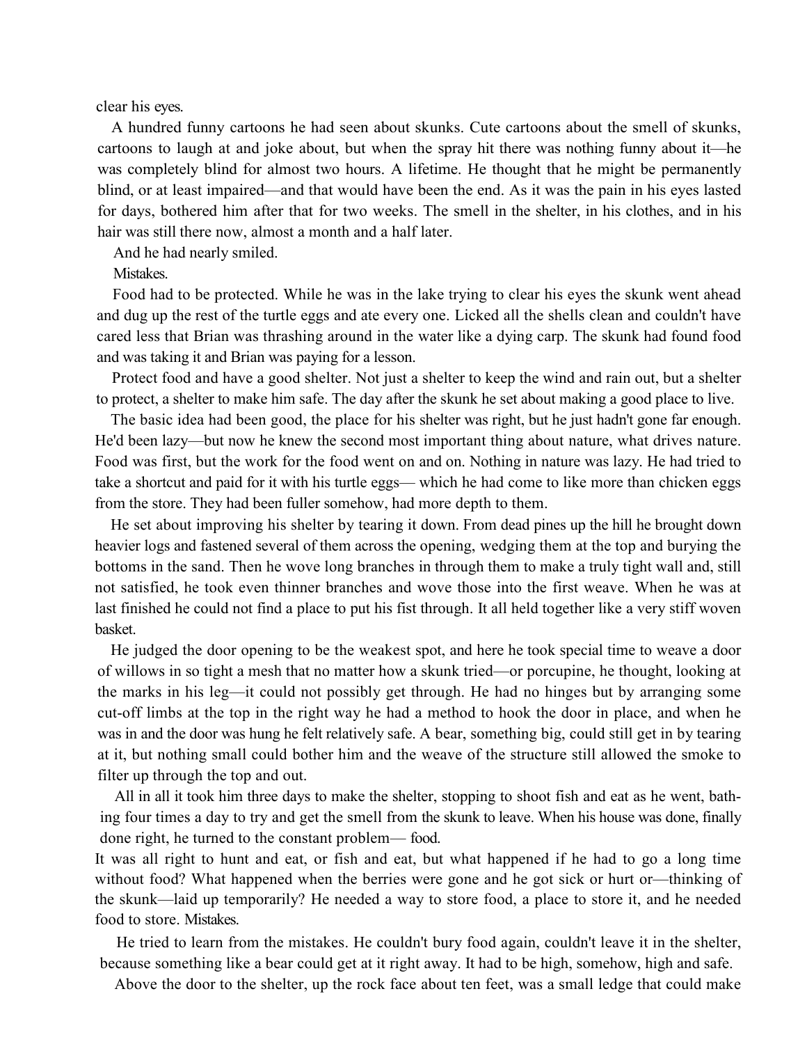clear his eyes.

A hundred funny cartoons he had seen about skunks. Cute cartoons about the smell of skunks, cartoons to laugh at and joke about, but when the spray hit there was nothing funny about it—he was completely blind for almost two hours. A lifetime. He thought that he might be permanently blind, or at least impaired—and that would have been the end. As it was the pain in his eyes lasted for days, bothered him after that for two weeks. The smell in the shelter, in his clothes, and in his hair was still there now, almost a month and a half later.

And he had nearly smiled.

Mistakes.

Food had to be protected. While he was in the lake trying to clear his eyes the skunk went ahead and dug up the rest of the turtle eggs and ate every one. Licked all the shells clean and couldn't have cared less that Brian was thrashing around in the water like a dying carp. The skunk had found food and was taking it and Brian was paying for a lesson.

Protect food and have a good shelter. Not just a shelter to keep the wind and rain out, but a shelter to protect, a shelter to make him safe. The day after the skunk he set about making a good place to live.

The basic idea had been good, the place for his shelter was right, but he just hadn't gone far enough. He'd been lazy—but now he knew the second most important thing about nature, what drives nature. Food was first, but the work for the food went on and on. Nothing in nature was lazy. He had tried to take a shortcut and paid for it with his turtle eggs— which he had come to like more than chicken eggs from the store. They had been fuller somehow, had more depth to them.

He set about improving his shelter by tearing it down. From dead pines up the hill he brought down heavier logs and fastened several of them across the opening, wedging them at the top and burying the bottoms in the sand. Then he wove long branches in through them to make a truly tight wall and, still not satisfied, he took even thinner branches and wove those into the first weave. When he was at last finished he could not find a place to put his fist through. It all held together like a very stiff woven basket.

He judged the door opening to be the weakest spot, and here he took special time to weave a door of willows in so tight a mesh that no matter how a skunk tried—or porcupine, he thought, looking at the marks in his leg—it could not possibly get through. He had no hinges but by arranging some cut-off limbs at the top in the right way he had a method to hook the door in place, and when he was in and the door was hung he felt relatively safe. A bear, something big, could still get in by tearing at it, but nothing small could bother him and the weave of the structure still allowed the smoke to filter up through the top and out.

All in all it took him three days to make the shelter, stopping to shoot fish and eat as he went, bathing four times a day to try and get the smell from the skunk to leave. When his house was done, finally done right, he turned to the constant problem— food.

It was all right to hunt and eat, or fish and eat, but what happened if he had to go a long time without food? What happened when the berries were gone and he got sick or hurt or—thinking of the skunk—laid up temporarily? He needed a way to store food, a place to store it, and he needed food to store. Mistakes.

He tried to learn from the mistakes. He couldn't bury food again, couldn't leave it in the shelter, because something like a bear could get at it right away. It had to be high, somehow, high and safe.

Above the door to the shelter, up the rock face about ten feet, was a small ledge that could make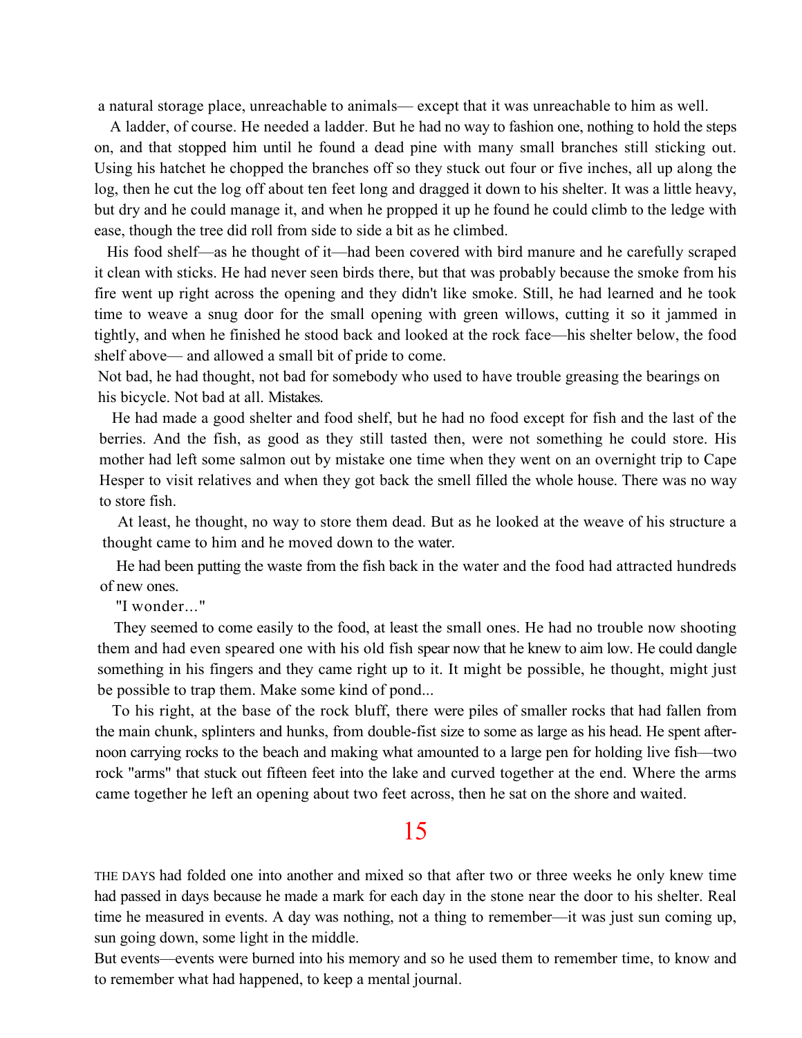a natural storage place, unreachable to animals— except that it was unreachable to him as well.

A ladder, of course. He needed a ladder. But he had no way to fashion one, nothing to hold the steps on, and that stopped him until he found a dead pine with many small branches still sticking out. Using his hatchet he chopped the branches off so they stuck out four or five inches, all up along the log, then he cut the log off about ten feet long and dragged it down to his shelter. It was a little heavy, but dry and he could manage it, and when he propped it up he found he could climb to the ledge with ease, though the tree did roll from side to side a bit as he climbed.

His food shelf—as he thought of it—had been covered with bird manure and he carefully scraped it clean with sticks. He had never seen birds there, but that was probably because the smoke from his fire went up right across the opening and they didn't like smoke. Still, he had learned and he took time to weave a snug door for the small opening with green willows, cutting it so it jammed in tightly, and when he finished he stood back and looked at the rock face—his shelter below, the food shelf above— and allowed a small bit of pride to come.

Not bad, he had thought, not bad for somebody who used to have trouble greasing the bearings on his bicycle. Not bad at all. Mistakes.

He had made a good shelter and food shelf, but he had no food except for fish and the last of the berries. And the fish, as good as they still tasted then, were not something he could store. His mother had left some salmon out by mistake one time when they went on an overnight trip to Cape Hesper to visit relatives and when they got back the smell filled the whole house. There was no way to store fish.

At least, he thought, no way to store them dead. But as he looked at the weave of his structure a thought came to him and he moved down to the water.

He had been putting the waste from the fish back in the water and the food had attracted hundreds of new ones.

"I wonder..."

They seemed to come easily to the food, at least the small ones. He had no trouble now shooting them and had even speared one with his old fish spear now that he knew to aim low. He could dangle something in his fingers and they came right up to it. It might be possible, he thought, might just be possible to trap them. Make some kind of pond...

To his right, at the base of the rock bluff, there were piles of smaller rocks that had fallen from the main chunk, splinters and hunks, from double-fist size to some as large as his head. He spent afternoon carrying rocks to the beach and making what amounted to a large pen for holding live fish—two rock "arms" that stuck out fifteen feet into the lake and curved together at the end. Where the arms came together he left an opening about two feet across, then he sat on the shore and waited.

## 15

THE DAYS had folded one into another and mixed so that after two or three weeks he only knew time had passed in days because he made a mark for each day in the stone near the door to his shelter. Real time he measured in events. A day was nothing, not a thing to remember—it was just sun coming up, sun going down, some light in the middle.

But events—events were burned into his memory and so he used them to remember time, to know and to remember what had happened, to keep a mental journal.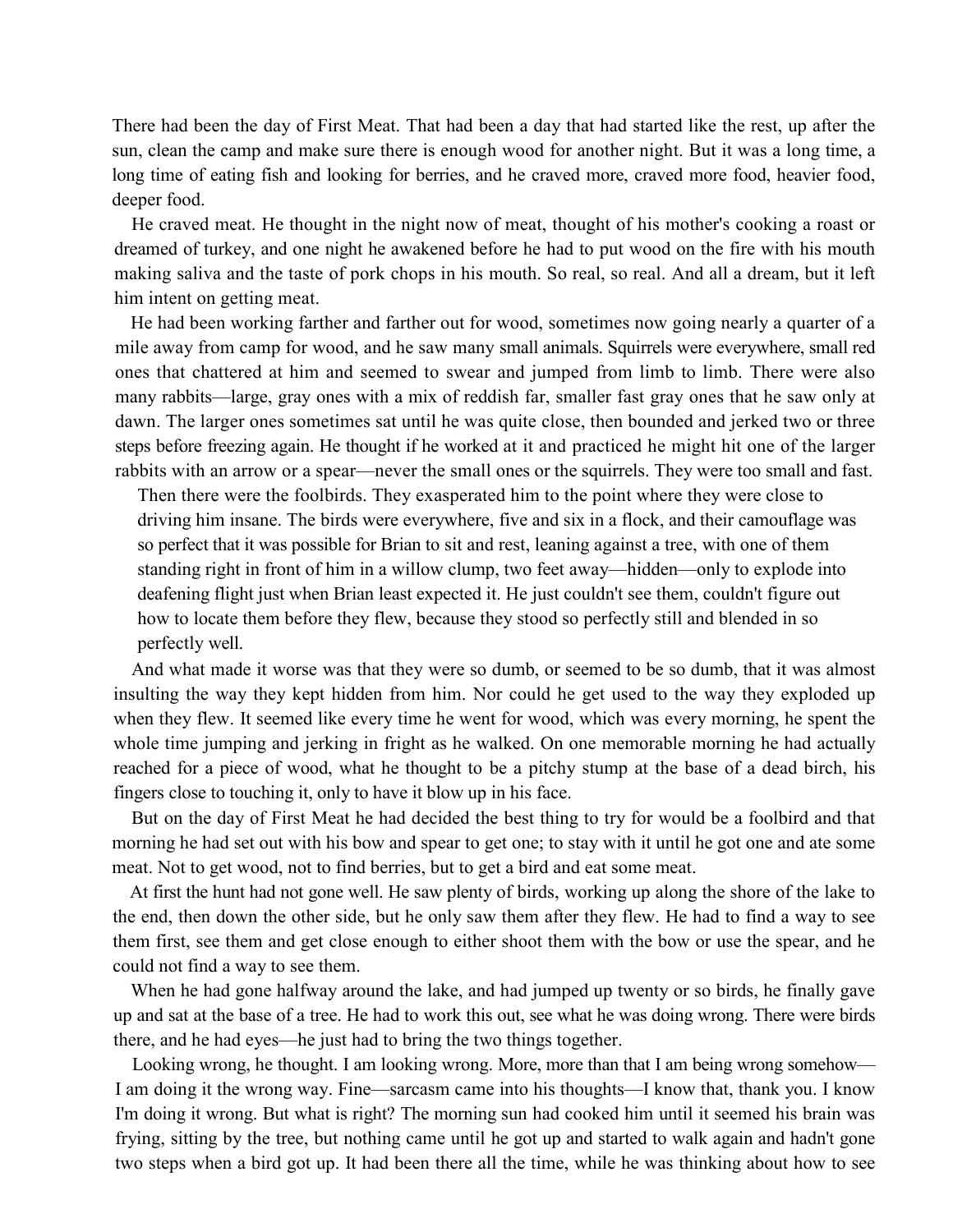There had been the day of First Meat. That had been a day that had started like the rest, up after the sun, clean the camp and make sure there is enough wood for another night. But it was a long time, a long time of eating fish and looking for berries, and he craved more, craved more food, heavier food, deeper food.

He craved meat. He thought in the night now of meat, thought of his mother's cooking a roast or dreamed of turkey, and one night he awakened before he had to put wood on the fire with his mouth making saliva and the taste of pork chops in his mouth. So real, so real. And all a dream, but it left him intent on getting meat.

He had been working farther and farther out for wood, sometimes now going nearly a quarter of a mile away from camp for wood, and he saw many small animals. Squirrels were everywhere, small red ones that chattered at him and seemed to swear and jumped from limb to limb. There were also many rabbits—large, gray ones with a mix of reddish far, smaller fast gray ones that he saw only at dawn. The larger ones sometimes sat until he was quite close, then bounded and jerked two or three steps before freezing again. He thought if he worked at it and practiced he might hit one of the larger rabbits with an arrow or a spear—never the small ones or the squirrels. They were too small and fast.

Then there were the foolbirds. They exasperated him to the point where they were close to driving him insane. The birds were everywhere, five and six in a flock, and their camouflage was so perfect that it was possible for Brian to sit and rest, leaning against a tree, with one of them standing right in front of him in a willow clump, two feet away—hidden—only to explode into deafening flight just when Brian least expected it. He just couldn't see them, couldn't figure out how to locate them before they flew, because they stood so perfectly still and blended in so perfectly well.

And what made it worse was that they were so dumb, or seemed to be so dumb, that it was almost insulting the way they kept hidden from him. Nor could he get used to the way they exploded up when they flew. It seemed like every time he went for wood, which was every morning, he spent the whole time jumping and jerking in fright as he walked. On one memorable morning he had actually reached for a piece of wood, what he thought to be a pitchy stump at the base of a dead birch, his fingers close to touching it, only to have it blow up in his face.

But on the day of First Meat he had decided the best thing to try for would be a foolbird and that morning he had set out with his bow and spear to get one; to stay with it until he got one and ate some meat. Not to get wood, not to find berries, but to get a bird and eat some meat.

At first the hunt had not gone well. He saw plenty of birds, working up along the shore of the lake to the end, then down the other side, but he only saw them after they flew. He had to find a way to see them first, see them and get close enough to either shoot them with the bow or use the spear, and he could not find a way to see them.

When he had gone halfway around the lake, and had jumped up twenty or so birds, he finally gave up and sat at the base of a tree. He had to work this out, see what he was doing wrong. There were birds there, and he had eyes—he just had to bring the two things together.

Looking wrong, he thought. I am looking wrong. More, more than that I am being wrong somehow—I am doing it the wrong way. Fine—sarcasm came into his thoughts—I know that, thank you. I know I'm doing it wrong. But what is right? The morning sun had cooked him until it seemed his brain was frying, sitting by the tree, but nothing came until he got up and started to walk again and hadn't gone two steps when a bird got up. It had been there all the time, while he was thinking about how to see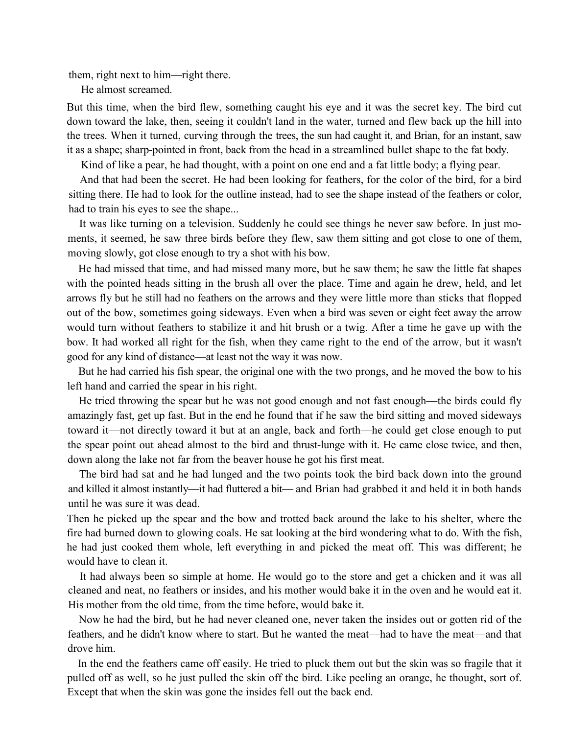them, right next to him—right there.

He almost screamed.

But this time, when the bird flew, something caught his eye and it was the secret key. The bird cut down toward the lake, then, seeing it couldn't land in the water, turned and flew back up the hill into the trees. When it turned, curving through the trees, the sun had caught it, and Brian, for an instant, saw it as a shape; sharp-pointed in front, back from the head in a streamlined bullet shape to the fat body.

Kind of like a pear, he had thought, with a point on one end and a fat little body; a flying pear.

And that had been the secret. He had been looking for feathers, for the color of the bird, for a bird sitting there. He had to look for the outline instead, had to see the shape instead of the feathers or color, had to train his eyes to see the shape...

It was like turning on a television. Suddenly he could see things he never saw before. In just moments, it seemed, he saw three birds before they flew, saw them sitting and got close to one of them, moving slowly, got close enough to try a shot with his bow.

He had missed that time, and had missed many more, but he saw them; he saw the little fat shapes with the pointed heads sitting in the brush all over the place. Time and again he drew, held, and let arrows fly but he still had no feathers on the arrows and they were little more than sticks that flopped out of the bow, sometimes going sideways. Even when a bird was seven or eight feet away the arrow would turn without feathers to stabilize it and hit brush or a twig. After a time he gave up with the bow. It had worked all right for the fish, when they came right to the end of the arrow, but it wasn't good for any kind of distance—at least not the way it was now.

But he had carried his fish spear, the original one with the two prongs, and he moved the bow to his left hand and carried the spear in his right.

He tried throwing the spear but he was not good enough and not fast enough—the birds could fly amazingly fast, get up fast. But in the end he found that if he saw the bird sitting and moved sideways toward it—not directly toward it but at an angle, back and forth—he could get close enough to put the spear point out ahead almost to the bird and thrust-lunge with it. He came close twice, and then, down along the lake not far from the beaver house he got his first meat.

The bird had sat and he had lunged and the two points took the bird back down into the ground and killed it almost instantly—it had fluttered a bit— and Brian had grabbed it and held it in both hands until he was sure it was dead.

Then he picked up the spear and the bow and trotted back around the lake to his shelter, where the fire had burned down to glowing coals. He sat looking at the bird wondering what to do. With the fish, he had just cooked them whole, left everything in and picked the meat off. This was different; he would have to clean it.

It had always been so simple at home. He would go to the store and get a chicken and it was all cleaned and neat, no feathers or insides, and his mother would bake it in the oven and he would eat it. His mother from the old time, from the time before, would bake it.

Now he had the bird, but he had never cleaned one, never taken the insides out or gotten rid of the feathers, and he didn't know where to start. But he wanted the meat—had to have the meat—and that drove him.

In the end the feathers came off easily. He tried to pluck them out but the skin was so fragile that it pulled off as well, so he just pulled the skin off the bird. Like peeling an orange, he thought, sort of. Except that when the skin was gone the insides fell out the back end.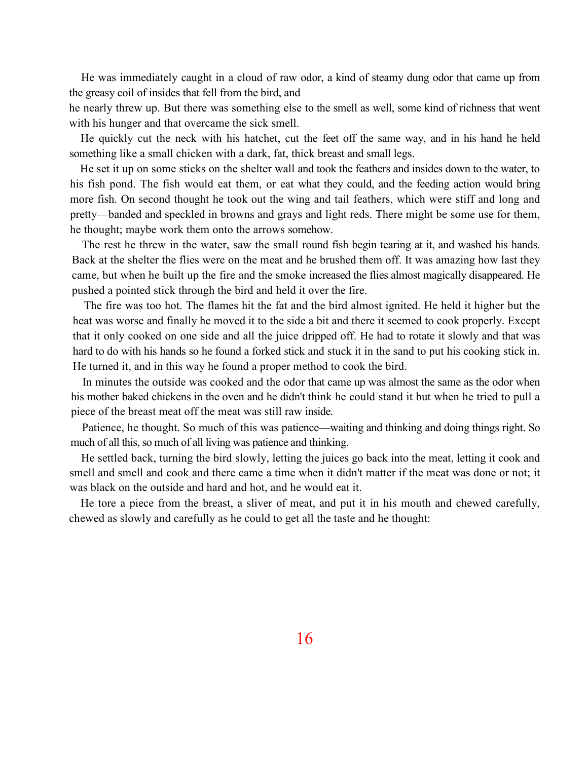He was immediately caught in a cloud of raw odor, a kind of steamy dung odor that came up from the greasy coil of insides that fell from the bird, and he nearly threw up. But there was something else to the smell as well, some kind of richness that went with his hunger and that overcame the sick smell.

He quickly cut the neck with his hatchet, cut the feet off the same way, and in his hand he held something like a small chicken with a dark, fat, thick breast and small legs.

He set it up on some sticks on the shelter wall and took the feathers and insides down to the water, to his fish pond. The fish would eat them, or eat what they could, and the feeding action would bring more fish. On second thought he took out the wing and tail feathers, which were stiff and long and pretty—banded and speckled in browns and grays and light reds. There might be some use for them, he thought; maybe work them onto the arrows somehow.

The rest he threw in the water, saw the small round fish begin tearing at it, and washed his hands. Back at the shelter the flies were on the meat and he brushed them off. It was amazing how last they came, but when he built up the fire and the smoke increased the flies almost magically disappeared. He pushed a pointed stick through the bird and held it over the fire.

The fire was too hot. The flames hit the fat and the bird almost ignited. He held it higher but the heat was worse and finally he moved it to the side a bit and there it seemed to cook properly. Except that it only cooked on one side and all the juice dripped off. He had to rotate it slowly and that was hard to do with his hands so he found a forked stick and stuck it in the sand to put his cooking stick in. He turned it, and in this way he found a proper method to cook the bird.

In minutes the outside was cooked and the odor that came up was almost the same as the odor when his mother baked chickens in the oven and he didn't think he could stand it but when he tried to pull a piece of the breast meat off the meat was still raw inside.

Patience, he thought. So much of this was patience—waiting and thinking and doing things right. So much of all this, so much of all living was patience and thinking.

He settled back, turning the bird slowly, letting the juices go back into the meat, letting it cook and smell and smell and cook and there came a time when it didn't matter if the meat was done or not; it was black on the outside and hard and hot, and he would eat it.

He tore a piece from the breast, a sliver of meat, and put it in his mouth and chewed carefully, chewed as slowly and carefully as he could to get all the taste and he thought: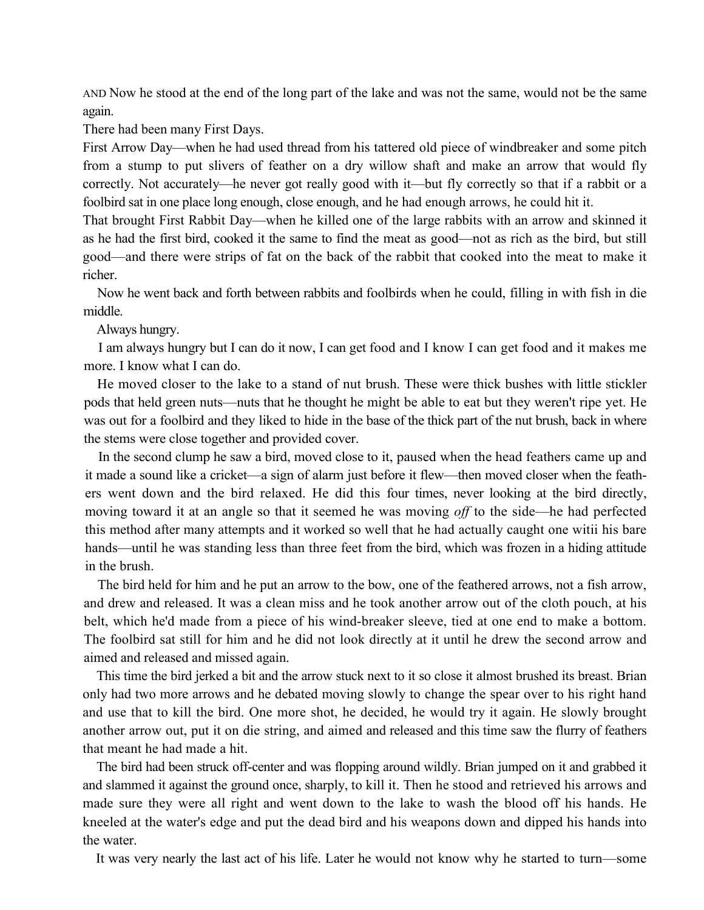AND Now he stood at the end of the long part of the lake and was not the same, would not be the same again.

There had been many First Days.

First Arrow Day—when he had used thread from his tattered old piece of windbreaker and some pitch from a stump to put slivers of feather on a dry willow shaft and make an arrow that would fly correctly. Not accurately—he never got really good with it—but fly correctly so that if a rabbit or a foolbird sat in one place long enough, close enough, and he had enough arrows, he could hit it.

That brought First Rabbit Day—when he killed one of the large rabbits with an arrow and skinned it as he had the first bird, cooked it the same to find the meat as good—not as rich as the bird, but still good—and there were strips of fat on the back of the rabbit that cooked into the meat to make it richer.

Now he went back and forth between rabbits and foolbirds when he could, filling in with fish in die middle.

Always hungry.

I am always hungry but I can do it now, I can get food and I know I can get food and it makes me more. I know what I can do.

He moved closer to the lake to a stand of nut brush. These were thick bushes with little stickler pods that held green nuts—nuts that he thought he might be able to eat but they weren't ripe yet. He was out for a foolbird and they liked to hide in the base of the thick part of the nut brush, back in where the stems were close together and provided cover.

In the second clump he saw a bird, moved close to it, paused when the head feathers came up and it made a sound like a cricket—a sign of alarm just before it flew—then moved closer when the feathers went down and the bird relaxed. He did this four times, never looking at the bird directly, moving toward it at an angle so that it seemed he was moving *off* to the side—he had perfected this method after many attempts and it worked so well that he had actually caught one witii his bare hands—until he was standing less than three feet from the bird, which was frozen in a hiding attitude in the brush.

The bird held for him and he put an arrow to the bow, one of the feathered arrows, not a fish arrow, and drew and released. It was a clean miss and he took another arrow out of the cloth pouch, at his belt, which he'd made from a piece of his wind-breaker sleeve, tied at one end to make a bottom. The foolbird sat still for him and he did not look directly at it until he drew the second arrow and aimed and released and missed again.

This time the bird jerked a bit and the arrow stuck next to it so close it almost brushed its breast. Brian only had two more arrows and he debated moving slowly to change the spear over to his right hand and use that to kill the bird. One more shot, he decided, he would try it again. He slowly brought another arrow out, put it on die string, and aimed and released and this time saw the flurry of feathers that meant he had made a hit.

The bird had been struck off-center and was flopping around wildly. Brian jumped on it and grabbed it and slammed it against the ground once, sharply, to kill it. Then he stood and retrieved his arrows and made sure they were all right and went down to the lake to wash the blood off his hands. He kneeled at the water's edge and put the dead bird and his weapons down and dipped his hands into the water.

It was very nearly the last act of his life. Later he would not know why he started to turn—some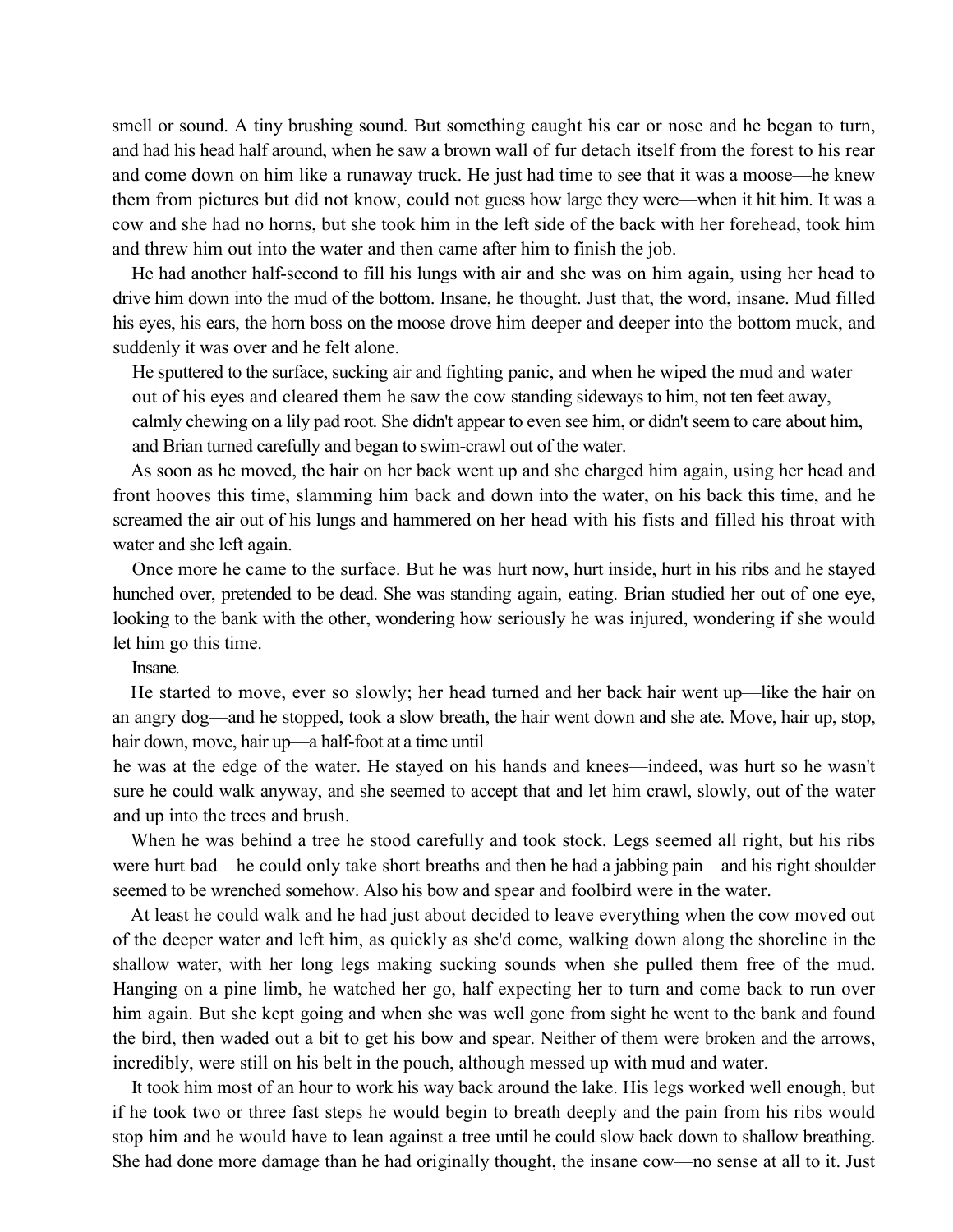smell or sound. A tiny brushing sound. But something caught his ear or nose and he began to turn, and had his head half around, when he saw a brown wall of fur detach itself from the forest to his rear and come down on him like a runaway truck. He just had time to see that it was a moose—he knew them from pictures but did not know, could not guess how large they were—when it hit him. It was a cow and she had no horns, but she took him in the left side of the back with her forehead, took him and threw him out into the water and then came after him to finish the job.

He had another half-second to fill his lungs with air and she was on him again, using her head to drive him down into the mud of the bottom. Insane, he thought. Just that, the word, insane. Mud filled his eyes, his ears, the horn boss on the moose drove him deeper and deeper into the bottom muck, and suddenly it was over and he felt alone.

He sputtered to the surface, sucking air and fighting panic, and when he wiped the mud and water out of his eyes and cleared them he saw the cow standing sideways to him, not ten feet away, calmly chewing on a lily pad root. She didn't appear to even see him, or didn't seem to care about him, and Brian turned carefully and began to swim-crawl out of the water.

As soon as he moved, the hair on her back went up and she charged him again, using her head and front hooves this time, slamming him back and down into the water, on his back this time, and he screamed the air out of his lungs and hammered on her head with his fists and filled his throat with water and she left again.

Once more he came to the surface. But he was hurt now, hurt inside, hurt in his ribs and he stayed hunched over, pretended to be dead. She was standing again, eating. Brian studied her out of one eye, looking to the bank with the other, wondering how seriously he was injured, wondering if she would let him go this time.

Insane.

He started to move, ever so slowly; her head turned and her back hair went up—like the hair on an angry dog—and he stopped, took a slow breath, the hair went down and she ate. Move, hair up, stop, hair down, move, hair up—a half-foot at a time until he was at the edge of the water. He stayed on his hands and knees—indeed, was hurt so he wasn't sure he could walk anyway, and she seemed to accept that and let him crawl, slowly, out of the water and up into the trees and brush.

When he was behind a tree he stood carefully and took stock. Legs seemed all right, but his ribs were hurt bad—he could only take short breaths and then he had a jabbing pain—and his right shoulder seemed to be wrenched somehow. Also his bow and spear and foolbird were in the water.

At least he could walk and he had just about decided to leave everything when the cow moved out of the deeper water and left him, as quickly as she'd come, walking down along the shoreline in the shallow water, with her long legs making sucking sounds when she pulled them free of the mud. Hanging on a pine limb, he watched her go, half expecting her to turn and come back to run over him again. But she kept going and when she was well gone from sight he went to the bank and found the bird, then waded out a bit to get his bow and spear. Neither of them were broken and the arrows, incredibly, were still on his belt in the pouch, although messed up with mud and water.

It took him most of an hour to work his way back around the lake. His legs worked well enough, but if he took two or three fast steps he would begin to breath deeply and the pain from his ribs would stop him and he would have to lean against a tree until he could slow back down to shallow breathing. She had done more damage than he had originally thought, the insane cow—no sense at all to it. Just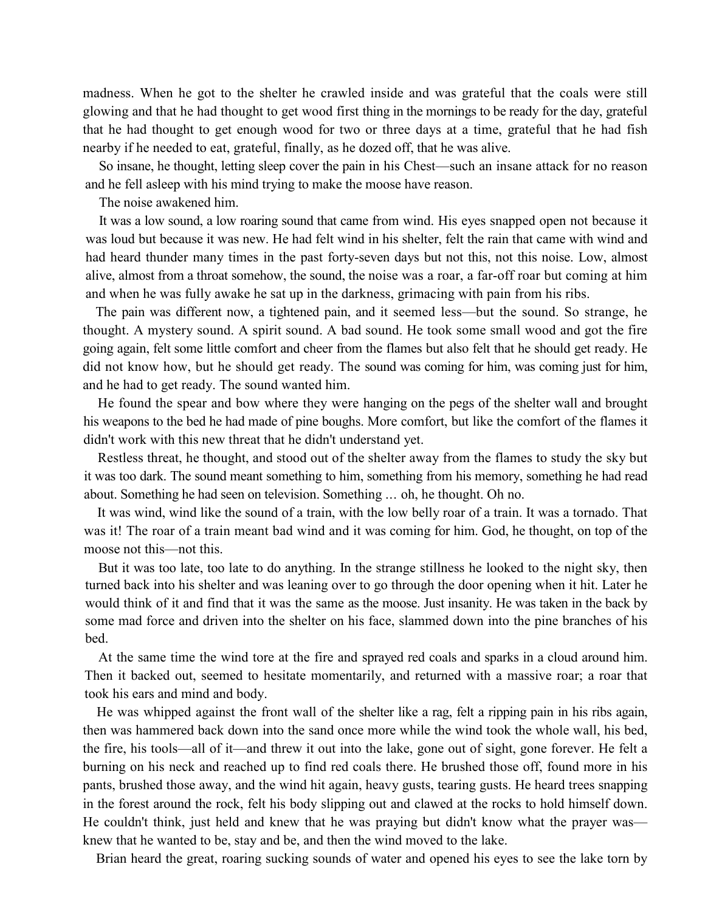madness. When he got to the shelter he crawled inside and was grateful that the coals were still glowing and that he had thought to get wood first thing in the mornings to be ready for the day, grateful that he had thought to get enough wood for two or three days at a time, grateful that he had fish nearby if he needed to eat, grateful, finally, as he dozed off, that he was alive.

So insane, he thought, letting sleep cover the pain in his Chest—such an insane attack for no reason and he fell asleep with his mind trying to make the moose have reason.

The noise awakened him.

It was a low sound, a low roaring sound that came from wind. His eyes snapped open not because it was loud but because it was new. He had felt wind in his shelter, felt the rain that came with wind and had heard thunder many times in the past forty-seven days but not this, not this noise. Low, almost alive, almost from a throat somehow, the sound, the noise was a roar, a far-off roar but coming at him and when he was fully awake he sat up in the darkness, grimacing with pain from his ribs.

The pain was different now, a tightened pain, and it seemed less—but the sound. So strange, he thought. A mystery sound. A spirit sound. A bad sound. He took some small wood and got the fire going again, felt some little comfort and cheer from the flames but also felt that he should get ready. He did not know how, but he should get ready. The sound was coming for him, was coming just for him, and he had to get ready. The sound wanted him.

He found the spear and bow where they were hanging on the pegs of the shelter wall and brought his weapons to the bed he had made of pine boughs. More comfort, but like the comfort of the flames it didn't work with this new threat that he didn't understand yet.

Restless threat, he thought, and stood out of the shelter away from the flames to study the sky but it was too dark. The sound meant something to him, something from his memory, something he had read about. Something he had seen on television. Something … oh, he thought. Oh no.

It was wind, wind like the sound of a train, with the low belly roar of a train. It was a tornado. That was it! The roar of a train meant bad wind and it was coming for him. God, he thought, on top of the moose not this—not this.

But it was too late, too late to do anything. In the strange stillness he looked to the night sky, then turned back into his shelter and was leaning over to go through the door opening when it hit. Later he would think of it and find that it was the same as the moose. Just insanity. He was taken in the back by some mad force and driven into the shelter on his face, slammed down into the pine branches of his bed.

At the same time the wind tore at the fire and sprayed red coals and sparks in a cloud around him. Then it backed out, seemed to hesitate momentarily, and returned with a massive roar; a roar that took his ears and mind and body.

He was whipped against the front wall of the shelter like a rag, felt a ripping pain in his ribs again, then was hammered back down into the sand once more while the wind took the whole wall, his bed, the fire, his tools—all of it—and threw it out into the lake, gone out of sight, gone forever. He felt a burning on his neck and reached up to find red coals there. He brushed those off, found more in his pants, brushed those away, and the wind hit again, heavy gusts, tearing gusts. He heard trees snapping in the forest around the rock, felt his body slipping out and clawed at the rocks to hold himself down. He couldn't think, just held and knew that he was praying but didn't know what the prayer was—knew that he wanted to be, stay and be, and then the wind moved to the lake.

Brian heard the great, roaring sucking sounds of water and opened his eyes to see the lake torn by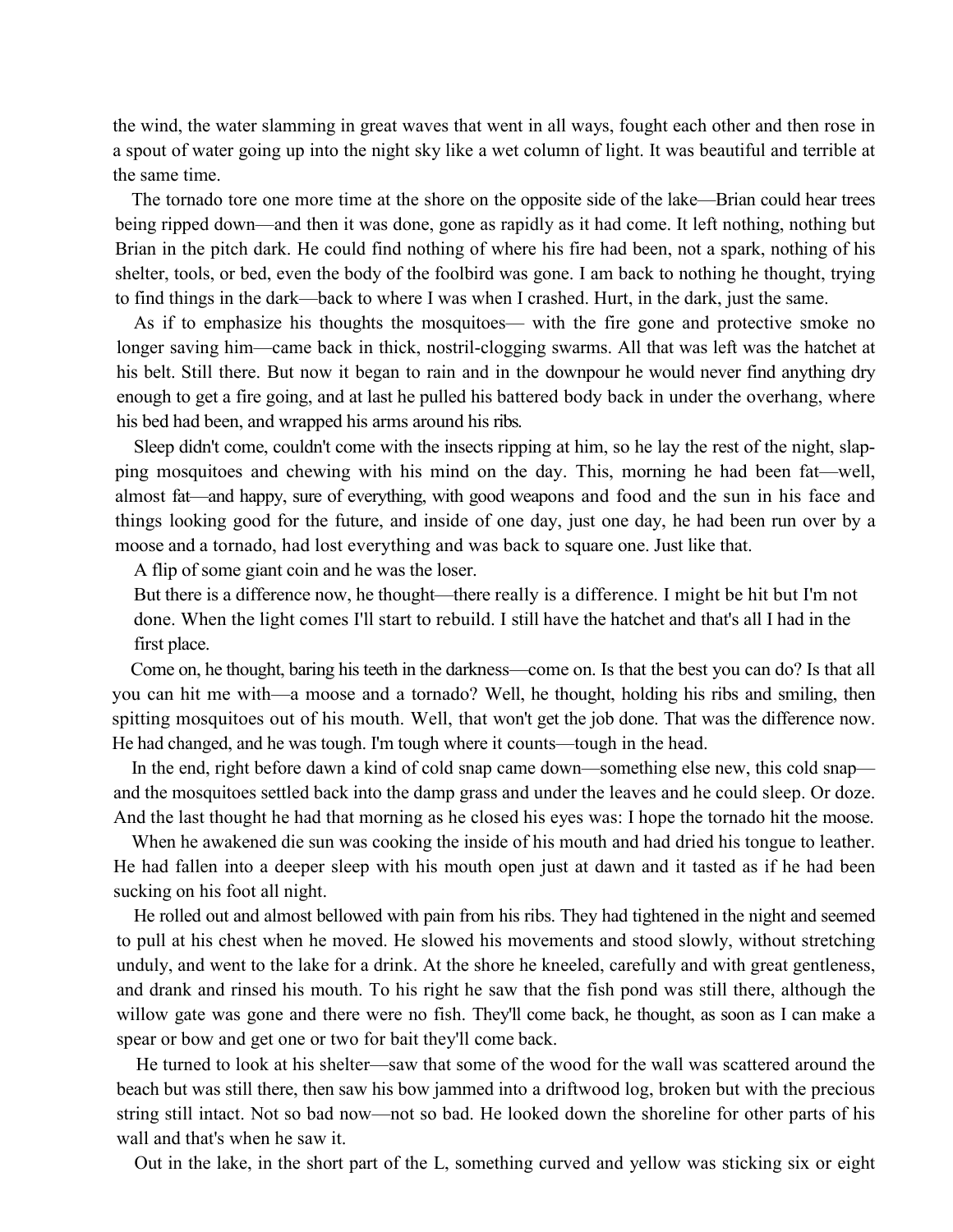the wind, the water slamming in great waves that went in all ways, fought each other and then rose in a spout of water going up into the night sky like a wet column of light. It was beautiful and terrible at the same time.

The tornado tore one more time at the shore on the opposite side of the lake—Brian could hear trees being ripped down—and then it was done, gone as rapidly as it had come. It left nothing, nothing but Brian in the pitch dark. He could find nothing of where his fire had been, not a spark, nothing of his shelter, tools, or bed, even the body of the foolbird was gone. I am back to nothing he thought, trying to find things in the dark—back to where I was when I crashed. Hurt, in the dark, just the same.

As if to emphasize his thoughts the mosquitoes— with the fire gone and protective smoke no longer saving him—came back in thick, nostril-clogging swarms. All that was left was the hatchet at his belt. Still there. But now it began to rain and in the downpour he would never find anything dry enough to get a fire going, and at last he pulled his battered body back in under the overhang, where his bed had been, and wrapped his arms around his ribs.

Sleep didn't come, couldn't come with the insects ripping at him, so he lay the rest of the night, slapping mosquitoes and chewing with his mind on the day. This, morning he had been fat—well, almost fat—and happy, sure of everything, with good weapons and food and the sun in his face and things looking good for the future, and inside of one day, just one day, he had been run over by a moose and a tornado, had lost everything and was back to square one. Just like that.

A flip of some giant coin and he was the loser.

But there is a difference now, he thought—there really is a difference. I might be hit but I'm not done. When the light comes I'll start to rebuild. I still have the hatchet and that's all I had in the first place.

Come on, he thought, baring his teeth in the darkness—come on. Is that the best you can do? Is that all you can hit me with—a moose and a tornado? Well, he thought, holding his ribs and smiling, then spitting mosquitoes out of his mouth. Well, that won't get the job done. That was the difference now. He had changed, and he was tough. I'm tough where it counts—tough in the head.

In the end, right before dawn a kind of cold snap came down—something else new, this cold snap—and the mosquitoes settled back into the damp grass and under the leaves and he could sleep. Or doze. And the last thought he had that morning as he closed his eyes was: I hope the tornado hit the moose.

When he awakened die sun was cooking the inside of his mouth and had dried his tongue to leather. He had fallen into a deeper sleep with his mouth open just at dawn and it tasted as if he had been sucking on his foot all night.

He rolled out and almost bellowed with pain from his ribs. They had tightened in the night and seemed to pull at his chest when he moved. He slowed his movements and stood slowly, without stretching unduly, and went to the lake for a drink. At the shore he kneeled, carefully and with great gentleness, and drank and rinsed his mouth. To his right he saw that the fish pond was still there, although the willow gate was gone and there were no fish. They'll come back, he thought, as soon as I can make a spear or bow and get one or two for bait they'll come back.

He turned to look at his shelter—saw that some of the wood for the wall was scattered around the beach but was still there, then saw his bow jammed into a driftwood log, broken but with the precious string still intact. Not so bad now—not so bad. He looked down the shoreline for other parts of his wall and that's when he saw it.

Out in the lake, in the short part of the L, something curved and yellow was sticking six or eight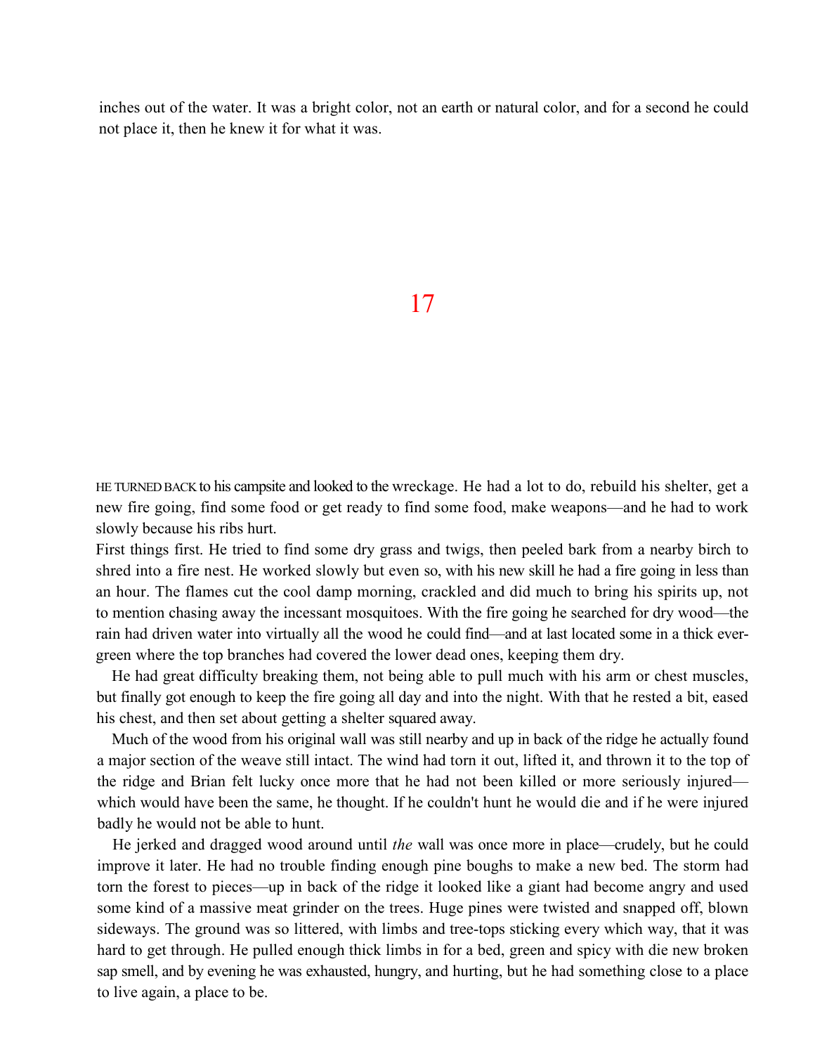inches out of the water. It was a bright color, not an earth or natural color, and for a second he could not place it, then he knew it for what it was.

## 17

HE TURNED BACK to his campsite and looked to the wreckage. He had a lot to do, rebuild his shelter, get a new fire going, find some food or get ready to find some food, make weapons—and he had to work slowly because his ribs hurt.

First things first. He tried to find some dry grass and twigs, then peeled bark from a nearby birch to shred into a fire nest. He worked slowly but even so, with his new skill he had a fire going in less than an hour. The flames cut the cool damp morning, crackled and did much to bring his spirits up, not to mention chasing away the incessant mosquitoes. With the fire going he searched for dry wood—the rain had driven water into virtually all the wood he could find—and at last located some in a thick evergreen where the top branches had covered the lower dead ones, keeping them dry.

He had great difficulty breaking them, not being able to pull much with his arm or chest muscles, but finally got enough to keep the fire going all day and into the night. With that he rested a bit, eased his chest, and then set about getting a shelter squared away.

Much of the wood from his original wall was still nearby and up in back of the ridge he actually found a major section of the weave still intact. The wind had torn it out, lifted it, and thrown it to the top of the ridge and Brian felt lucky once more that he had not been killed or more seriously injured—which would have been the same, he thought. If he couldn't hunt he would die and if he were injured badly he would not be able to hunt.

He jerked and dragged wood around until *the* wall was once more in place—crudely, but he could improve it later. He had no trouble finding enough pine boughs to make a new bed. The storm had torn the forest to pieces—up in back of the ridge it looked like a giant had become angry and used some kind of a massive meat grinder on the trees. Huge pines were twisted and snapped off, blown sideways. The ground was so littered, with limbs and tree-tops sticking every which way, that it was hard to get through. He pulled enough thick limbs in for a bed, green and spicy with die new broken sap smell, and by evening he was exhausted, hungry, and hurting, but he had something close to a place to live again, a place to be.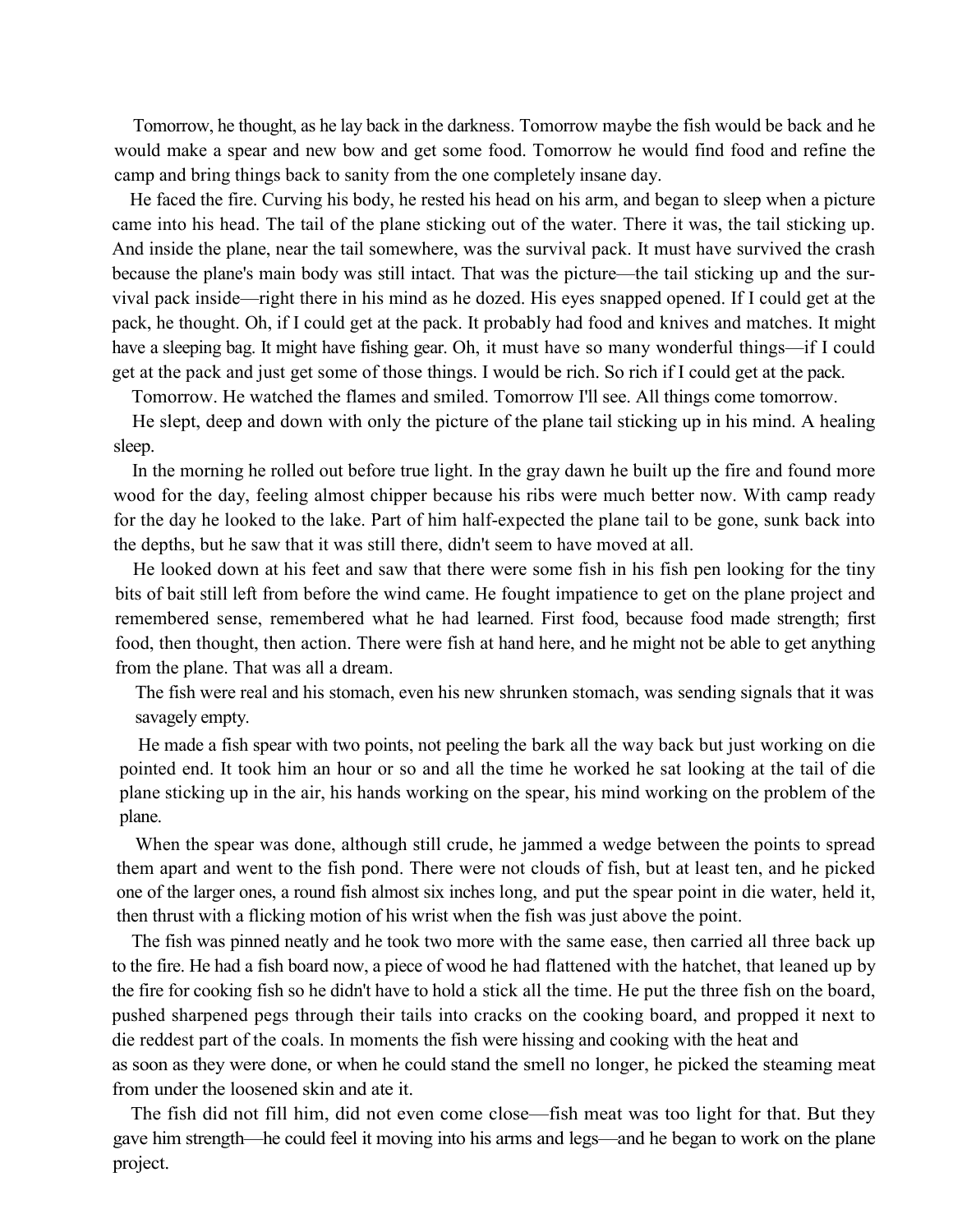Tomorrow, he thought, as he lay back in the darkness. Tomorrow maybe the fish would be back and he would make a spear and new bow and get some food. Tomorrow he would find food and refine the camp and bring things back to sanity from the one completely insane day.

He faced the fire. Curving his body, he rested his head on his arm, and began to sleep when a picture came into his head. The tail of the plane sticking out of the water. There it was, the tail sticking up. And inside the plane, near the tail somewhere, was the survival pack. It must have survived the crash because the plane's main body was still intact. That was the picture—the tail sticking up and the survival pack inside—right there in his mind as he dozed. His eyes snapped opened. If I could get at the pack, he thought. Oh, if I could get at the pack. It probably had food and knives and matches. It might have a sleeping bag. It might have fishing gear. Oh, it must have so many wonderful things—if I could get at the pack and just get some of those things. I would be rich. So rich if I could get at the pack.

Tomorrow. He watched the flames and smiled. Tomorrow I'll see. All things come tomorrow.

He slept, deep and down with only the picture of the plane tail sticking up in his mind. A healing sleep.

In the morning he rolled out before true light. In the gray dawn he built up the fire and found more wood for the day, feeling almost chipper because his ribs were much better now. With camp ready for the day he looked to the lake. Part of him half-expected the plane tail to be gone, sunk back into the depths, but he saw that it was still there, didn't seem to have moved at all.

He looked down at his feet and saw that there were some fish in his fish pen looking for the tiny bits of bait still left from before the wind came. He fought impatience to get on the plane project and remembered sense, remembered what he had learned. First food, because food made strength; first food, then thought, then action. There were fish at hand here, and he might not be able to get anything from the plane. That was all a dream.

The fish were real and his stomach, even his new shrunken stomach, was sending signals that it was savagely empty.

He made a fish spear with two points, not peeling the bark all the way back but just working on die pointed end. It took him an hour or so and all the time he worked he sat looking at the tail of die plane sticking up in the air, his hands working on the spear, his mind working on the problem of the plane.

When the spear was done, although still crude, he jammed a wedge between the points to spread them apart and went to the fish pond. There were not clouds of fish, but at least ten, and he picked one of the larger ones, a round fish almost six inches long, and put the spear point in die water, held it, then thrust with a flicking motion of his wrist when the fish was just above the point.

The fish was pinned neatly and he took two more with the same ease, then carried all three back up to the fire. He had a fish board now, a piece of wood he had flattened with the hatchet, that leaned up by the fire for cooking fish so he didn't have to hold a stick all the time. He put the three fish on the board, pushed sharpened pegs through their tails into cracks on the cooking board, and propped it next to die reddest part of the coals. In moments the fish were hissing and cooking with the heat and as soon as they were done, or when he could stand the smell no longer, he picked the steaming meat from under the loosened skin and ate it.

The fish did not fill him, did not even come close—fish meat was too light for that. But they gave him strength—he could feel it moving into his arms and legs—and he began to work on the plane project.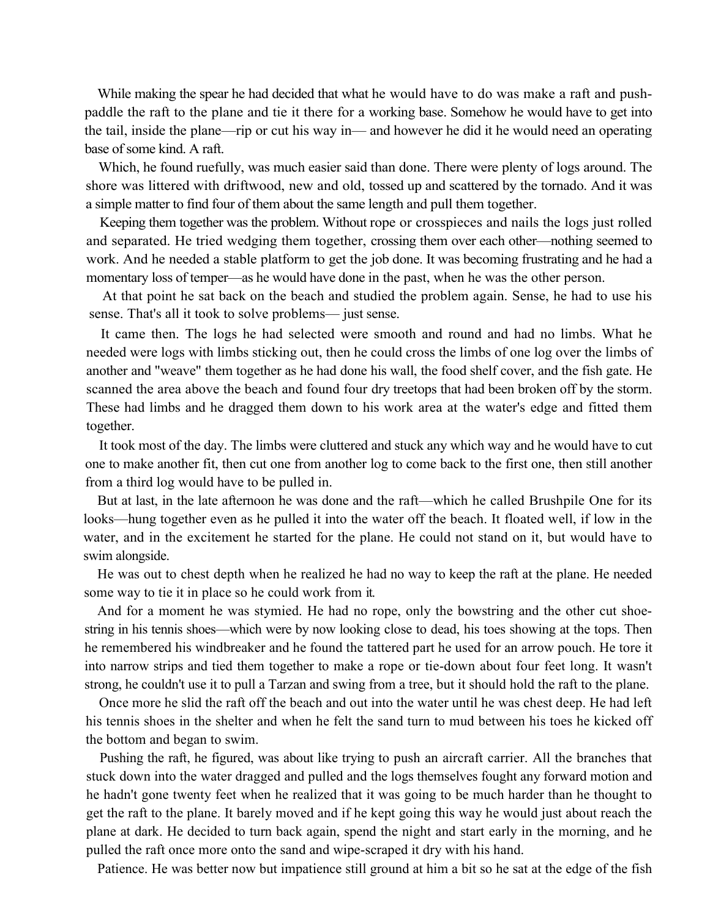While making the spear he had decided that what he would have to do was make a raft and push-paddle the raft to the plane and tie it there for a working base. Somehow he would have to get into the tail, inside the plane—rip or cut his way in— and however he did it he would need an operating base of some kind. A raft.

Which, he found ruefully, was much easier said than done. There were plenty of logs around. The shore was littered with driftwood, new and old, tossed up and scattered by the tornado. And it was a simple matter to find four of them about the same length and pull them together.

Keeping them together was the problem. Without rope or crosspieces and nails the logs just rolled and separated. He tried wedging them together, crossing them over each other—nothing seemed to work. And he needed a stable platform to get the job done. It was becoming frustrating and he had a momentary loss of temper—as he would have done in the past, when he was the other person.

At that point he sat back on the beach and studied the problem again. Sense, he had to use his sense. That's all it took to solve problems— just sense.

It came then. The logs he had selected were smooth and round and had no limbs. What he needed were logs with limbs sticking out, then he could cross the limbs of one log over the limbs of another and "weave" them together as he had done his wall, the food shelf cover, and the fish gate. He scanned the area above the beach and found four dry treetops that had been broken off by the storm. These had limbs and he dragged them down to his work area at the water's edge and fitted them together.

It took most of the day. The limbs were cluttered and stuck any which way and he would have to cut one to make another fit, then cut one from another log to come back to the first one, then still another from a third log would have to be pulled in.

But at last, in the late afternoon he was done and the raft—which he called Brushpile One for its looks—hung together even as he pulled it into the water off the beach. It floated well, if low in the water, and in the excitement he started for the plane. He could not stand on it, but would have to swim alongside.

He was out to chest depth when he realized he had no way to keep the raft at the plane. He needed some way to tie it in place so he could work from it.

And for a moment he was stymied. He had no rope, only the bowstring and the other cut shoestring in his tennis shoes—which were by now looking close to dead, his toes showing at the tops. Then he remembered his windbreaker and he found the tattered part he used for an arrow pouch. He tore it into narrow strips and tied them together to make a rope or tie-down about four feet long. It wasn't strong, he couldn't use it to pull a Tarzan and swing from a tree, but it should hold the raft to the plane.

Once more he slid the raft off the beach and out into the water until he was chest deep. He had left his tennis shoes in the shelter and when he felt the sand turn to mud between his toes he kicked off the bottom and began to swim.

Pushing the raft, he figured, was about like trying to push an aircraft carrier. All the branches that stuck down into the water dragged and pulled and the logs themselves fought any forward motion and he hadn't gone twenty feet when he realized that it was going to be much harder than he thought to get the raft to the plane. It barely moved and if he kept going this way he would just about reach the plane at dark. He decided to turn back again, spend the night and start early in the morning, and he pulled the raft once more onto the sand and wipe-scraped it dry with his hand.

Patience. He was better now but impatience still ground at him a bit so he sat at the edge of the fish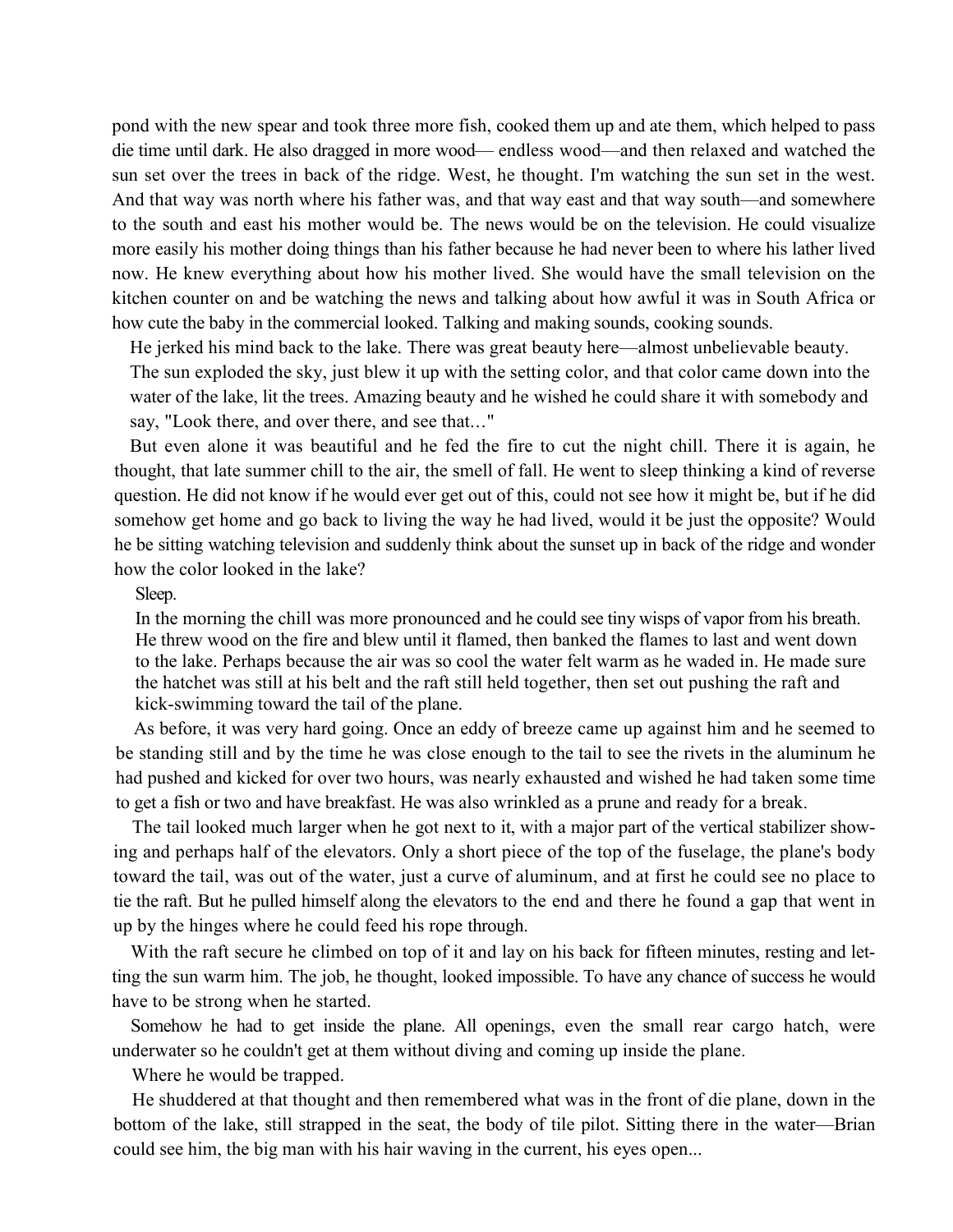pond with the new spear and took three more fish, cooked them up and ate them, which helped to pass die time until dark. He also dragged in more wood— endless wood—and then relaxed and watched the sun set over the trees in back of the ridge. West, he thought. I'm watching the sun set in the west. And that way was north where his father was, and that way east and that way south—and somewhere to the south and east his mother would be. The news would be on the television. He could visualize more easily his mother doing things than his father because he had never been to where his lather lived now. He knew everything about how his mother lived. She would have the small television on the kitchen counter on and be watching the news and talking about how awful it was in South Africa or how cute the baby in the commercial looked. Talking and making sounds, cooking sounds.

He jerked his mind back to the lake. There was great beauty here—almost unbelievable beauty. The sun exploded the sky, just blew it up with the setting color, and that color came down into the water of the lake, lit the trees. Amazing beauty and he wished he could share it with somebody and say, "Look there, and over there, and see that…"

But even alone it was beautiful and he fed the fire to cut the night chill. There it is again, he thought, that late summer chill to the air, the smell of fall. He went to sleep thinking a kind of reverse question. He did not know if he would ever get out of this, could not see how it might be, but if he did somehow get home and go back to living the way he had lived, would it be just the opposite? Would he be sitting watching television and suddenly think about the sunset up in back of the ridge and wonder how the color looked in the lake?

Sleep.

In the morning the chill was more pronounced and he could see tiny wisps of vapor from his breath. He threw wood on the fire and blew until it flamed, then banked the flames to last and went down to the lake. Perhaps because the air was so cool the water felt warm as he waded in. He made sure the hatchet was still at his belt and the raft still held together, then set out pushing the raft and kick-swimming toward the tail of the plane.

As before, it was very hard going. Once an eddy of breeze came up against him and he seemed to be standing still and by the time he was close enough to the tail to see the rivets in the aluminum he had pushed and kicked for over two hours, was nearly exhausted and wished he had taken some time to get a fish or two and have breakfast. He was also wrinkled as a prune and ready for a break.

The tail looked much larger when he got next to it, with a major part of the vertical stabilizer showing and perhaps half of the elevators. Only a short piece of the top of the fuselage, the plane's body toward the tail, was out of the water, just a curve of aluminum, and at first he could see no place to tie the raft. But he pulled himself along the elevators to the end and there he found a gap that went in up by the hinges where he could feed his rope through.

With the raft secure he climbed on top of it and lay on his back for fifteen minutes, resting and letting the sun warm him. The job, he thought, looked impossible. To have any chance of success he would have to be strong when he started.

Somehow he had to get inside the plane. All openings, even the small rear cargo hatch, were underwater so he couldn't get at them without diving and coming up inside the plane.

Where he would be trapped.

He shuddered at that thought and then remembered what was in the front of die plane, down in the bottom of the lake, still strapped in the seat, the body of tile pilot. Sitting there in the water—Brian could see him, the big man with his hair waving in the current, his eyes open...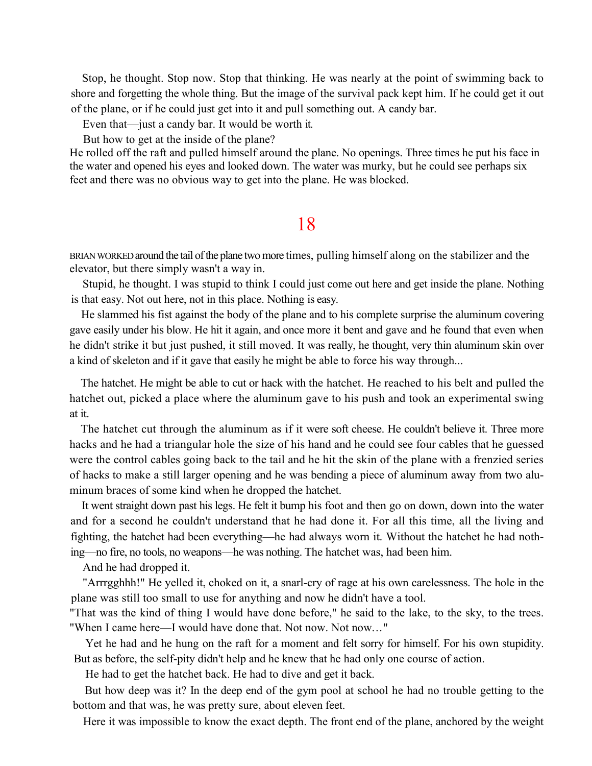Stop, he thought. Stop now. Stop that thinking. He was nearly at the point of swimming back to shore and forgetting the whole thing. But the image of the survival pack kept him. If he could get it out of the plane, or if he could just get into it and pull something out. A candy bar.

Even that—just a candy bar. It would be worth it.

But how to get at the inside of the plane?

He rolled off the raft and pulled himself around the plane. No openings. Three times he put his face in the water and opened his eyes and looked down. The water was murky, but he could see perhaps six feet and there was no obvious way to get into the plane. He was blocked.

## 18

BRIAN WORKED around the tail of the plane two more times, pulling himself along on the stabilizer and the elevator, but there simply wasn't a way in.

Stupid, he thought. I was stupid to think I could just come out here and get inside the plane. Nothing is that easy. Not out here, not in this place. Nothing is easy.

He slammed his fist against the body of the plane and to his complete surprise the aluminum covering gave easily under his blow. He hit it again, and once more it bent and gave and he found that even when he didn't strike it but just pushed, it still moved. It was really, he thought, very thin aluminum skin over a kind of skeleton and if it gave that easily he might be able to force his way through...

The hatchet. He might be able to cut or hack with the hatchet. He reached to his belt and pulled the hatchet out, picked a place where the aluminum gave to his push and took an experimental swing at it.

The hatchet cut through the aluminum as if it were soft cheese. He couldn't believe it. Three more hacks and he had a triangular hole the size of his hand and he could see four cables that he guessed were the control cables going back to the tail and he hit the skin of the plane with a frenzied series of hacks to make a still larger opening and he was bending a piece of aluminum away from two aluminum braces of some kind when he dropped the hatchet.

It went straight down past his legs. He felt it bump his foot and then go on down, down into the water and for a second he couldn't understand that he had done it. For all this time, all the living and fighting, the hatchet had been everything—he had always worn it. Without the hatchet he had nothing—no fire, no tools, no weapons—he was nothing. The hatchet was, had been him.

And he had dropped it.

"Arrrgghhh!" He yelled it, choked on it, a snarl-cry of rage at his own carelessness. The hole in the plane was still too small to use for anything and now he didn't have a tool.

"That was the kind of thing I would have done before," he said to the lake, to the sky, to the trees. "When I came here—I would have done that. Not now. Not now…"

Yet he had and he hung on the raft for a moment and felt sorry for himself. For his own stupidity. But as before, the self-pity didn't help and he knew that he had only one course of action.

He had to get the hatchet back. He had to dive and get it back.

But how deep was it? In the deep end of the gym pool at school he had no trouble getting to the bottom and that was, he was pretty sure, about eleven feet.

Here it was impossible to know the exact depth. The front end of the plane, anchored by the weight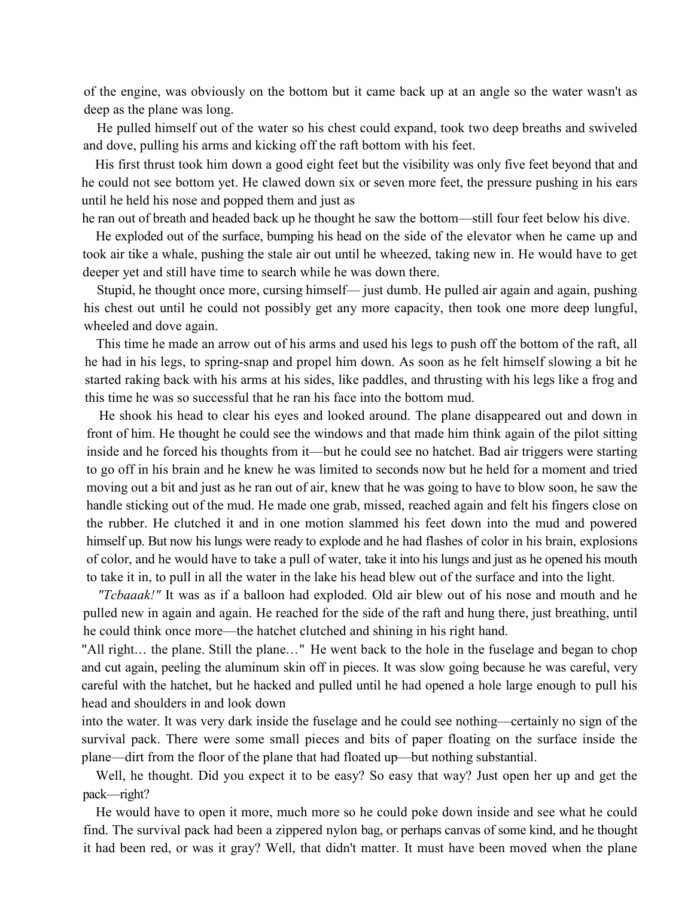of the engine, was obviously on the bottom but it came back up at an angle so the water wasn't as deep as the plane was long.

He pulled himself out of the water so his chest could expand, took two deep breaths and swiveled and dove, pulling his arms and kicking off the raft bottom with his feet.

His first thrust took him down a good eight feet but the visibility was only five feet beyond that and he could not see bottom yet. He clawed down six or seven more feet, the pressure pushing in his ears until he held his nose and popped them and just as he ran out of breath and headed back up he thought he saw the bottom—still four feet below his dive.

He exploded out of the surface, bumping his head on the side of the elevator when he came up and took air tike a whale, pushing the stale air out until he wheezed, taking new in. He would have to get deeper yet and still have time to search while he was down there.

Stupid, he thought once more, cursing himself— just dumb. He pulled air again and again, pushing his chest out until he could not possibly get any more capacity, then took one more deep lungful, wheeled and dove again.

This time he made an arrow out of his arms and used his legs to push off the bottom of the raft, all he had in his legs, to spring-snap and propel him down. As soon as he felt himself slowing a bit he started raking back with his arms at his sides, like paddles, and thrusting with his legs like a frog and this time he was so successful that he ran his face into the bottom mud.

He shook his head to clear his eyes and looked around. The plane disappeared out and down in front of him. He thought he could see the windows and that made him think again of the pilot sitting inside and he forced his thoughts from it—but he could see no hatchet. Bad air triggers were starting to go off in his brain and he knew he was limited to seconds now but he held for a moment and tried moving out a bit and just as he ran out of air, knew that he was going to have to blow soon, he saw the handle sticking out of the mud. He made one grab, missed, reached again and felt his fingers close on the rubber. He clutched it and in one motion slammed his feet down into the mud and powered himself up. But now his lungs were ready to explode and he had flashes of color in his brain, explosions of color, and he would have to take a pull of water, take it into his lungs and just as he opened his mouth to take it in, to pull in all the water in the lake his head blew out of the surface and into the light.

*"Tcbaaak!"* It was as if a balloon had exploded. Old air blew out of his nose and mouth and he pulled new in again and again. He reached for the side of the raft and hung there, just breathing, until he could think once more—the hatchet clutched and shining in his right hand.

"All right… the plane. Still the plane…" He went back to the hole in the fuselage and began to chop and cut again, peeling the aluminum skin off in pieces. It was slow going because he was careful, very careful with the hatchet, but he hacked and pulled until he had opened a hole large enough to pull his head and shoulders in and look down into the water. It was very dark inside the fuselage and he could see nothing—certainly no sign of the survival pack. There were some small pieces and bits of paper floating on the surface inside the plane—dirt from the floor of the plane that had floated up—but nothing substantial.

Well, he thought. Did you expect it to be easy? So easy that way? Just open her up and get the pack—right?

He would have to open it more, much more so he could poke down inside and see what he could find. The survival pack had been a zippered nylon bag, or perhaps canvas of some kind, and he thought it had been red, or was it gray? Well, that didn't matter. It must have been moved when the plane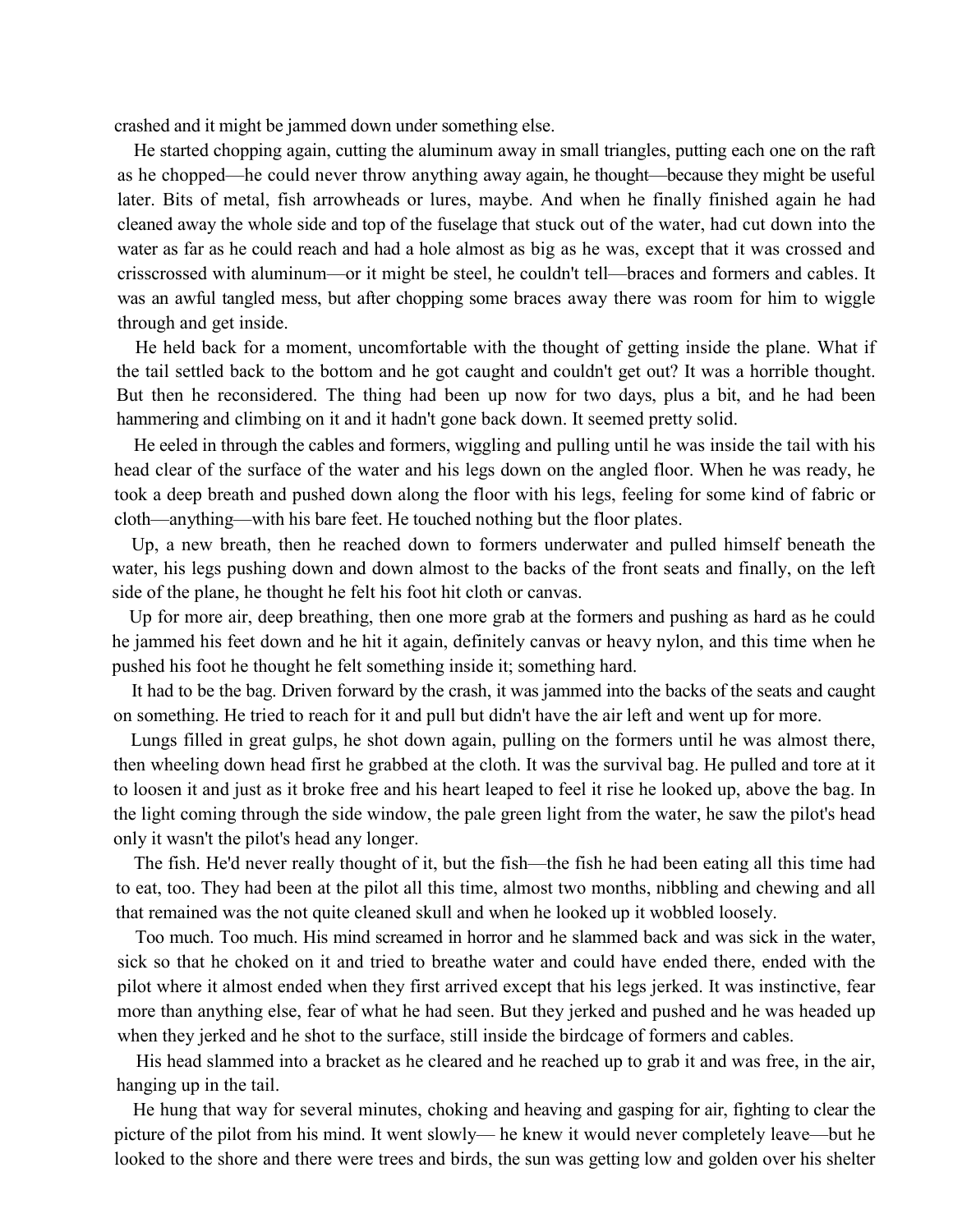crashed and it might be jammed down under something else.

He started chopping again, cutting the aluminum away in small triangles, putting each one on the raft as he chopped—he could never throw anything away again, he thought—because they might be useful later. Bits of metal, fish arrowheads or lures, maybe. And when he finally finished again he had cleaned away the whole side and top of the fuselage that stuck out of the water, had cut down into the water as far as he could reach and had a hole almost as big as he was, except that it was crossed and crisscrossed with aluminum—or it might be steel, he couldn't tell—braces and formers and cables. It was an awful tangled mess, but after chopping some braces away there was room for him to wiggle through and get inside.

He held back for a moment, uncomfortable with the thought of getting inside the plane. What if the tail settled back to the bottom and he got caught and couldn't get out? It was a horrible thought. But then he reconsidered. The thing had been up now for two days, plus a bit, and he had been hammering and climbing on it and it hadn't gone back down. It seemed pretty solid.

He eeled in through the cables and formers, wiggling and pulling until he was inside the tail with his head clear of the surface of the water and his legs down on the angled floor. When he was ready, he took a deep breath and pushed down along the floor with his legs, feeling for some kind of fabric or cloth—anything—with his bare feet. He touched nothing but the floor plates.

Up, a new breath, then he reached down to formers underwater and pulled himself beneath the water, his legs pushing down and down almost to the backs of the front seats and finally, on the left side of the plane, he thought he felt his foot hit cloth or canvas.

Up for more air, deep breathing, then one more grab at the formers and pushing as hard as he could he jammed his feet down and he hit it again, definitely canvas or heavy nylon, and this time when he pushed his foot he thought he felt something inside it; something hard.

It had to be the bag. Driven forward by the crash, it was jammed into the backs of the seats and caught on something. He tried to reach for it and pull but didn't have the air left and went up for more.

Lungs filled in great gulps, he shot down again, pulling on the formers until he was almost there, then wheeling down head first he grabbed at the cloth. It was the survival bag. He pulled and tore at it to loosen it and just as it broke free and his heart leaped to feel it rise he looked up, above the bag. In the light coming through the side window, the pale green light from the water, he saw the pilot's head only it wasn't the pilot's head any longer.

The fish. He'd never really thought of it, but the fish—the fish he had been eating all this time had to eat, too. They had been at the pilot all this time, almost two months, nibbling and chewing and all that remained was the not quite cleaned skull and when he looked up it wobbled loosely.

Too much. Too much. His mind screamed in horror and he slammed back and was sick in the water, sick so that he choked on it and tried to breathe water and could have ended there, ended with the pilot where it almost ended when they first arrived except that his legs jerked. It was instinctive, fear more than anything else, fear of what he had seen. But they jerked and pushed and he was headed up when they jerked and he shot to the surface, still inside the birdcage of formers and cables.

His head slammed into a bracket as he cleared and he reached up to grab it and was free, in the air, hanging up in the tail.

He hung that way for several minutes, choking and heaving and gasping for air, fighting to clear the picture of the pilot from his mind. It went slowly— he knew it would never completely leave—but he looked to the shore and there were trees and birds, the sun was getting low and golden over his shelter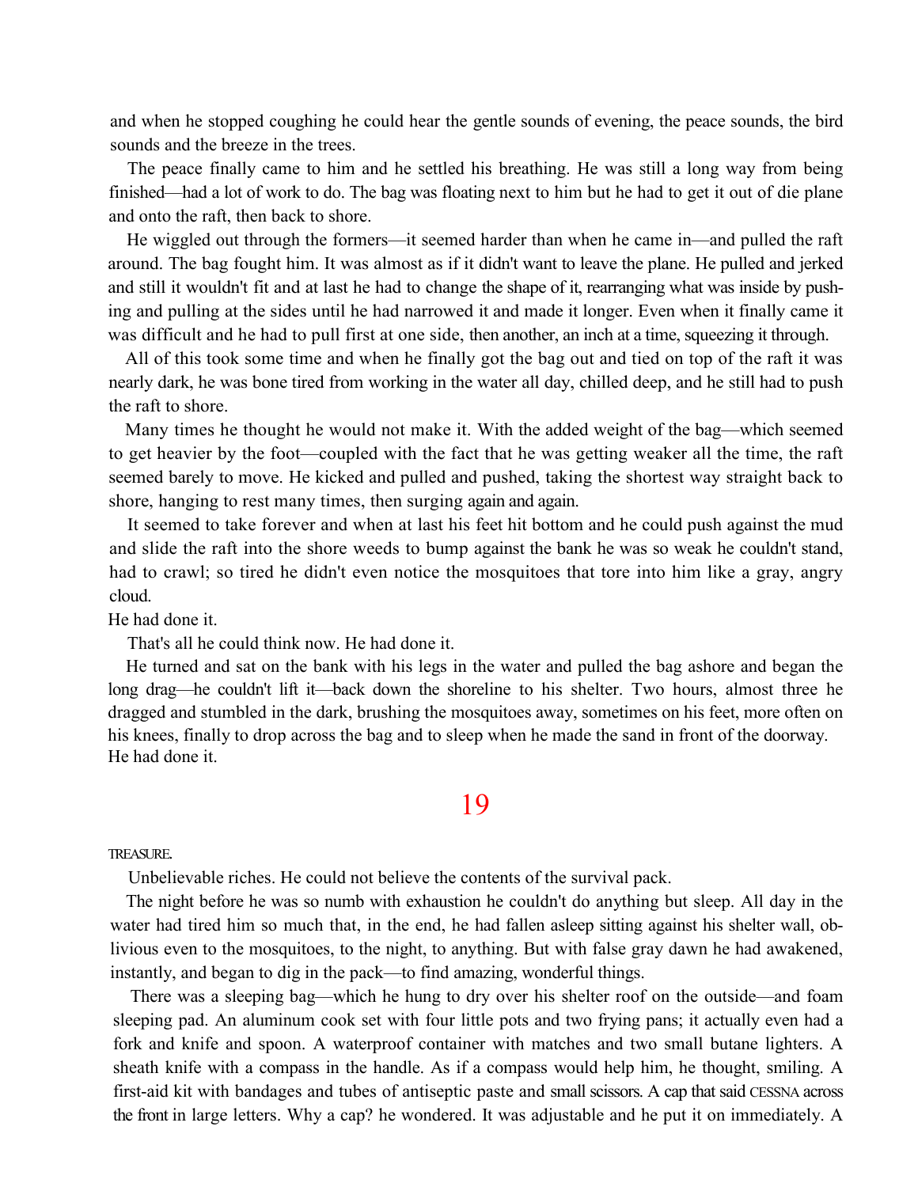and when he stopped coughing he could hear the gentle sounds of evening, the peace sounds, the bird sounds and the breeze in the trees.

The peace finally came to him and he settled his breathing. He was still a long way from being finished—had a lot of work to do. The bag was floating next to him but he had to get it out of die plane and onto the raft, then back to shore.

He wiggled out through the formers—it seemed harder than when he came in—and pulled the raft around. The bag fought him. It was almost as if it didn't want to leave the plane. He pulled and jerked and still it wouldn't fit and at last he had to change the shape of it, rearranging what was inside by pushing and pulling at the sides until he had narrowed it and made it longer. Even when it finally came it was difficult and he had to pull first at one side, then another, an inch at a time, squeezing it through.

All of this took some time and when he finally got the bag out and tied on top of the raft it was nearly dark, he was bone tired from working in the water all day, chilled deep, and he still had to push the raft to shore.

Many times he thought he would not make it. With the added weight of the bag—which seemed to get heavier by the foot—coupled with the fact that he was getting weaker all the time, the raft seemed barely to move. He kicked and pulled and pushed, taking the shortest way straight back to shore, hanging to rest many times, then surging again and again.

It seemed to take forever and when at last his feet hit bottom and he could push against the mud and slide the raft into the shore weeds to bump against the bank he was so weak he couldn't stand, had to crawl; so tired he didn't even notice the mosquitoes that tore into him like a gray, angry cloud.

He had done it.

That's all he could think now. He had done it.

He turned and sat on the bank with his legs in the water and pulled the bag ashore and began the long drag—he couldn't lift it—back down the shoreline to his shelter. Two hours, almost three he dragged and stumbled in the dark, brushing the mosquitoes away, sometimes on his feet, more often on his knees, finally to drop across the bag and to sleep when he made the sand in front of the doorway.

He had done it.

# 19

TREASURE.

Unbelievable riches. He could not believe the contents of the survival pack.

The night before he was so numb with exhaustion he couldn't do anything but sleep. All day in the water had tired him so much that, in the end, he had fallen asleep sitting against his shelter wall, oblivious even to the mosquitoes, to the night, to anything. But with false gray dawn he had awakened, instantly, and began to dig in the pack—to find amazing, wonderful things.

There was a sleeping bag—which he hung to dry over his shelter roof on the outside—and foam sleeping pad. An aluminum cook set with four little pots and two frying pans; it actually even had a fork and knife and spoon. A waterproof container with matches and two small butane lighters. A sheath knife with a compass in the handle. As if a compass would help him, he thought, smiling. A first-aid kit with bandages and tubes of antiseptic paste and small scissors. A cap that said CESSNA across the front in large letters. Why a cap? he wondered. It was adjustable and he put it on immediately. A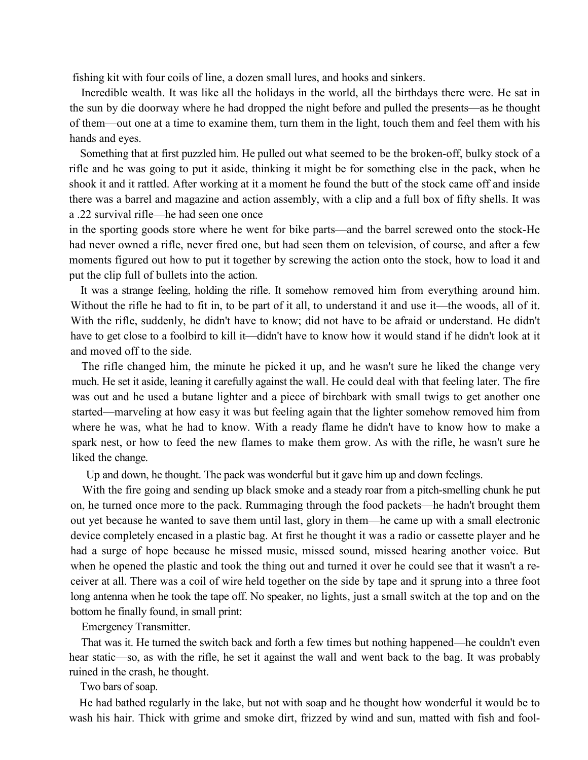fishing kit with four coils of line, a dozen small lures, and hooks and sinkers.

Incredible wealth. It was like all the holidays in the world, all the birthdays there were. He sat in the sun by die doorway where he had dropped the night before and pulled the presents—as he thought of them—out one at a time to examine them, turn them in the light, touch them and feel them with his hands and eyes.

Something that at first puzzled him. He pulled out what seemed to be the broken-off, bulky stock of a rifle and he was going to put it aside, thinking it might be for something else in the pack, when he shook it and it rattled. After working at it a moment he found the butt of the stock came off and inside there was a barrel and magazine and action assembly, with a clip and a full box of fifty shells. It was a .22 survival rifle—he had seen one once in the sporting goods store where he went for bike parts—and the barrel screwed onto the stock-He had never owned a rifle, never fired one, but had seen them on television, of course, and after a few moments figured out how to put it together by screwing the action onto the stock, how to load it and put the clip full of bullets into the action.

It was a strange feeling, holding the rifle. It somehow removed him from everything around him. Without the rifle he had to fit in, to be part of it all, to understand it and use it—the woods, all of it. With the rifle, suddenly, he didn't have to know; did not have to be afraid or understand. He didn't have to get close to a foolbird to kill it—didn't have to know how it would stand if he didn't look at it and moved off to the side.

The rifle changed him, the minute he picked it up, and he wasn't sure he liked the change very much. He set it aside, leaning it carefully against the wall. He could deal with that feeling later. The fire was out and he used a butane lighter and a piece of birchbark with small twigs to get another one started—marveling at how easy it was but feeling again that the lighter somehow removed him from where he was, what he had to know. With a ready flame he didn't have to know how to make a spark nest, or how to feed the new flames to make them grow. As with the rifle, he wasn't sure he liked the change.

Up and down, he thought. The pack was wonderful but it gave him up and down feelings.

With the fire going and sending up black smoke and a steady roar from a pitch-smelling chunk he put on, he turned once more to the pack. Rummaging through the food packets—he hadn't brought them out yet because he wanted to save them until last, glory in them—he came up with a small electronic device completely encased in a plastic bag. At first he thought it was a radio or cassette player and he had a surge of hope because he missed music, missed sound, missed hearing another voice. But when he opened the plastic and took the thing out and turned it over he could see that it wasn't a receiver at all. There was a coil of wire held together on the side by tape and it sprung into a three foot long antenna when he took the tape off. No speaker, no lights, just a small switch at the top and on the bottom he finally found, in small print:

Emergency Transmitter.

That was it. He turned the switch back and forth a few times but nothing happened—he couldn't even hear static—so, as with the rifle, he set it against the wall and went back to the bag. It was probably ruined in the crash, he thought.

Two bars of soap.

He had bathed regularly in the lake, but not with soap and he thought how wonderful it would be to wash his hair. Thick with grime and smoke dirt, frizzed by wind and sun, matted with fish and fool-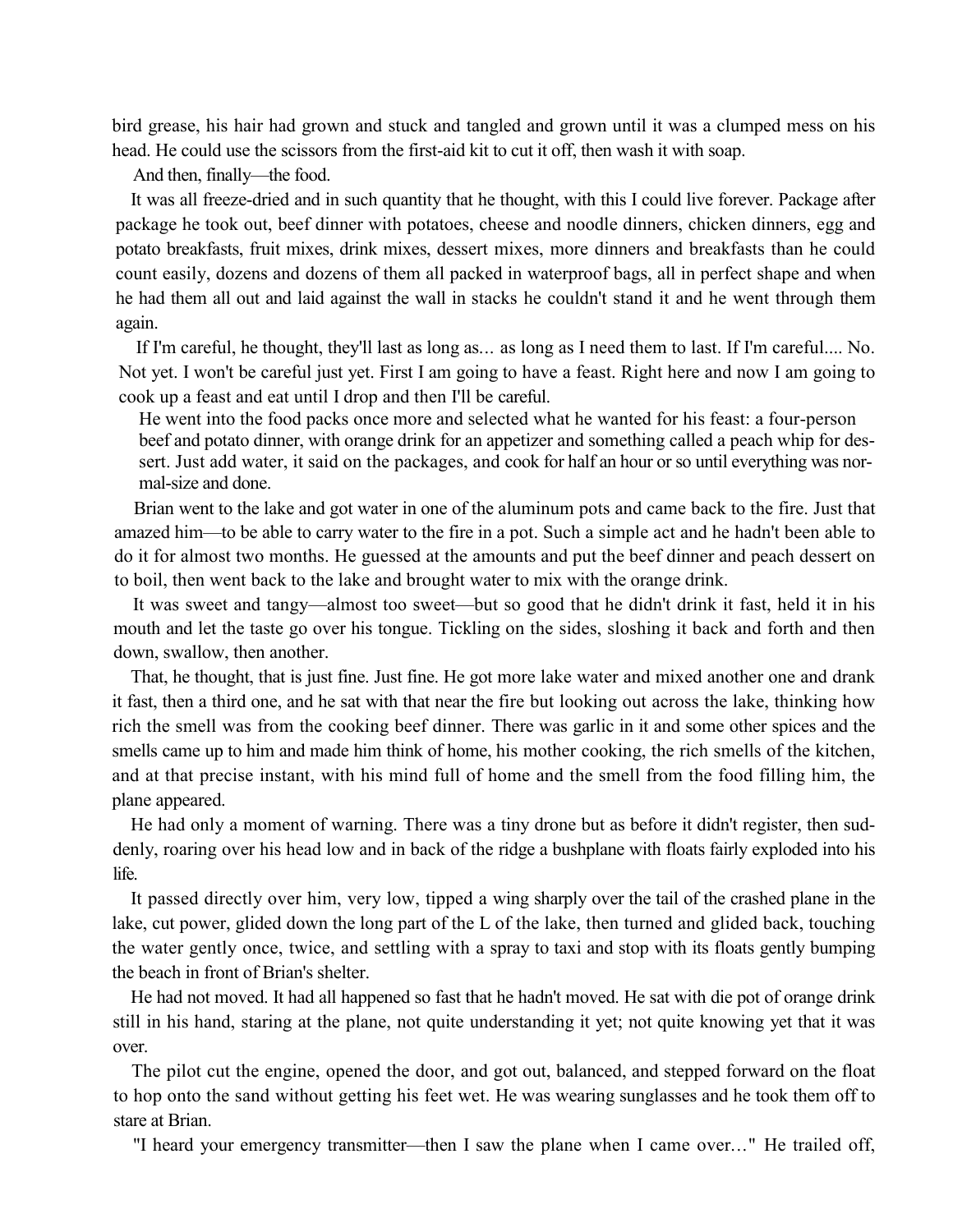bird grease, his hair had grown and stuck and tangled and grown until it was a clumped mess on his head. He could use the scissors from the first-aid kit to cut it off, then wash it with soap.

And then, finally—the food.

It was all freeze-dried and in such quantity that he thought, with this I could live forever. Package after package he took out, beef dinner with potatoes, cheese and noodle dinners, chicken dinners, egg and potato breakfasts, fruit mixes, drink mixes, dessert mixes, more dinners and breakfasts than he could count easily, dozens and dozens of them all packed in waterproof bags, all in perfect shape and when he had them all out and laid against the wall in stacks he couldn't stand it and he went through them again.

If I'm careful, he thought, they'll last as long as… as long as I need them to last. If I'm careful.... No. Not yet. I won't be careful just yet. First I am going to have a feast. Right here and now I am going to cook up a feast and eat until I drop and then I'll be careful.

He went into the food packs once more and selected what he wanted for his feast: a four-person beef and potato dinner, with orange drink for an appetizer and something called a peach whip for dessert. Just add water, it said on the packages, and cook for half an hour or so until everything was normal-size and done.

Brian went to the lake and got water in one of the aluminum pots and came back to the fire. Just that amazed him—to be able to carry water to the fire in a pot. Such a simple act and he hadn't been able to do it for almost two months. He guessed at the amounts and put the beef dinner and peach dessert on to boil, then went back to the lake and brought water to mix with the orange drink.

It was sweet and tangy—almost too sweet—but so good that he didn't drink it fast, held it in his mouth and let the taste go over his tongue. Tickling on the sides, sloshing it back and forth and then down, swallow, then another.

That, he thought, that is just fine. Just fine. He got more lake water and mixed another one and drank it fast, then a third one, and he sat with that near the fire but looking out across the lake, thinking how rich the smell was from the cooking beef dinner. There was garlic in it and some other spices and the smells came up to him and made him think of home, his mother cooking, the rich smells of the kitchen, and at that precise instant, with his mind full of home and the smell from the food filling him, the plane appeared.

He had only a moment of warning. There was a tiny drone but as before it didn't register, then suddenly, roaring over his head low and in back of the ridge a bushplane with floats fairly exploded into his life.

It passed directly over him, very low, tipped a wing sharply over the tail of the crashed plane in the lake, cut power, glided down the long part of the L of the lake, then turned and glided back, touching the water gently once, twice, and settling with a spray to taxi and stop with its floats gently bumping the beach in front of Brian's shelter.

He had not moved. It had all happened so fast that he hadn't moved. He sat with die pot of orange drink still in his hand, staring at the plane, not quite understanding it yet; not quite knowing yet that it was over.

The pilot cut the engine, opened the door, and got out, balanced, and stepped forward on the float to hop onto the sand without getting his feet wet. He was wearing sunglasses and he took them off to stare at Brian.

"I heard your emergency transmitter—then I saw the plane when I came over…" He trailed off,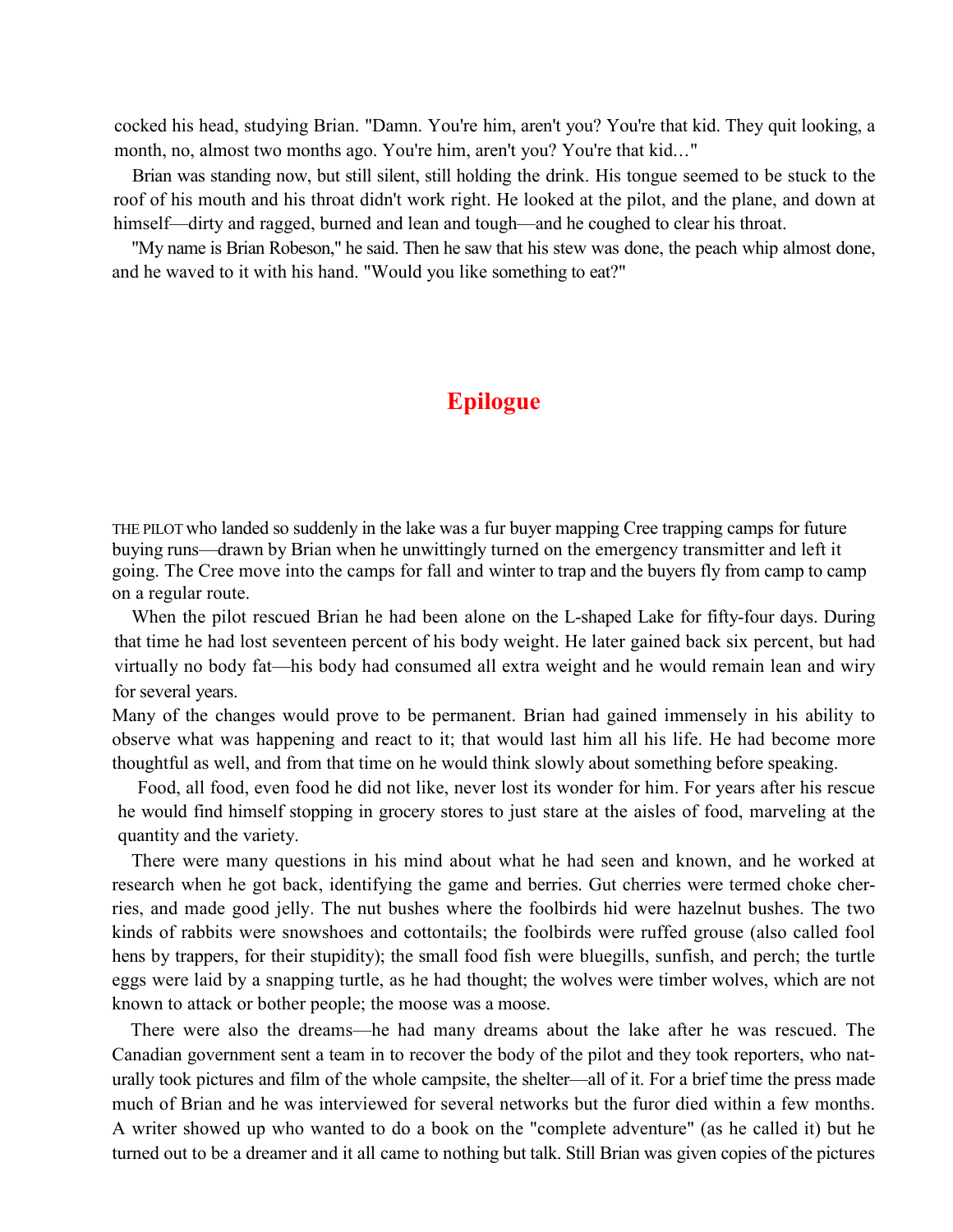cocked his head, studying Brian. "Damn. You're him, aren't you? You're that kid. They quit looking, a month, no, almost two months ago. You're him, aren't you? You're that kid…"

Brian was standing now, but still silent, still holding the drink. His tongue seemed to be stuck to the roof of his mouth and his throat didn't work right. He looked at the pilot, and the plane, and down at himself—dirty and ragged, burned and lean and tough—and he coughed to clear his throat.

"My name is Brian Robeson," he said. Then he saw that his stew was done, the peach whip almost done, and he waved to it with his hand. "Would you like something to eat?"

## Epilogue

THE PILOT who landed so suddenly in the lake was a fur buyer mapping Cree trapping camps for future buying runs—drawn by Brian when he unwittingly turned on the emergency transmitter and left it going. The Cree move into the camps for fall and winter to trap and the buyers fly from camp to camp on a regular route.

When the pilot rescued Brian he had been alone on the L-shaped Lake for fifty-four days. During that time he had lost seventeen percent of his body weight. He later gained back six percent, but had virtually no body fat—his body had consumed all extra weight and he would remain lean and wiry for several years.

Many of the changes would prove to be permanent. Brian had gained immensely in his ability to observe what was happening and react to it; that would last him all his life. He had become more thoughtful as well, and from that time on he would think slowly about something before speaking.

Food, all food, even food he did not like, never lost its wonder for him. For years after his rescue he would find himself stopping in grocery stores to just stare at the aisles of food, marveling at the quantity and the variety.

There were many questions in his mind about what he had seen and known, and he worked at research when he got back, identifying the game and berries. Gut cherries were termed choke cherries, and made good jelly. The nut bushes where the foolbirds hid were hazelnut bushes. The two kinds of rabbits were snowshoes and cottontails; the foolbirds were ruffed grouse (also called fool hens by trappers, for their stupidity); the small food fish were bluegills, sunfish, and perch; the turtle eggs were laid by a snapping turtle, as he had thought; the wolves were timber wolves, which are not known to attack or bother people; the moose was a moose.

There were also the dreams—he had many dreams about the lake after he was rescued. The Canadian government sent a team in to recover the body of the pilot and they took reporters, who naturally took pictures and film of the whole campsite, the shelter—all of it. For a brief time the press made much of Brian and he was interviewed for several networks but the furor died within a few months. A writer showed up who wanted to do a book on the "complete adventure" (as he called it) but he turned out to be a dreamer and it all came to nothing but talk. Still Brian was given copies of the pictures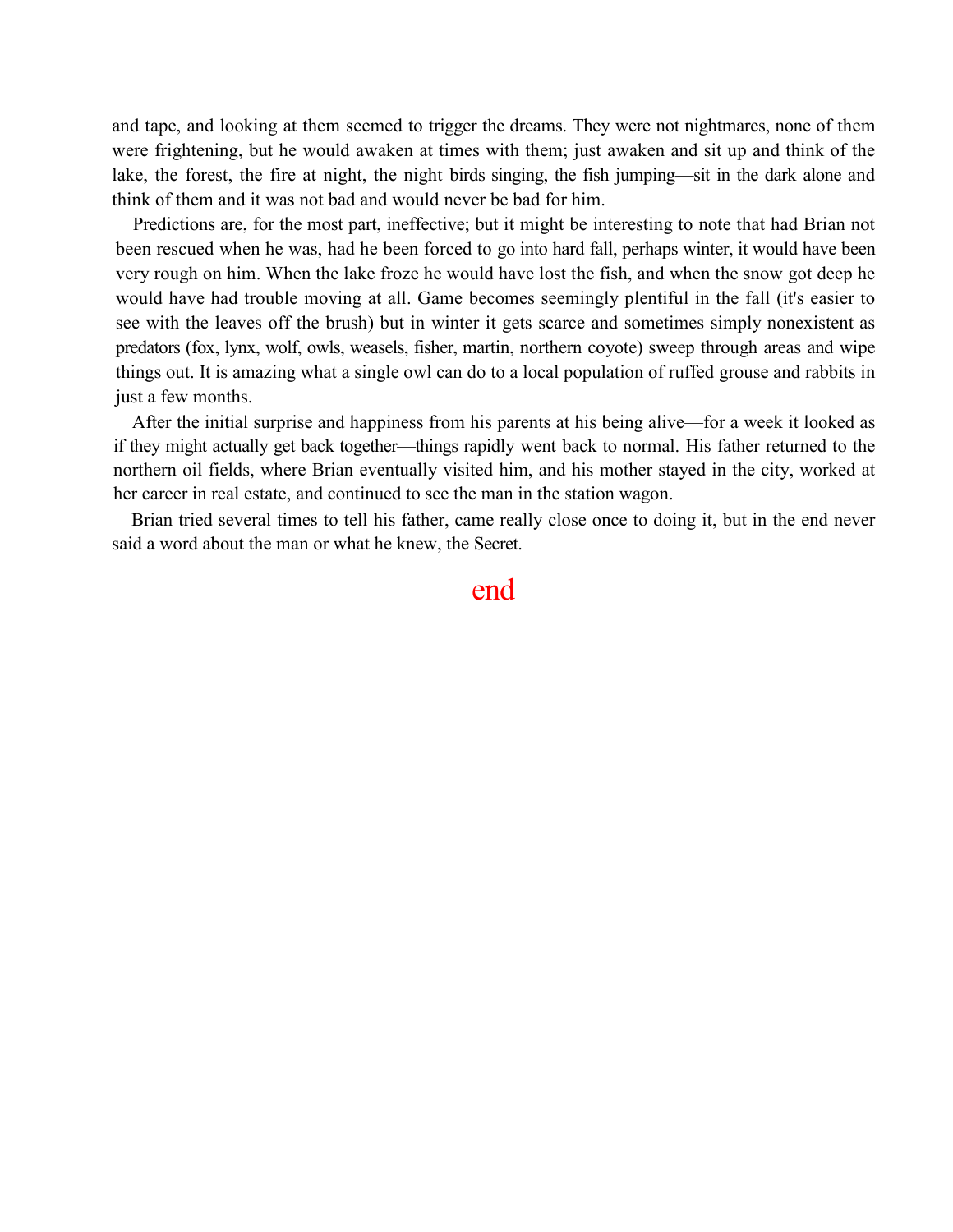and tape, and looking at them seemed to trigger the dreams. They were not nightmares, none of them were frightening, but he would awaken at times with them; just awaken and sit up and think of the lake, the forest, the fire at night, the night birds singing, the fish jumping—sit in the dark alone and think of them and it was not bad and would never be bad for him.

Predictions are, for the most part, ineffective; but it might be interesting to note that had Brian not been rescued when he was, had he been forced to go into hard fall, perhaps winter, it would have been very rough on him. When the lake froze he would have lost the fish, and when the snow got deep he would have had trouble moving at all. Game becomes seemingly plentiful in the fall (it's easier to see with the leaves off the brush) but in winter it gets scarce and sometimes simply nonexistent as predators (fox, lynx, wolf, owls, weasels, fisher, martin, northern coyote) sweep through areas and wipe things out. It is amazing what a single owl can do to a local population of ruffed grouse and rabbits in just a few months.

After the initial surprise and happiness from his parents at his being alive—for a week it looked as if they might actually get back together—things rapidly went back to normal. His father returned to the northern oil fields, where Brian eventually visited him, and his mother stayed in the city, worked at her career in real estate, and continued to see the man in the station wagon.

Brian tried several times to tell his father, came really close once to doing it, but in the end never said a word about the man or what he knew, the Secret.

end